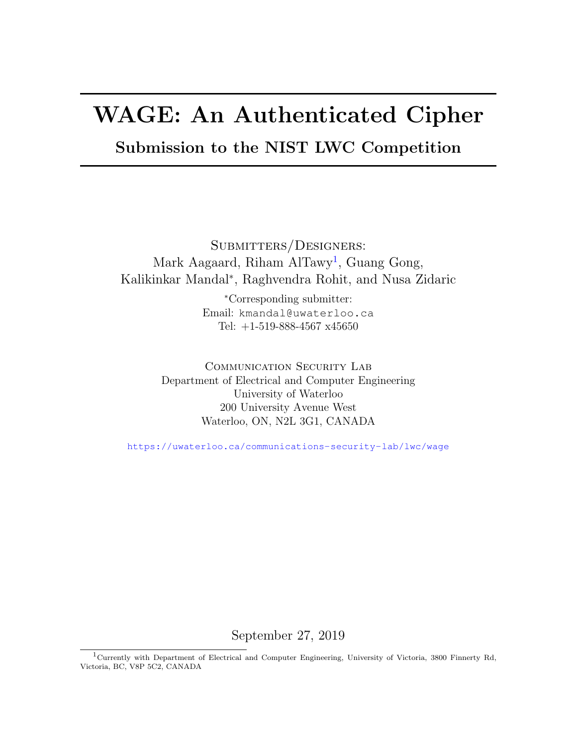# WAGE: An Authenticated Cipher

## Submission to the NIST LWC Competition

Submitters/Designers:
Mark Aagaard, Riham AlTawy[1], Guang Gong,
Kalikinkar Mandal*, Raghvendra Rohit, and Nusa Zidaric

*Corresponding submitter:
Email: kmandal@uwaterloo.ca
Tel: +1-519-888-4567 x45650

Communication Security Lab
Department of Electrical and Computer Engineering
University of Waterloo
200 University Avenue West
Waterloo, ON, N2L 3G1, CANADA

https://uwaterloo.ca/communications-security-lab/lwc/wage

September 27, 2019

[1] Currently with Department of Electrical and Computer Engineering, University of Victoria, 3800 Finnerty Rd, Victoria, BC, V8P 5C2, CANADA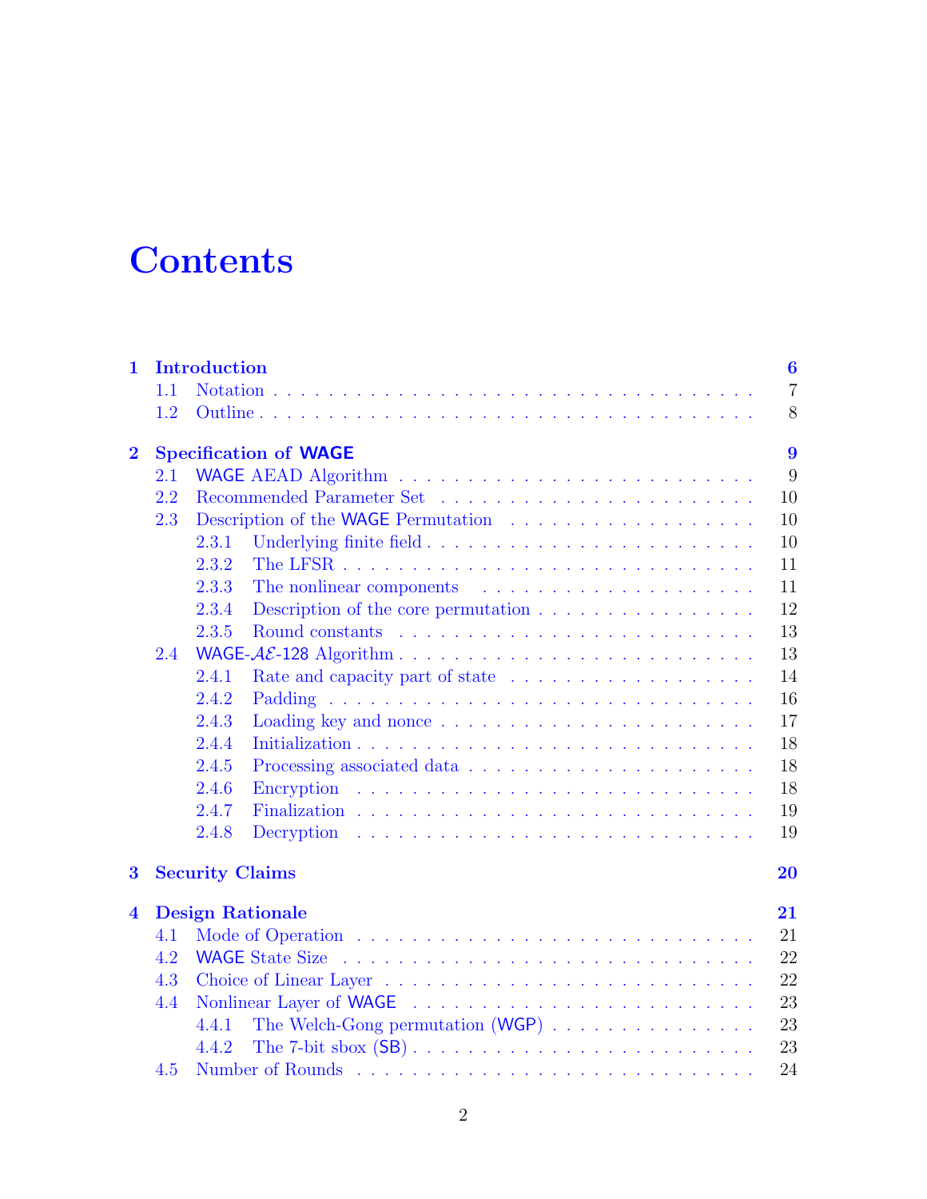# Contents

- **1 Introduction** — 6
  - 1.1 Notation — 7
  - 1.2 Outline — 8
- **2 Specification of WAGE** — 9
  - 2.1 WAGE AEAD Algorithm — 9
  - 2.2 Recommended Parameter Set — 10
  - 2.3 Description of the WAGE Permutation — 10
    - 2.3.1 Underlying finite field — 10
    - 2.3.2 The LFSR — 11
    - 2.3.3 The nonlinear components — 11
    - 2.3.4 Description of the core permutation — 12
    - 2.3.5 Round constants — 13
  - 2.4 WAGE-$\mathcal{AE}$-128 Algorithm — 13
    - 2.4.1 Rate and capacity part of state — 14
    - 2.4.2 Padding — 16
    - 2.4.3 Loading key and nonce — 17
    - 2.4.4 Initialization — 18
    - 2.4.5 Processing associated data — 18
    - 2.4.6 Encryption — 18
    - 2.4.7 Finalization — 19
    - 2.4.8 Decryption — 19
- **3 Security Claims** — 20
- **4 Design Rationale** — 21
  - 4.1 Mode of Operation — 21
  - 4.2 WAGE State Size — 22
  - 4.3 Choice of Linear Layer — 22
  - 4.4 Nonlinear Layer of WAGE — 23
    - 4.4.1 The Welch-Gong permutation (WGP) — 23
    - 4.4.2 The 7-bit sbox (SB) — 23
  - 4.5 Number of Rounds — 24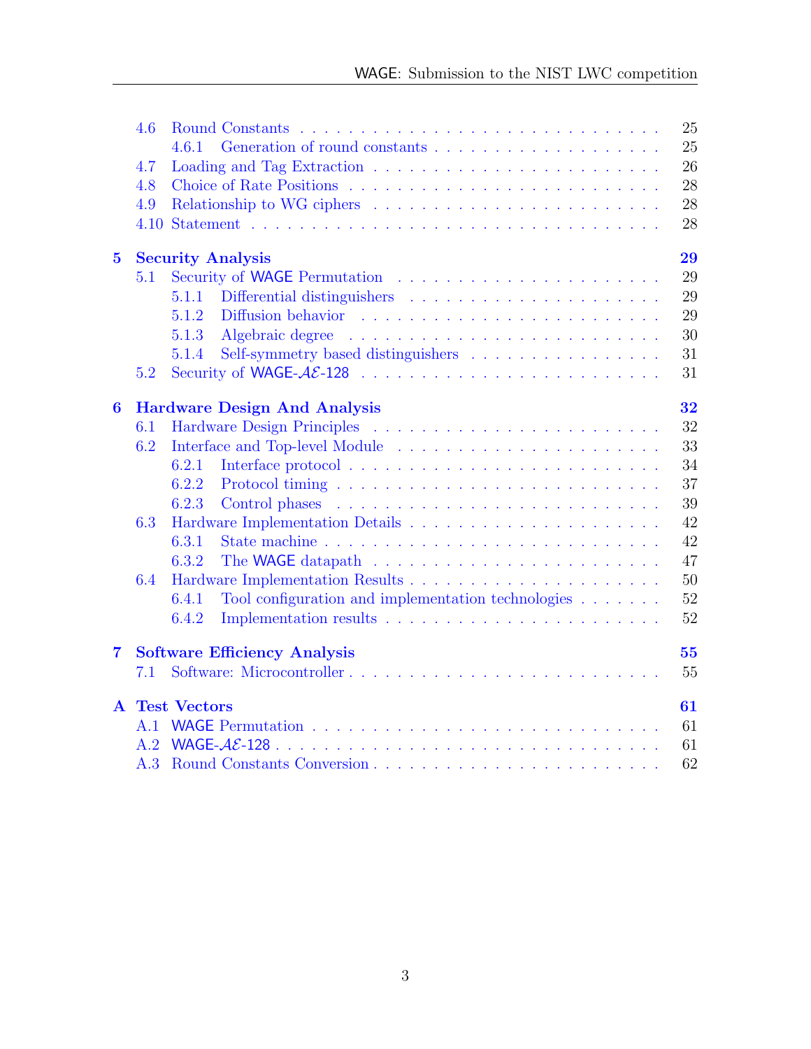- 4.6 Round Constants . . . 25
  - 4.6.1 Generation of round constants . . . 25
- 4.7 Loading and Tag Extraction . . . 26
- 4.8 Choice of Rate Positions . . . 28
- 4.9 Relationship to WG ciphers . . . 28
- 4.10 Statement . . . 28

**5 Security Analysis** . . . **29**

- 5.1 Security of WAGE Permutation . . . 29
  - 5.1.1 Differential distinguishers . . . 29
  - 5.1.2 Diffusion behavior . . . 29
  - 5.1.3 Algebraic degree . . . 30
  - 5.1.4 Self-symmetry based distinguishers . . . 31
- 5.2 Security of WAGE-$\mathcal{AE}$-128 . . . 31

**6 Hardware Design And Analysis** . . . **32**

- 6.1 Hardware Design Principles . . . 32
- 6.2 Interface and Top-level Module . . . 33
  - 6.2.1 Interface protocol . . . 34
  - 6.2.2 Protocol timing . . . 37
  - 6.2.3 Control phases . . . 39
- 6.3 Hardware Implementation Details . . . 42
  - 6.3.1 State machine . . . 42
  - 6.3.2 The WAGE datapath . . . 47
- 6.4 Hardware Implementation Results . . . 50
  - 6.4.1 Tool configuration and implementation technologies . . . 52
  - 6.4.2 Implementation results . . . 52

**7 Software Efficiency Analysis** . . . **55**

- 7.1 Software: Microcontroller . . . 55

**A Test Vectors** . . . **61**

- A.1 WAGE Permutation . . . 61
- A.2 WAGE-$\mathcal{AE}$-128 . . . 61
- A.3 Round Constants Conversion . . . 62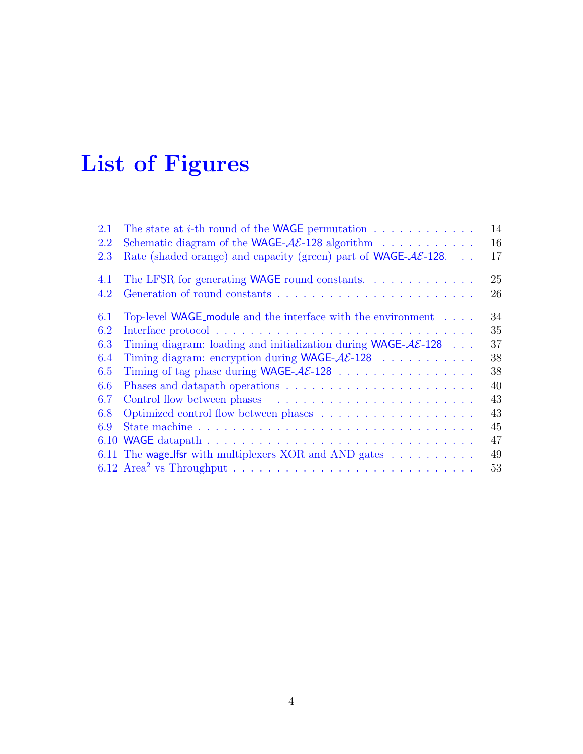# List of Figures

2.1 The state at $i$-th round of the WAGE permutation . . . 14
2.2 Schematic diagram of the WAGE-$\mathcal{AE}$-128 algorithm . . . 16
2.3 Rate (shaded orange) and capacity (green) part of WAGE-$\mathcal{AE}$-128. . . 17

4.1 The LFSR for generating WAGE round constants. . . . 25
4.2 Generation of round constants . . . 26

6.1 Top-level WAGE_module and the interface with the environment . . . 34
6.2 Interface protocol . . . 35
6.3 Timing diagram: loading and initialization during WAGE-$\mathcal{AE}$-128 . . . 37
6.4 Timing diagram: encryption during WAGE-$\mathcal{AE}$-128 . . . 38
6.5 Timing of tag phase during WAGE-$\mathcal{AE}$-128 . . . 38
6.6 Phases and datapath operations . . . 40
6.7 Control flow between phases . . . 43
6.8 Optimized control flow between phases . . . 43
6.9 State machine . . . 45
6.10 WAGE datapath . . . 47
6.11 The wage_lfsr with multiplexers XOR and AND gates . . . 49
6.12 Area$^2$ vs Throughput . . . 53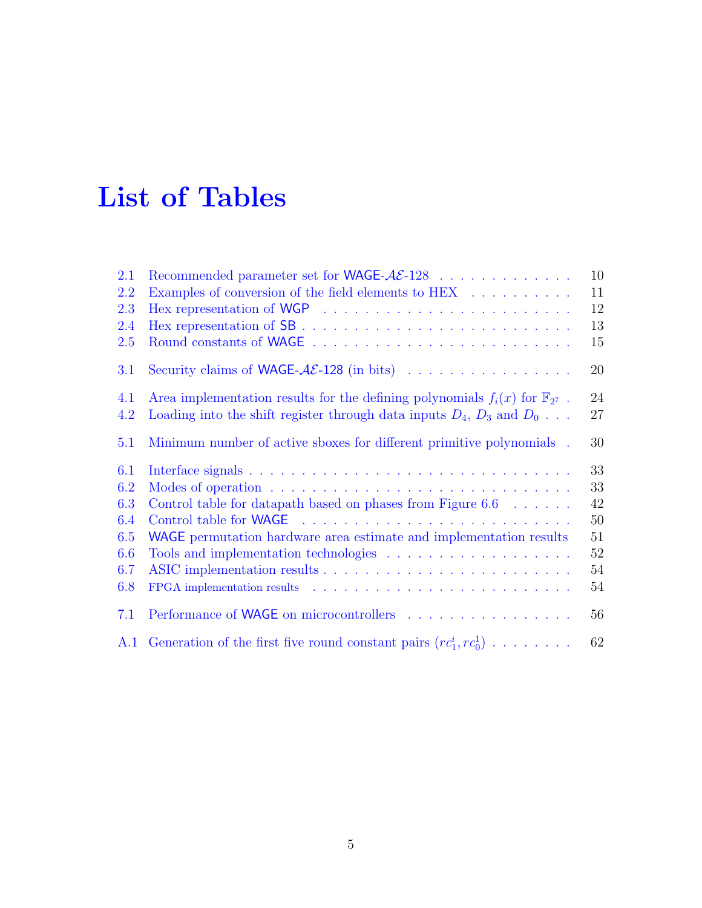# List of Tables

| | | |
|---|---|---|
| 2.1 | Recommended parameter set for WAGE-$\mathcal{AE}$-128 | 10 |
| 2.2 | Examples of conversion of the field elements to HEX | 11 |
| 2.3 | Hex representation of WGP | 12 |
| 2.4 | Hex representation of SB | 13 |
| 2.5 | Round constants of WAGE | 15 |
| 3.1 | Security claims of WAGE-$\mathcal{AE}$-128 (in bits) | 20 |
| 4.1 | Area implementation results for the defining polynomials $f_i(x)$ for $\mathbb{F}_{2^7}$ | 24 |
| 4.2 | Loading into the shift register through data inputs $D_4$, $D_3$ and $D_0$ | 27 |
| 5.1 | Minimum number of active sboxes for different primitive polynomials | 30 |
| 6.1 | Interface signals | 33 |
| 6.2 | Modes of operation | 33 |
| 6.3 | Control table for datapath based on phases from Figure 6.6 | 42 |
| 6.4 | Control table for WAGE | 50 |
| 6.5 | WAGE permutation hardware area estimate and implementation results | 51 |
| 6.6 | Tools and implementation technologies | 52 |
| 6.7 | ASIC implementation results | 54 |
| 6.8 | FPGA implementation results | 54 |
| 7.1 | Performance of WAGE on microcontrollers | 56 |
| A.1 | Generation of the first five round constant pairs $(rc_1^i, rc_0^1)$ | 62 |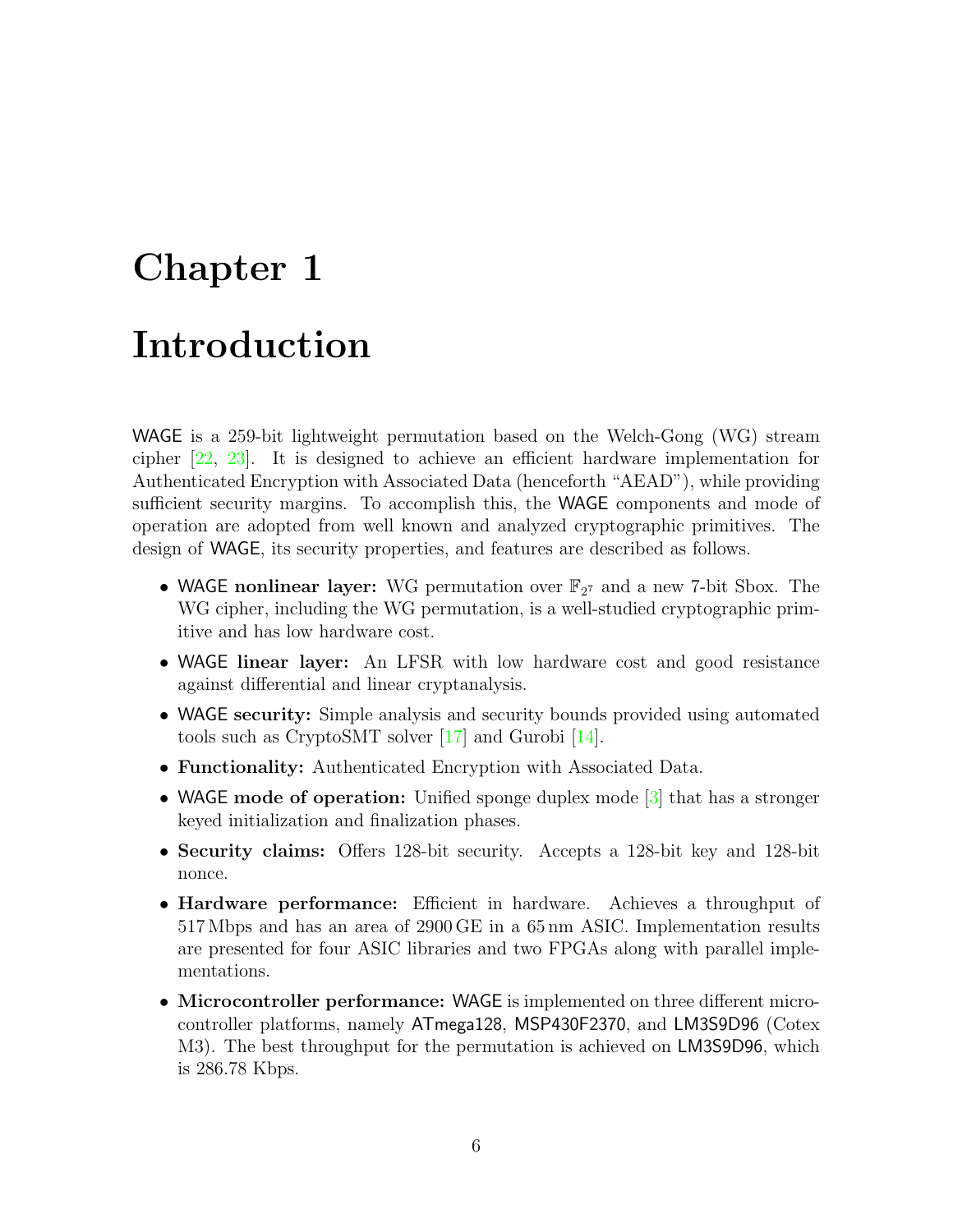# Chapter 1

# Introduction

WAGE is a 259-bit lightweight permutation based on the Welch-Gong (WG) stream cipher [22, 23]. It is designed to achieve an efficient hardware implementation for Authenticated Encryption with Associated Data (henceforth "AEAD"), while providing sufficient security margins. To accomplish this, the WAGE components and mode of operation are adopted from well known and analyzed cryptographic primitives. The design of WAGE, its security properties, and features are described as follows.

- WAGE **nonlinear layer:** WG permutation over $\mathbb{F}_{2^7}$ and a new 7-bit Sbox. The WG cipher, including the WG permutation, is a well-studied cryptographic primitive and has low hardware cost.
- WAGE **linear layer:** An LFSR with low hardware cost and good resistance against differential and linear cryptanalysis.
- WAGE **security:** Simple analysis and security bounds provided using automated tools such as CryptoSMT solver [17] and Gurobi [14].
- **Functionality:** Authenticated Encryption with Associated Data.
- WAGE **mode of operation:** Unified sponge duplex mode [3] that has a stronger keyed initialization and finalization phases.
- **Security claims:** Offers 128-bit security. Accepts a 128-bit key and 128-bit nonce.
- **Hardware performance:** Efficient in hardware. Achieves a throughput of 517 Mbps and has an area of 2900 GE in a 65 nm ASIC. Implementation results are presented for four ASIC libraries and two FPGAs along with parallel implementations.
- **Microcontroller performance:** WAGE is implemented on three different microcontroller platforms, namely ATmega128, MSP430F2370, and LM3S9D96 (Cotex M3). The best throughput for the permutation is achieved on LM3S9D96, which is 286.78 Kbps.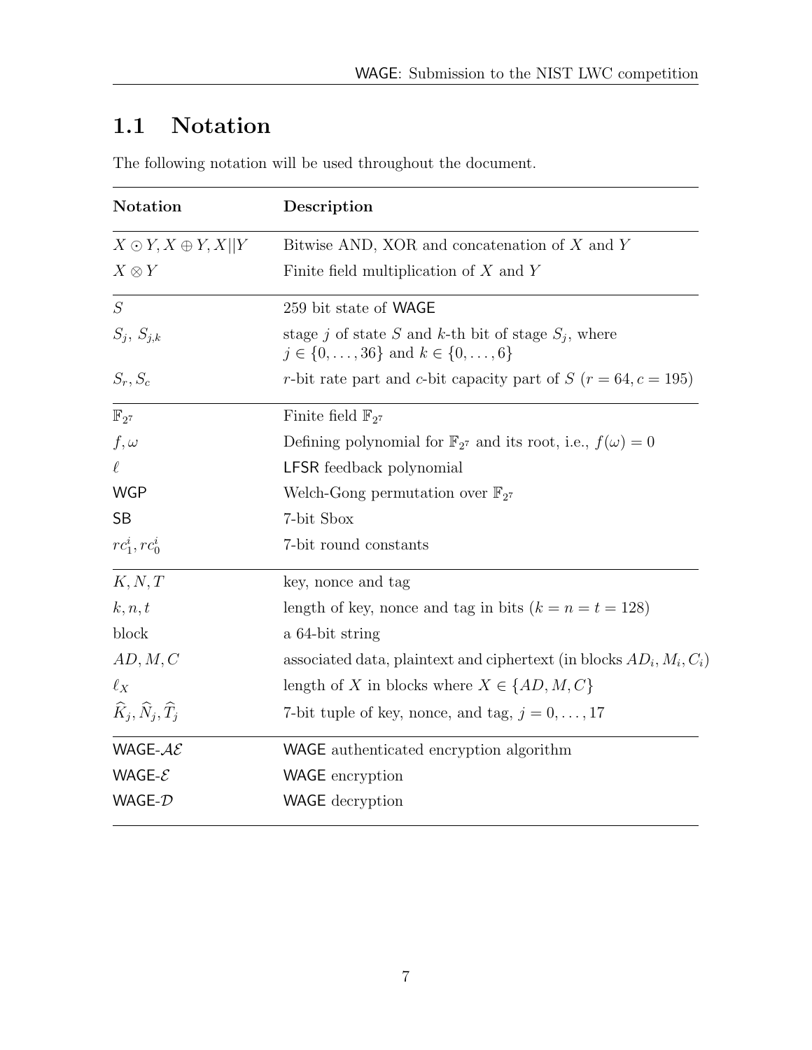## 1.1 Notation

The following notation will be used throughout the document.

| Notation | Description |
|---|---|
| $X \odot Y, X \oplus Y, X\|\|Y$ | Bitwise AND, XOR and concatenation of $X$ and $Y$ |
| $X \otimes Y$ | Finite field multiplication of $X$ and $Y$ |
| $S$ | 259 bit state of WAGE |
| $S_j$, $S_{j,k}$ | stage $j$ of state $S$ and $k$-th bit of stage $S_j$, where $j \in \{0, \ldots, 36\}$ and $k \in \{0, \ldots, 6\}$ |
| $S_r, S_c$ | $r$-bit rate part and $c$-bit capacity part of $S$ ($r = 64, c = 195$) |
| $\mathbb{F}_{2^7}$ | Finite field $\mathbb{F}_{2^7}$ |
| $f, \omega$ | Defining polynomial for $\mathbb{F}_{2^7}$ and its root, i.e., $f(\omega) = 0$ |
| $\ell$ | LFSR feedback polynomial |
| WGP | Welch-Gong permutation over $\mathbb{F}_{2^7}$ |
| SB | 7-bit Sbox |
| $rc_1^i, rc_0^i$ | 7-bit round constants |
| $K, N, T$ | key, nonce and tag |
| $k, n, t$ | length of key, nonce and tag in bits ($k = n = t = 128$) |
| block | a 64-bit string |
| $AD, M, C$ | associated data, plaintext and ciphertext (in blocks $AD_i, M_i, C_i$) |
| $\ell_X$ | length of $X$ in blocks where $X \in \{AD, M, C\}$ |
| $\widehat{K}_j, \widehat{N}_j, \widehat{T}_j$ | 7-bit tuple of key, nonce, and tag, $j = 0, \ldots, 17$ |
| WAGE-$\mathcal{AE}$ | WAGE authenticated encryption algorithm |
| WAGE-$\mathcal{E}$ | WAGE encryption |
| WAGE-$\mathcal{D}$ | WAGE decryption |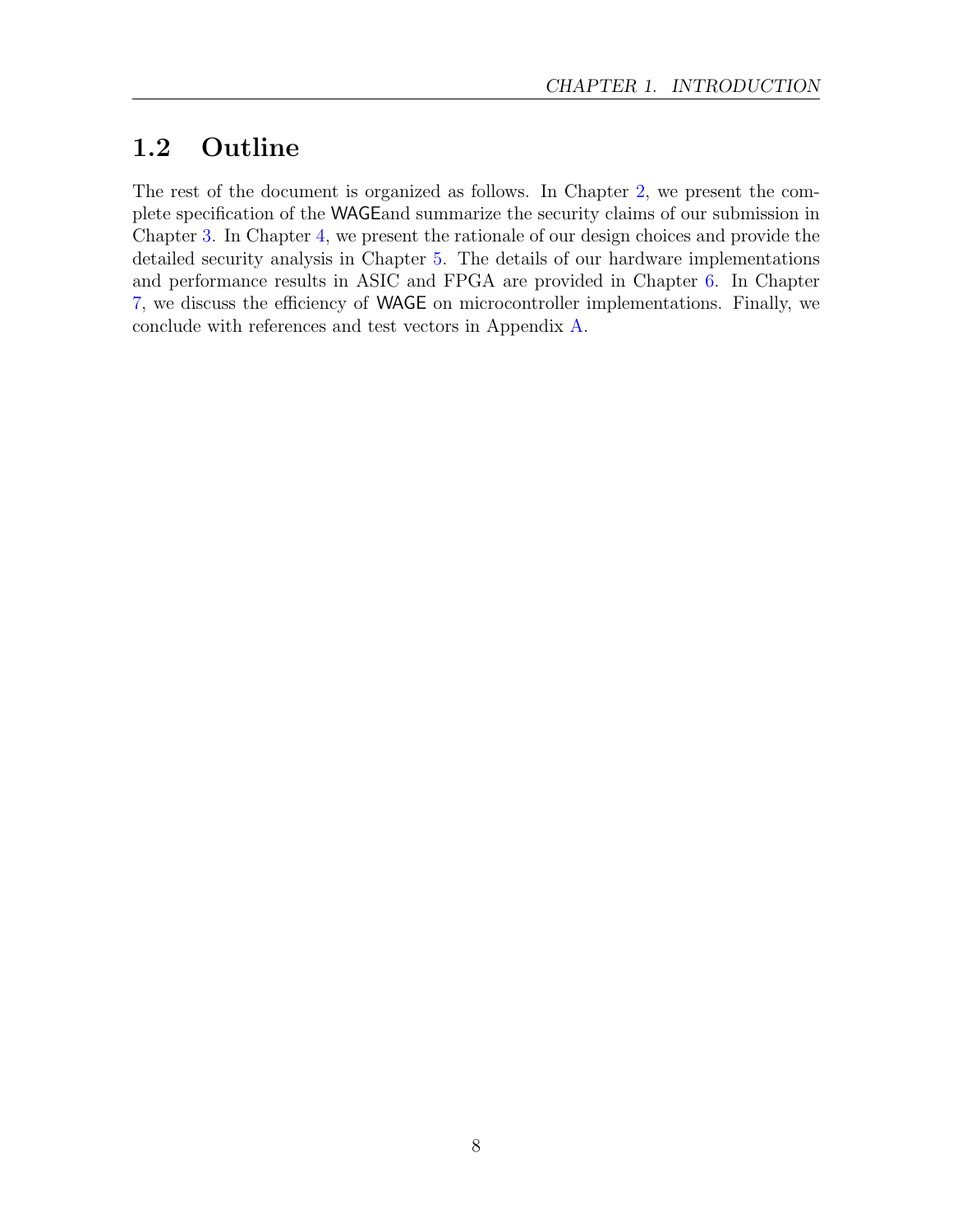## 1.2 Outline

The rest of the document is organized as follows. In Chapter 2, we present the complete specification of the WAGEand summarize the security claims of our submission in Chapter 3. In Chapter 4, we present the rationale of our design choices and provide the detailed security analysis in Chapter 5. The details of our hardware implementations and performance results in ASIC and FPGA are provided in Chapter 6. In Chapter 7, we discuss the efficiency of WAGE on microcontroller implementations. Finally, we conclude with references and test vectors in Appendix A.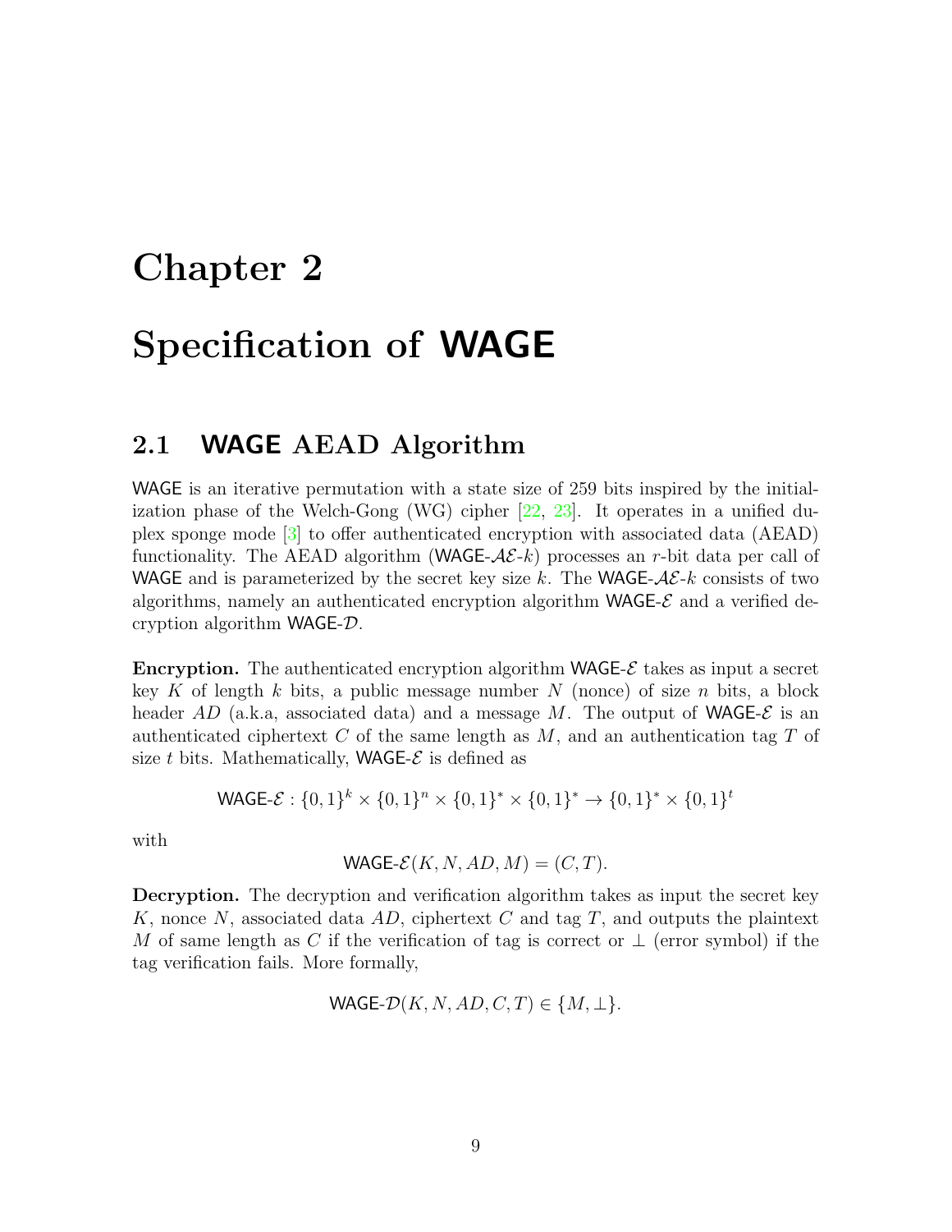# Chapter 2

# Specification of WAGE

## 2.1 WAGE AEAD Algorithm

WAGE is an iterative permutation with a state size of 259 bits inspired by the initialization phase of the Welch-Gong (WG) cipher [22, 23]. It operates in a unified duplex sponge mode [3] to offer authenticated encryption with associated data (AEAD) functionality. The AEAD algorithm (WAGE-$\mathcal{AE}$-$k$) processes an $r$-bit data per call of WAGE and is parameterized by the secret key size $k$. The WAGE-$\mathcal{AE}$-$k$ consists of two algorithms, namely an authenticated encryption algorithm WAGE-$\mathcal{E}$ and a verified decryption algorithm WAGE-$\mathcal{D}$.

**Encryption.** The authenticated encryption algorithm WAGE-$\mathcal{E}$ takes as input a secret key $K$ of length $k$ bits, a public message number $N$ (nonce) of size $n$ bits, a block header $AD$ (a.k.a, associated data) and a message $M$. The output of WAGE-$\mathcal{E}$ is an authenticated ciphertext $C$ of the same length as $M$, and an authentication tag $T$ of size $t$ bits. Mathematically, WAGE-$\mathcal{E}$ is defined as

$$\text{WAGE-}\mathcal{E} : \{0,1\}^k \times \{0,1\}^n \times \{0,1\}^* \times \{0,1\}^* \rightarrow \{0,1\}^* \times \{0,1\}^t$$

with

$$\text{WAGE-}\mathcal{E}(K, N, AD, M) = (C, T).$$

**Decryption.** The decryption and verification algorithm takes as input the secret key $K$, nonce $N$, associated data $AD$, ciphertext $C$ and tag $T$, and outputs the plaintext $M$ of same length as $C$ if the verification of tag is correct or $\perp$ (error symbol) if the tag verification fails. More formally,

$$\text{WAGE-}\mathcal{D}(K, N, AD, C, T) \in \{M, \perp\}.$$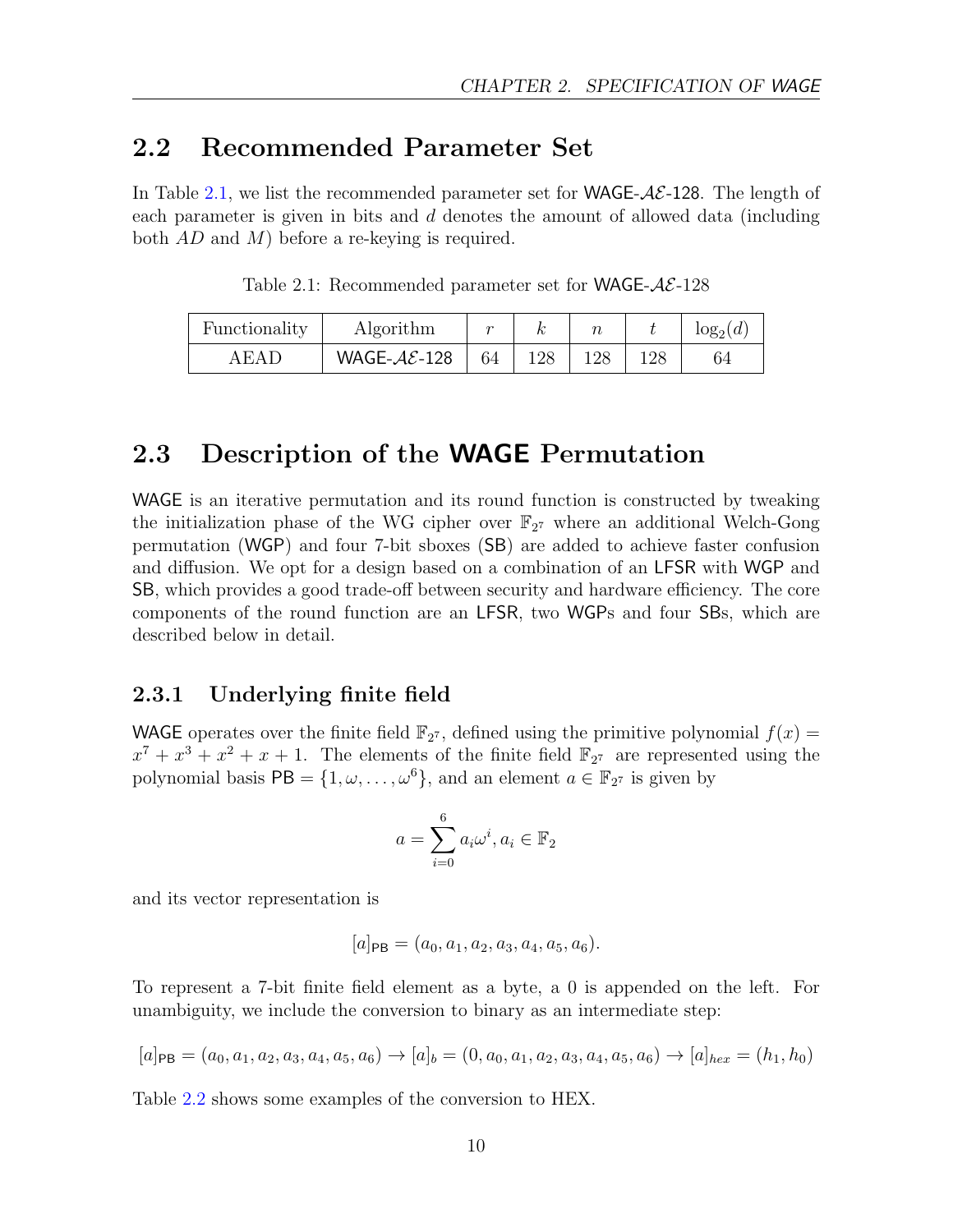## 2.2 Recommended Parameter Set

In Table 2.1, we list the recommended parameter set for WAGE-$\mathcal{AE}$-128. The length of each parameter is given in bits and $d$ denotes the amount of allowed data (including both $AD$ and $M$) before a re-keying is required.

Table 2.1: Recommended parameter set for WAGE-$\mathcal{AE}$-128

| Functionality | Algorithm | $r$ | $k$ | $n$ | $t$ | $\log_2(d)$ |
|---|---|---|---|---|---|---|
| AEAD | WAGE-$\mathcal{AE}$-128 | 64 | 128 | 128 | 128 | 64 |

## 2.3 Description of the WAGE Permutation

WAGE is an iterative permutation and its round function is constructed by tweaking the initialization phase of the WG cipher over $\mathbb{F}_{2^7}$ where an additional Welch-Gong permutation (WGP) and four 7-bit sboxes (SB) are added to achieve faster confusion and diffusion. We opt for a design based on a combination of an LFSR with WGP and SB, which provides a good trade-off between security and hardware efficiency. The core components of the round function are an LFSR, two WGPs and four SBs, which are described below in detail.

### 2.3.1 Underlying finite field

WAGE operates over the finite field $\mathbb{F}_{2^7}$, defined using the primitive polynomial $f(x) = x^7 + x^3 + x^2 + x + 1$. The elements of the finite field $\mathbb{F}_{2^7}$ are represented using the polynomial basis $\mathsf{PB} = \{1, \omega, \ldots, \omega^6\}$, and an element $a \in \mathbb{F}_{2^7}$ is given by

$$a = \sum_{i=0}^{6} a_i \omega^i, a_i \in \mathbb{F}_2$$

and its vector representation is

$$[a]_{\mathsf{PB}} = (a_0, a_1, a_2, a_3, a_4, a_5, a_6).$$

To represent a 7-bit finite field element as a byte, a 0 is appended on the left. For unambiguity, we include the conversion to binary as an intermediate step:

$$[a]_{\mathsf{PB}} = (a_0, a_1, a_2, a_3, a_4, a_5, a_6) \rightarrow [a]_b = (0, a_0, a_1, a_2, a_3, a_4, a_5, a_6) \rightarrow [a]_{hex} = (h_1, h_0)$$

Table 2.2 shows some examples of the conversion to HEX.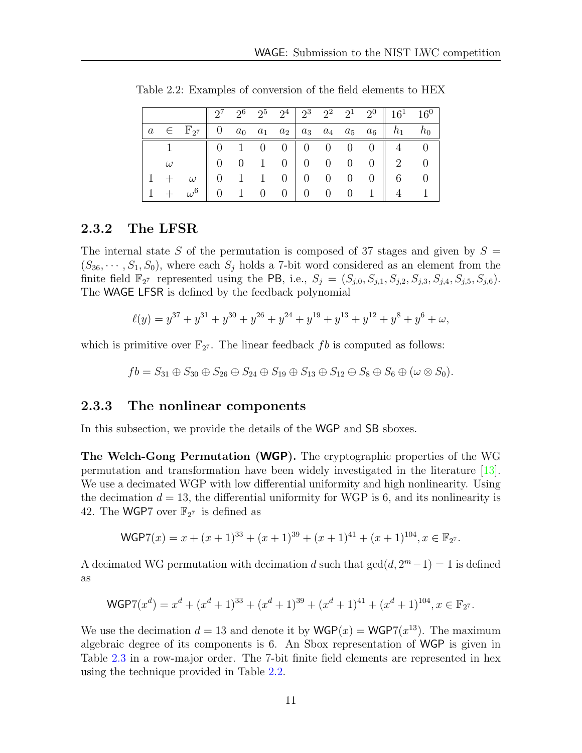Table 2.2: Examples of conversion of the field elements to HEX

| | | | $2^7$ | $2^6$ | $2^5$ | $2^4$ | $2^3$ | $2^2$ | $2^1$ | $2^0$ | $16^1$ | $16^0$ |
|---|---|---|---|---|---|---|---|---|---|---|---|---|
| $a$ | $\in$ | $\mathbb{F}_{2^7}$ | 0 | $a_0$ | $a_1$ | $a_2$ | $a_3$ | $a_4$ | $a_5$ | $a_6$ | $h_1$ | $h_0$ |
| | 1 | | 0 | 1 | 0 | 0 | 0 | 0 | 0 | 0 | 4 | 0 |
| | $\omega$ | | 0 | 0 | 1 | 0 | 0 | 0 | 0 | 0 | 2 | 0 |
| 1 | + | $\omega$ | 0 | 1 | 1 | 0 | 0 | 0 | 0 | 0 | 6 | 0 |
| 1 | + | $\omega^6$ | 0 | 1 | 0 | 0 | 0 | 0 | 0 | 1 | 4 | 1 |

### 2.3.2 The LFSR

The internal state $S$ of the permutation is composed of 37 stages and given by $S = (S_{36}, \cdots, S_1, S_0)$, where each $S_j$ holds a 7-bit word considered as an element from the finite field $\mathbb{F}_{2^7}$ represented using the PB, i.e., $S_j = (S_{j,0}, S_{j,1}, S_{j,2}, S_{j,3}, S_{j,4}, S_{j,5}, S_{j,6})$. The WAGE LFSR is defined by the feedback polynomial

$$\ell(y) = y^{37} + y^{31} + y^{30} + y^{26} + y^{24} + y^{19} + y^{13} + y^{12} + y^8 + y^6 + \omega,$$

which is primitive over $\mathbb{F}_{2^7}$. The linear feedback $fb$ is computed as follows:

$$fb = S_{31} \oplus S_{30} \oplus S_{26} \oplus S_{24} \oplus S_{19} \oplus S_{13} \oplus S_{12} \oplus S_8 \oplus S_6 \oplus (\omega \otimes S_0).$$

### 2.3.3 The nonlinear components

In this subsection, we provide the details of the WGP and SB sboxes.

**The Welch-Gong Permutation (WGP).** The cryptographic properties of the WG permutation and transformation have been widely investigated in the literature [13]. We use a decimated WGP with low differential uniformity and high nonlinearity. Using the decimation $d = 13$, the differential uniformity for WGP is 6, and its nonlinearity is 42. The WGP7 over $\mathbb{F}_{2^7}$ is defined as

$$\mathsf{WGP7}(x) = x + (x+1)^{33} + (x+1)^{39} + (x+1)^{41} + (x+1)^{104}, x \in \mathbb{F}_{2^7}.$$

A decimated WG permutation with decimation $d$ such that $\gcd(d, 2^m - 1) = 1$ is defined as

$$\mathsf{WGP7}(x^d) = x^d + (x^d+1)^{33} + (x^d+1)^{39} + (x^d+1)^{41} + (x^d+1)^{104}, x \in \mathbb{F}_{2^7}.$$

We use the decimation $d = 13$ and denote it by $\mathsf{WGP}(x) = \mathsf{WGP7}(x^{13})$. The maximum algebraic degree of its components is 6. An Sbox representation of WGP is given in Table 2.3 in a row-major order. The 7-bit finite field elements are represented in hex using the technique provided in Table 2.2.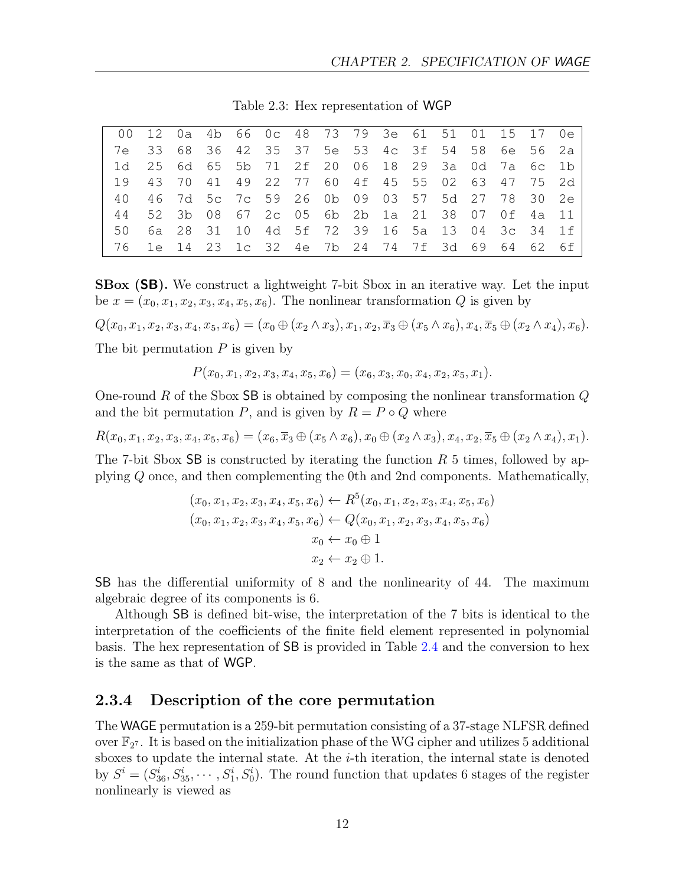Table 2.3: Hex representation of WGP

| | | | | | | | | | | | | | | | |
|---|---|---|---|---|---|---|---|---|---|---|---|---|---|---|---|
| 00 | 12 | 0a | 4b | 66 | 0c | 48 | 73 | 79 | 3e | 61 | 51 | 01 | 15 | 17 | 0e |
| 7e | 33 | 68 | 36 | 42 | 35 | 37 | 5e | 53 | 4c | 3f | 54 | 58 | 6e | 56 | 2a |
| 1d | 25 | 6d | 65 | 5b | 71 | 2f | 20 | 06 | 18 | 29 | 3a | 0d | 7a | 6c | 1b |
| 19 | 43 | 70 | 41 | 49 | 22 | 77 | 60 | 4f | 45 | 55 | 02 | 63 | 47 | 75 | 2d |
| 40 | 46 | 7d | 5c | 7c | 59 | 26 | 0b | 09 | 03 | 57 | 5d | 27 | 78 | 30 | 2e |
| 44 | 52 | 3b | 08 | 67 | 2c | 05 | 6b | 2b | 1a | 21 | 38 | 07 | 0f | 4a | 11 |
| 50 | 6a | 28 | 31 | 10 | 4d | 5f | 72 | 39 | 16 | 5a | 13 | 04 | 3c | 34 | 1f |
| 76 | 1e | 14 | 23 | 1c | 32 | 4e | 7b | 24 | 74 | 7f | 3d | 69 | 64 | 62 | 6f |

**SBox (SB).** We construct a lightweight 7-bit Sbox in an iterative way. Let the input be $x = (x_0, x_1, x_2, x_3, x_4, x_5, x_6)$. The nonlinear transformation $Q$ is given by

$$Q(x_0, x_1, x_2, x_3, x_4, x_5, x_6) = (x_0 \oplus (x_2 \wedge x_3), x_1, x_2, \overline{x}_3 \oplus (x_5 \wedge x_6), x_4, \overline{x}_5 \oplus (x_2 \wedge x_4), x_6).$$

The bit permutation $P$ is given by

$$P(x_0, x_1, x_2, x_3, x_4, x_5, x_6) = (x_6, x_3, x_0, x_4, x_2, x_5, x_1).$$

One-round $R$ of the Sbox SB is obtained by composing the nonlinear transformation $Q$ and the bit permutation $P$, and is given by $R = P \circ Q$ where

$$R(x_0, x_1, x_2, x_3, x_4, x_5, x_6) = (x_6, \overline{x}_3 \oplus (x_5 \wedge x_6), x_0 \oplus (x_2 \wedge x_3), x_4, x_2, \overline{x}_5 \oplus (x_2 \wedge x_4), x_1).$$

The 7-bit Sbox SB is constructed by iterating the function $R$ 5 times, followed by applying $Q$ once, and then complementing the 0th and 2nd components. Mathematically,

$$
\begin{aligned}
(x_0, x_1, x_2, x_3, x_4, x_5, x_6) &\leftarrow R^5(x_0, x_1, x_2, x_3, x_4, x_5, x_6) \\
(x_0, x_1, x_2, x_3, x_4, x_5, x_6) &\leftarrow Q(x_0, x_1, x_2, x_3, x_4, x_5, x_6) \\
x_0 &\leftarrow x_0 \oplus 1 \\
x_2 &\leftarrow x_2 \oplus 1.
\end{aligned}
$$

SB has the differential uniformity of 8 and the nonlinearity of 44. The maximum algebraic degree of its components is 6.

Although SB is defined bit-wise, the interpretation of the 7 bits is identical to the interpretation of the coefficients of the finite field element represented in polynomial basis. The hex representation of SB is provided in Table 2.4 and the conversion to hex is the same as that of WGP.

### 2.3.4 Description of the core permutation

The WAGE permutation is a 259-bit permutation consisting of a 37-stage NLFSR defined over $\mathbb{F}_{2^7}$. It is based on the initialization phase of the WG cipher and utilizes 5 additional sboxes to update the internal state. At the $i$-th iteration, the internal state is denoted by $S^i = (S^i_{36}, S^i_{35}, \cdots, S^i_1, S^i_0)$. The round function that updates 6 stages of the register nonlinearly is viewed as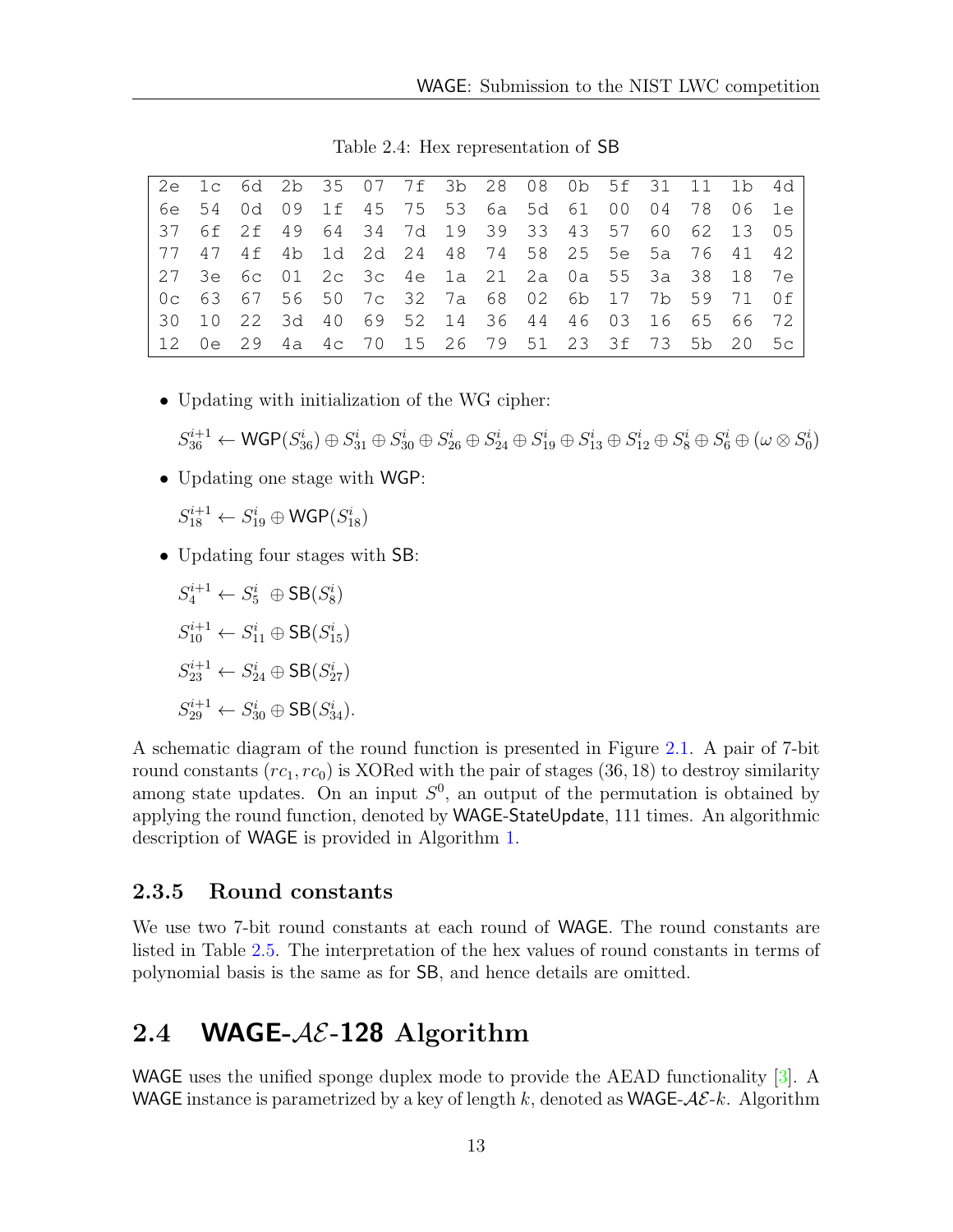Table 2.4: Hex representation of SB

| | | | | | | | | | | | | | | | |
|---|---|---|---|---|---|---|---|---|---|---|---|---|---|---|---|
| 2e | 1c | 6d | 2b | 35 | 07 | 7f | 3b | 28 | 08 | 0b | 5f | 31 | 11 | 1b | 4d |
| 6e | 54 | 0d | 09 | 1f | 45 | 75 | 53 | 6a | 5d | 61 | 00 | 04 | 78 | 06 | 1e |
| 37 | 6f | 2f | 49 | 64 | 34 | 7d | 19 | 39 | 33 | 43 | 57 | 60 | 62 | 13 | 05 |
| 77 | 47 | 4f | 4b | 1d | 2d | 24 | 48 | 74 | 58 | 25 | 5e | 5a | 76 | 41 | 42 |
| 27 | 3e | 6c | 01 | 2c | 3c | 4e | 1a | 21 | 2a | 0a | 55 | 3a | 38 | 18 | 7e |
| 0c | 63 | 67 | 56 | 50 | 7c | 32 | 7a | 68 | 02 | 6b | 17 | 7b | 59 | 71 | 0f |
| 30 | 10 | 22 | 3d | 40 | 69 | 52 | 14 | 36 | 44 | 46 | 03 | 16 | 65 | 66 | 72 |
| 12 | 0e | 29 | 4a | 4c | 70 | 15 | 26 | 79 | 51 | 23 | 3f | 73 | 5b | 20 | 5c |

- Updating with initialization of the WG cipher:

  $S_{36}^{i+1} \leftarrow \mathsf{WGP}(S_{36}^i) \oplus S_{31}^i \oplus S_{30}^i \oplus S_{26}^i \oplus S_{24}^i \oplus S_{19}^i \oplus S_{13}^i \oplus S_{12}^i \oplus S_8^i \oplus S_6^i \oplus (\omega \otimes S_0^i)$

- Updating one stage with WGP:

  $S_{18}^{i+1} \leftarrow S_{19}^i \oplus \mathsf{WGP}(S_{18}^i)$

- Updating four stages with SB:

  $S_4^{i+1} \leftarrow S_5^i \oplus \mathsf{SB}(S_8^i)$

  $S_{10}^{i+1} \leftarrow S_{11}^i \oplus \mathsf{SB}(S_{15}^i)$

  $S_{23}^{i+1} \leftarrow S_{24}^i \oplus \mathsf{SB}(S_{27}^i)$

  $S_{29}^{i+1} \leftarrow S_{30}^i \oplus \mathsf{SB}(S_{34}^i)$.

A schematic diagram of the round function is presented in Figure 2.1. A pair of 7-bit round constants $(rc_1, rc_0)$ is XORed with the pair of stages $(36, 18)$ to destroy similarity among state updates. On an input $S^0$, an output of the permutation is obtained by applying the round function, denoted by WAGE-StateUpdate, 111 times. An algorithmic description of WAGE is provided in Algorithm 1.

### 2.3.5 Round constants

We use two 7-bit round constants at each round of WAGE. The round constants are listed in Table 2.5. The interpretation of the hex values of round constants in terms of polynomial basis is the same as for SB, and hence details are omitted.

## 2.4 WAGE-$\mathcal{AE}$-128 Algorithm

WAGE uses the unified sponge duplex mode to provide the AEAD functionality [3]. A WAGE instance is parametrized by a key of length $k$, denoted as WAGE-$\mathcal{AE}$-$k$. Algorithm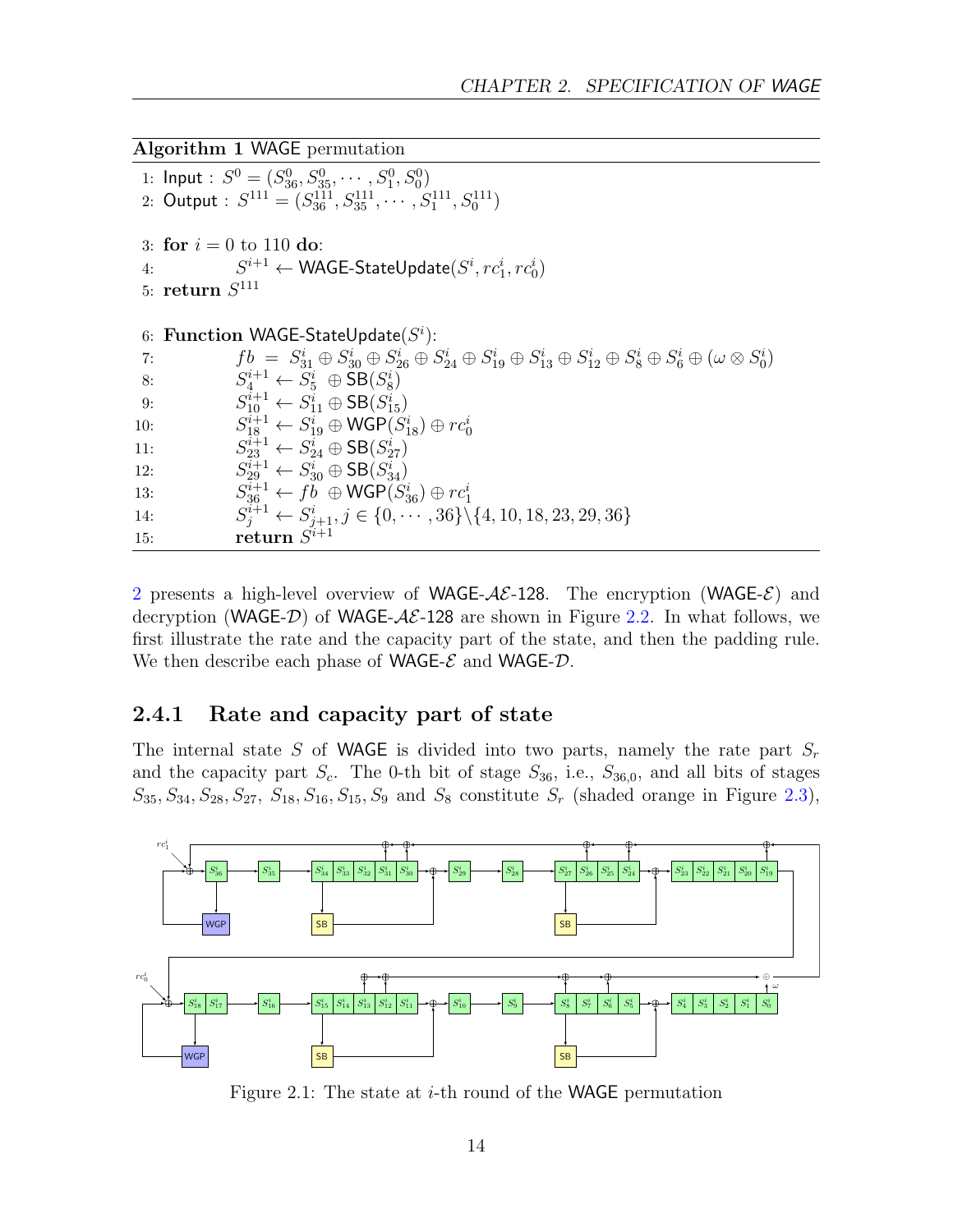**Algorithm 1** WAGE permutation

```
1: Input : S^0 = (S^0_36, S^0_35, ··· , S^0_1, S^0_0)
2: Output : S^111 = (S^111_36, S^111_35, ··· , S^111_1, S^111_0)

3: for i = 0 to 110 do:
4:         S^{i+1} ← WAGE-StateUpdate(S^i, rc^i_1, rc^i_0)
5: return S^111

6: Function WAGE-StateUpdate(S^i):
7:         fb = S^i_31 ⊕ S^i_30 ⊕ S^i_26 ⊕ S^i_24 ⊕ S^i_19 ⊕ S^i_13 ⊕ S^i_12 ⊕ S^i_8 ⊕ S^i_6 ⊕ (ω ⊗ S^i_0)
8:         S^{i+1}_4 ← S^i_5 ⊕ SB(S^i_8)
9:         S^{i+1}_10 ← S^i_11 ⊕ SB(S^i_15)
10:        S^{i+1}_18 ← S^i_19 ⊕ WGP(S^i_18) ⊕ rc^i_0
11:        S^{i+1}_23 ← S^i_24 ⊕ SB(S^i_27)
12:        S^{i+1}_29 ← S^i_30 ⊕ SB(S^i_34)
13:        S^{i+1}_36 ← fb ⊕ WGP(S^i_36) ⊕ rc^i_1
14:        S^{i+1}_j ← S^i_{j+1}, j ∈ {0, ··· , 36}\{4, 10, 18, 23, 29, 36}
15:        return S^{i+1}
```

2 presents a high-level overview of WAGE-$\mathcal{AE}$-128. The encryption (WAGE-$\mathcal{E}$) and decryption (WAGE-$\mathcal{D}$) of WAGE-$\mathcal{AE}$-128 are shown in Figure 2.2. In what follows, we first illustrate the rate and the capacity part of the state, and then the padding rule. We then describe each phase of WAGE-$\mathcal{E}$ and WAGE-$\mathcal{D}$.

### 2.4.1 Rate and capacity part of state

The internal state $S$ of WAGE is divided into two parts, namely the rate part $S_r$ and the capacity part $S_c$. The 0-th bit of stage $S_{36}$, i.e., $S_{36,0}$, and all bits of stages $S_{35}, S_{34}, S_{28}, S_{27}, S_{18}, S_{16}, S_{15}, S_9$ and $S_8$ constitute $S_r$ (shaded orange in Figure 2.3),

Figure 2.1: The state at $i$-th round of the WAGE permutation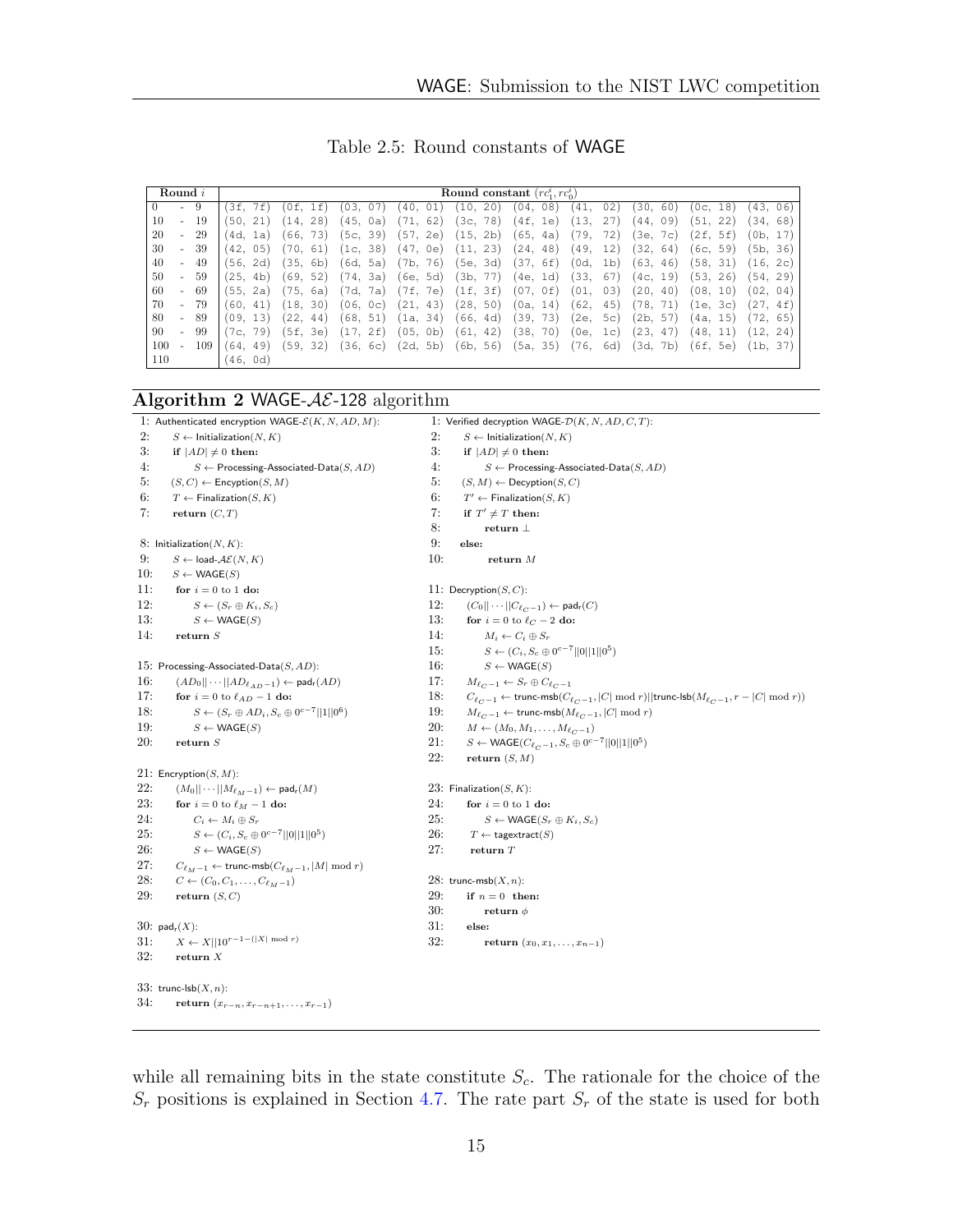Table 2.5: Round constants of WAGE

| Round $i$ | Round constant $(rc_1^i, rc_0^i)$ | | | | | | | | | |
|---|---|---|---|---|---|---|---|---|---|---|
| 0 - 9 | (3f, 7f) | (0f, 1f) | (03, 07) | (40, 01) | (10, 20) | (04, 08) | (41, 02) | (30, 60) | (0c, 18) | (43, 06) |
| 10 - 19 | (50, 21) | (14, 28) | (45, 0a) | (71, 62) | (3c, 78) | (4f, 1e) | (13, 27) | (44, 09) | (51, 22) | (34, 68) |
| 20 - 29 | (4d, 1a) | (66, 73) | (5c, 39) | (57, 2e) | (15, 2b) | (65, 4a) | (79, 72) | (3e, 7c) | (2f, 5f) | (0b, 17) |
| 30 - 39 | (42, 05) | (70, 61) | (1c, 38) | (47, 0e) | (11, 23) | (24, 48) | (49, 12) | (32, 64) | (6c, 59) | (5b, 36) |
| 40 - 49 | (56, 2d) | (35, 6b) | (6d, 5a) | (7b, 76) | (5e, 3d) | (37, 6f) | (0d, 1b) | (63, 46) | (58, 31) | (16, 2c) |
| 50 - 59 | (25, 4b) | (69, 52) | (74, 3a) | (6e, 5d) | (3b, 77) | (4e, 1d) | (33, 67) | (4c, 19) | (53, 26) | (54, 29) |
| 60 - 69 | (55, 2a) | (75, 6a) | (7d, 7a) | (7f, 7e) | (1f, 3f) | (07, 0f) | (01, 03) | (20, 40) | (08, 10) | (02, 04) |
| 70 - 79 | (60, 41) | (18, 30) | (06, 0c) | (21, 43) | (28, 50) | (0a, 14) | (62, 45) | (78, 71) | (1e, 3c) | (27, 4f) |
| 80 - 89 | (09, 13) | (22, 44) | (68, 51) | (1a, 34) | (66, 4d) | (39, 73) | (2e, 5c) | (2b, 57) | (4a, 15) | (72, 65) |
| 90 - 99 | (7c, 79) | (5f, 3e) | (17, 2f) | (05, 0b) | (61, 42) | (38, 70) | (0e, 1c) | (23, 47) | (48, 11) | (12, 24) |
| 100 - 109 | (64, 49) | (59, 32) | (36, 6c) | (2d, 5b) | (6b, 56) | (5a, 35) | (76, 6d) | (3d, 7b) | (6f, 5e) | (1b, 37) |
| 110 | (46, 0d) | | | | | | | | | |

**Algorithm 2** WAGE-$\mathcal{AE}$-128 algorithm

```
1: Authenticated encryption WAGE-E(K, N, AD, M):
2:     S ← Initialization(N, K)
3:     if |AD| ≠ 0 then:
4:         S ← Processing-Associated-Data(S, AD)
5:     (S, C) ← Encyption(S, M)
6:     T ← Finalization(S, K)
7:     return (C, T)

8: Initialization(N, K):
9:     S ← load-AE(N, K)
10:    S ← WAGE(S)
11:    for i = 0 to 1 do:
12:        S ← (S_r ⊕ K_i, S_c)
13:        S ← WAGE(S)
14:    return S

15: Processing-Associated-Data(S, AD):
16:    (AD_0 || ··· || AD_{ℓ_AD − 1}) ← pad_r(AD)
17:    for i = 0 to ℓ_AD − 1 do:
18:        S ← (S_r ⊕ AD_i, S_c ⊕ 0^{c−7} || 1 || 0^6)
19:        S ← WAGE(S)
20:    return S

21: Encryption(S, M):
22:    (M_0 || ··· || M_{ℓ_M − 1}) ← pad_r(M)
23:    for i = 0 to ℓ_M − 1 do:
24:        C_i ← M_i ⊕ S_r
25:        S ← (C_i, S_c ⊕ 0^{c−7} || 0 || 1 || 0^5)
26:        S ← WAGE(S)
27:    C_{ℓ_M − 1} ← trunc-msb(C_{ℓ_M − 1}, |M| mod r)
28:    C ← (C_0, C_1, ..., C_{ℓ_M − 1})
29:    return (S, C)

30: pad_r(X):
31:    X ← X || 10^{r−1−(|X| mod r)}
32:    return X

33: trunc-lsb(X, n):
34:    return (x_{r−n}, x_{r−n+1}, ..., x_{r−1})
```

```
1: Verified decryption WAGE-D(K, N, AD, C, T):
2:     S ← Initialization(N, K)
3:     if |AD| ≠ 0 then:
4:         S ← Processing-Associated-Data(S, AD)
5:     (S, M) ← Decyption(S, C)
6:     T' ← Finalization(S, K)
7:     if T' ≠ T then:
8:         return ⊥
9:     else:
10:        return M

11: Decryption(S, C):
12:    (C_0 || ··· || C_{ℓ_C − 1}) ← pad_r(C)
13:    for i = 0 to ℓ_C − 2 do:
14:        M_i ← C_i ⊕ S_r
15:        S ← (C_i, S_c ⊕ 0^{c−7} || 0 || 1 || 0^5)
16:        S ← WAGE(S)
17:    M_{ℓ_C − 1} ← S_r ⊕ C_{ℓ_C − 1}
18:    C_{ℓ_C − 1} ← trunc-msb(C_{ℓ_C − 1}, |C| mod r) || trunc-lsb(M_{ℓ_C − 1}, r − |C| mod r)
19:    M_{ℓ_C − 1} ← trunc-msb(M_{ℓ_C − 1}, |C| mod r)
20:    M ← (M_0, M_1, ..., M_{ℓ_C − 1})
21:    S ← WAGE(C_{ℓ_C − 1}, S_c ⊕ 0^{c−7} || 0 || 1 || 0^5)
22:    return (S, M)

23: Finalization(S, K):
24:    for i = 0 to 1 do:
25:        S ← WAGE(S_r ⊕ K_i, S_c)
26:    T ← tagextract(S)
27:    return T

28: trunc-msb(X, n):
29:    if n = 0 then:
30:        return φ
31:    else:
32:        return (x_0, x_1, ..., x_{n−1})
```

while all remaining bits in the state constitute $S_c$. The rationale for the choice of the $S_r$ positions is explained in Section 4.7. The rate part $S_r$ of the state is used for both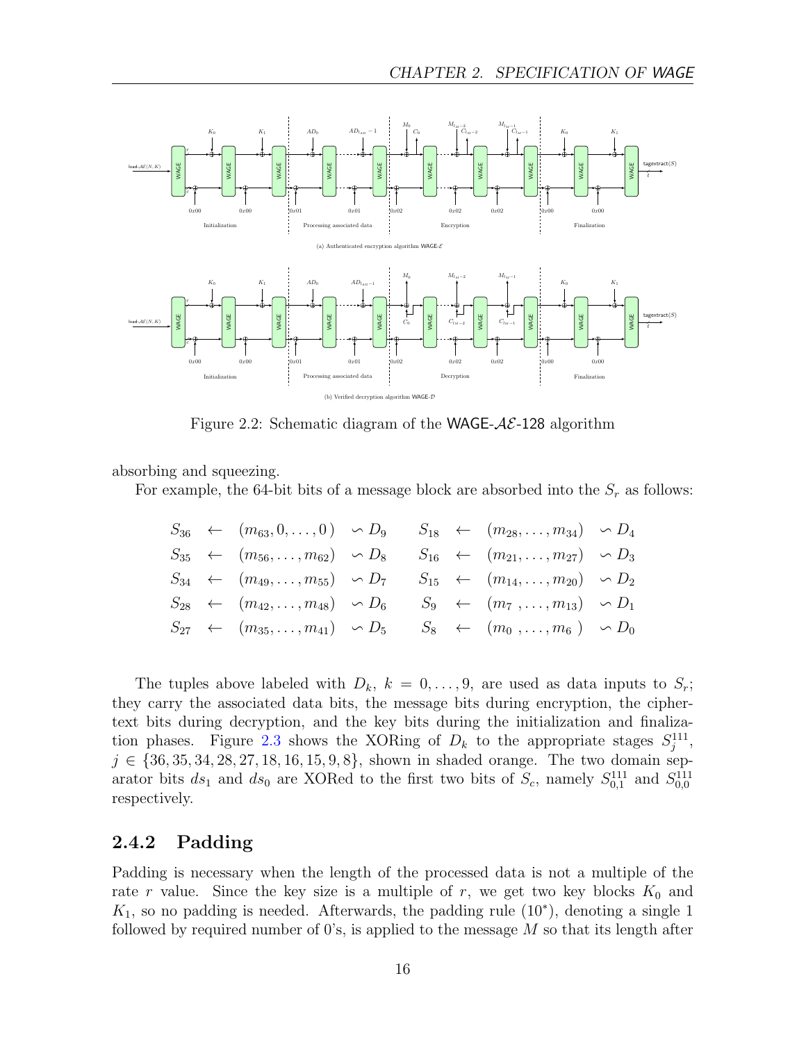Figure 2.2: Schematic diagram of the WAGE-$\mathcal{AE}$-128 algorithm

absorbing and squeezing.

For example, the 64-bit bits of a message block are absorbed into the $S_r$ as follows:

$$
\begin{array}{llll}
S_{36} \leftarrow (m_{63}, 0, \ldots, 0) \backsim D_9 & & S_{18} \leftarrow (m_{28}, \ldots, m_{34}) \backsim D_4 \\
S_{35} \leftarrow (m_{56}, \ldots, m_{62}) \backsim D_8 & & S_{16} \leftarrow (m_{21}, \ldots, m_{27}) \backsim D_3 \\
S_{34} \leftarrow (m_{49}, \ldots, m_{55}) \backsim D_7 & & S_{15} \leftarrow (m_{14}, \ldots, m_{20}) \backsim D_2 \\
S_{28} \leftarrow (m_{42}, \ldots, m_{48}) \backsim D_6 & & S_{9} \leftarrow (m_{7}, \ldots, m_{13}) \backsim D_1 \\
S_{27} \leftarrow (m_{35}, \ldots, m_{41}) \backsim D_5 & & S_{8} \leftarrow (m_{0}, \ldots, m_{6}) \backsim D_0
\end{array}
$$

The tuples above labeled with $D_k$, $k = 0, \ldots, 9$, are used as data inputs to $S_r$; they carry the associated data bits, the message bits during encryption, the ciphertext bits during decryption, and the key bits during the initialization and finalization phases. Figure 2.3 shows the XORing of $D_k$ to the appropriate stages $S_j^{111}$, $j \in \{36, 35, 34, 28, 27, 18, 16, 15, 9, 8\}$, shown in shaded orange. The two domain separator bits $ds_1$ and $ds_0$ are XORed to the first two bits of $S_c$, namely $S_{0,1}^{111}$ and $S_{0,0}^{111}$ respectively.

### 2.4.2 Padding

Padding is necessary when the length of the processed data is not a multiple of the rate $r$ value. Since the key size is a multiple of $r$, we get two key blocks $K_0$ and $K_1$, so no padding is needed. Afterwards, the padding rule ($10^*$), denoting a single 1 followed by required number of 0's, is applied to the message $M$ so that its length after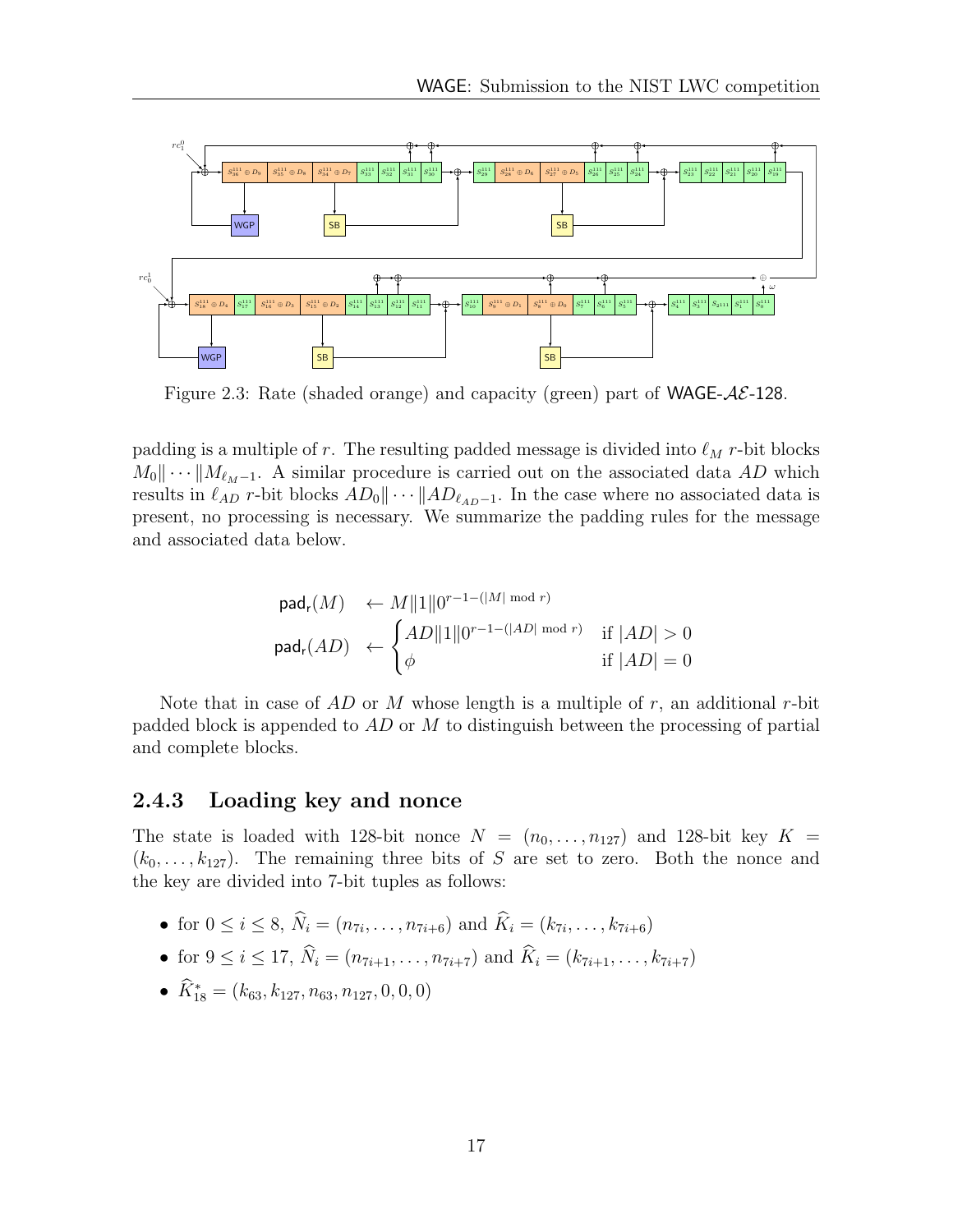Figure 2.3: Rate (shaded orange) and capacity (green) part of WAGE-$\mathcal{AE}$-128.

padding is a multiple of $r$. The resulting padded message is divided into $\ell_M$ $r$-bit blocks $M_0\| \cdots \|M_{\ell_M-1}$. A similar procedure is carried out on the associated data $AD$ which results in $\ell_{AD}$ $r$-bit blocks $AD_0\| \cdots \|AD_{\ell_{AD}-1}$. In the case where no associated data is present, no processing is necessary. We summarize the padding rules for the message and associated data below.

$$
\begin{aligned}
\mathsf{pad_r}(M) &\leftarrow M\|1\|0^{r-1-(|M| \bmod r)} \\
\mathsf{pad_r}(AD) &\leftarrow \begin{cases} AD\|1\|0^{r-1-(|AD| \bmod r)} & \text{if } |AD| > 0 \\ \phi & \text{if } |AD| = 0 \end{cases}
\end{aligned}
$$

Note that in case of $AD$ or $M$ whose length is a multiple of $r$, an additional $r$-bit padded block is appended to $AD$ or $M$ to distinguish between the processing of partial and complete blocks.

### 2.4.3 Loading key and nonce

The state is loaded with 128-bit nonce $N = (n_0, \ldots, n_{127})$ and 128-bit key $K = (k_0, \ldots, k_{127})$. The remaining three bits of $S$ are set to zero. Both the nonce and the key are divided into 7-bit tuples as follows:

- for $0 \leq i \leq 8$, $\widehat{N}_i = (n_{7i}, \ldots, n_{7i+6})$ and $\widehat{K}_i = (k_{7i}, \ldots, k_{7i+6})$
- for $9 \leq i \leq 17$, $\widehat{N}_i = (n_{7i+1}, \ldots, n_{7i+7})$ and $\widehat{K}_i = (k_{7i+1}, \ldots, k_{7i+7})$
- $\widehat{K}^*_{18} = (k_{63}, k_{127}, n_{63}, n_{127}, 0, 0, 0)$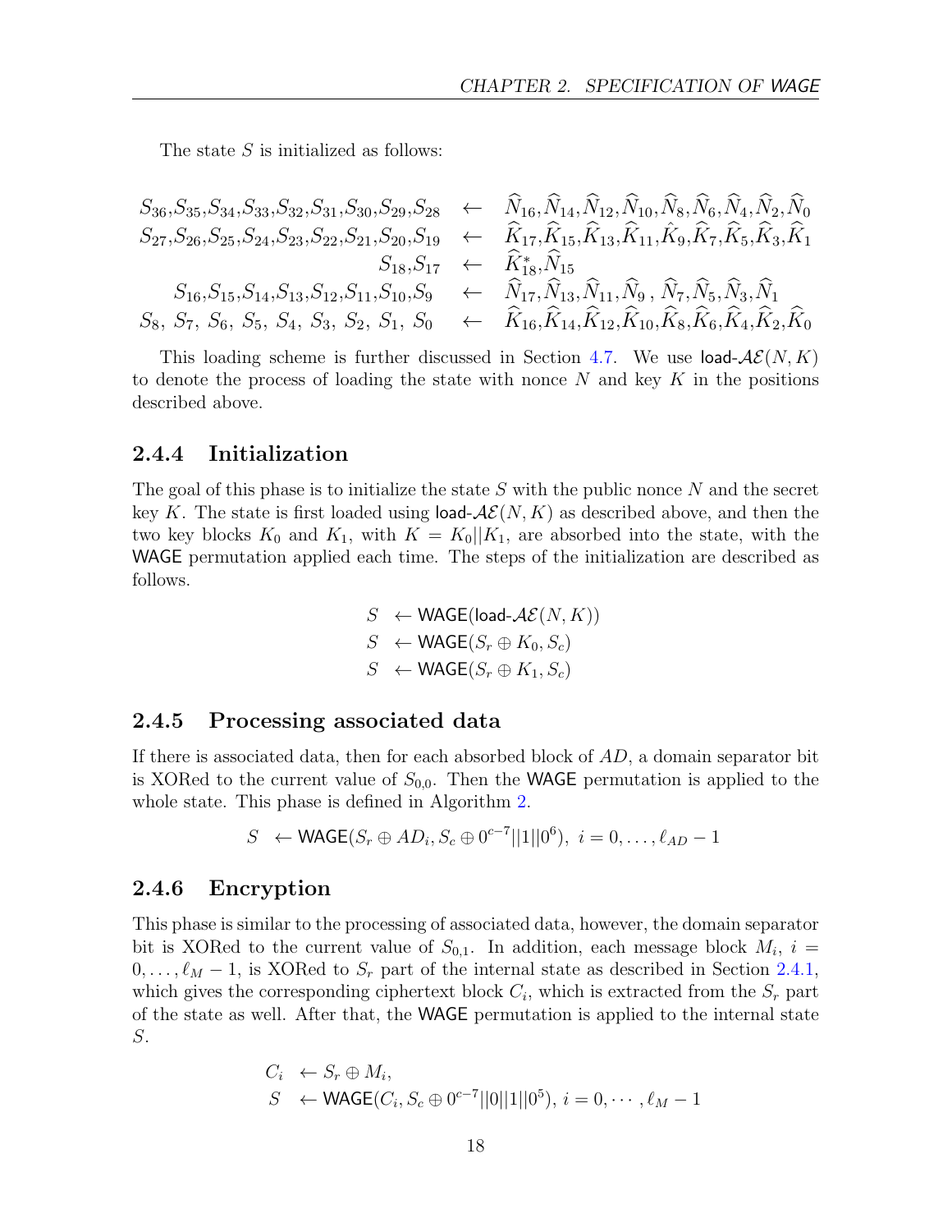The state $S$ is initialized as follows:

$$
\begin{array}{rcl}
S_{36}, S_{35}, S_{34}, S_{33}, S_{32}, S_{31}, S_{30}, S_{29}, S_{28} & \leftarrow & \widehat{N}_{16}, \widehat{N}_{14}, \widehat{N}_{12}, \widehat{N}_{10}, \widehat{N}_{8}, \widehat{N}_{6}, \widehat{N}_{4}, \widehat{N}_{2}, \widehat{N}_{0} \\
S_{27}, S_{26}, S_{25}, S_{24}, S_{23}, S_{22}, S_{21}, S_{20}, S_{19} & \leftarrow & \widehat{K}_{17}, \widehat{K}_{15}, \widehat{K}_{13}, \widehat{K}_{11}, \hat{K}_{9}, \widehat{K}_{7}, \widehat{K}_{5}, \widehat{K}_{3}, \widehat{K}_{1} \\
S_{18}, S_{17} & \leftarrow & \widehat{K}^{*}_{18}, \widehat{N}_{15} \\
S_{16}, S_{15}, S_{14}, S_{13}, S_{12}, S_{11}, S_{10}, S_{9} & \leftarrow & \widehat{N}_{17}, \widehat{N}_{13}, \widehat{N}_{11}, \widehat{N}_{9}, \widehat{N}_{7}, \widehat{N}_{5}, \widehat{N}_{3}, \widehat{N}_{1} \\
S_{8}, S_{7}, S_{6}, S_{5}, S_{4}, S_{3}, S_{2}, S_{1}, S_{0} & \leftarrow & \widehat{K}_{16}, \widehat{K}_{14}, \widehat{K}_{12}, \widehat{K}_{10}, \widehat{K}_{8}, \widehat{K}_{6}, \widehat{K}_{4}, \widehat{K}_{2}, \widehat{K}_{0}
\end{array}
$$

This loading scheme is further discussed in Section 4.7. We use load-$\mathcal{AE}(N, K)$ to denote the process of loading the state with nonce $N$ and key $K$ in the positions described above.

### 2.4.4 Initialization

The goal of this phase is to initialize the state $S$ with the public nonce $N$ and the secret key $K$. The state is first loaded using load-$\mathcal{AE}(N, K)$ as described above, and then the two key blocks $K_0$ and $K_1$, with $K = K_0||K_1$, are absorbed into the state, with the WAGE permutation applied each time. The steps of the initialization are described as follows.

$$
\begin{array}{rl}
S & \leftarrow \mathsf{WAGE}(\text{load-}\mathcal{AE}(N, K)) \\
S & \leftarrow \mathsf{WAGE}(S_r \oplus K_0, S_c) \\
S & \leftarrow \mathsf{WAGE}(S_r \oplus K_1, S_c)
\end{array}
$$

### 2.4.5 Processing associated data

If there is associated data, then for each absorbed block of $AD$, a domain separator bit is XORed to the current value of $S_{0,0}$. Then the WAGE permutation is applied to the whole state. This phase is defined in Algorithm 2.

$$
S \leftarrow \mathsf{WAGE}(S_r \oplus AD_i, S_c \oplus 0^{c-7}||1||0^6),\ i = 0, \ldots, \ell_{AD} - 1
$$

### 2.4.6 Encryption

This phase is similar to the processing of associated data, however, the domain separator bit is XORed to the current value of $S_{0,1}$. In addition, each message block $M_i$, $i = 0, \ldots, \ell_M - 1$, is XORed to $S_r$ part of the internal state as described in Section 2.4.1, which gives the corresponding ciphertext block $C_i$, which is extracted from the $S_r$ part of the state as well. After that, the WAGE permutation is applied to the internal state $S$.

$$
\begin{array}{rl}
C_i & \leftarrow S_r \oplus M_i, \\
S & \leftarrow \mathsf{WAGE}(C_i, S_c \oplus 0^{c-7}||0||1||0^5),\ i = 0, \cdots, \ell_M - 1
\end{array}
$$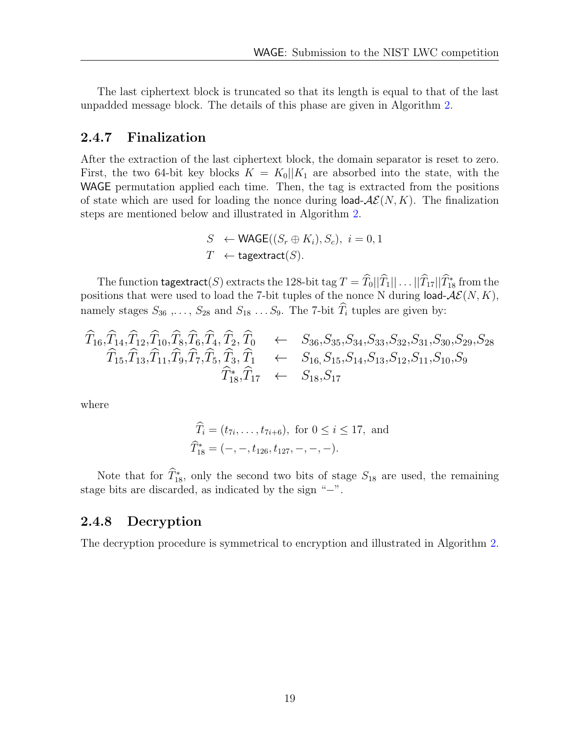The last ciphertext block is truncated so that its length is equal to that of the last unpadded message block. The details of this phase are given in Algorithm 2.

### 2.4.7 Finalization

After the extraction of the last ciphertext block, the domain separator is reset to zero. First, the two 64-bit key blocks $K = K_0||K_1$ are absorbed into the state, with the WAGE permutation applied each time. Then, the tag is extracted from the positions of state which are used for loading the nonce during load-$\mathcal{AE}(N, K)$. The finalization steps are mentioned below and illustrated in Algorithm 2.

$$\begin{aligned}
S &\leftarrow \mathsf{WAGE}((S_r \oplus K_i), S_c),\ i = 0, 1\\
T &\leftarrow \mathsf{tagextract}(S).
\end{aligned}$$

The function $\mathsf{tagextract}(S)$ extracts the 128-bit tag $T = \widehat{T}_0||\widehat{T}_1||\dots||\widehat{T}_{17}||\widehat{T}^*_{18}$ from the positions that were used to load the 7-bit tuples of the nonce N during load-$\mathcal{AE}(N, K)$, namely stages $S_{36}$ ,..., $S_{28}$ and $S_{18} \dots S_9$. The 7-bit $\widehat{T}_i$ tuples are given by:

$$\begin{array}{rcl}
\widehat{T}_{16},\widehat{T}_{14},\widehat{T}_{12},\widehat{T}_{10},\widehat{T}_{8},\widehat{T}_{6},\widehat{T}_{4},\widehat{T}_{2},\widehat{T}_{0} & \leftarrow & S_{36},S_{35},S_{34},S_{33},S_{32},S_{31},S_{30},S_{29},S_{28}\\
\widehat{T}_{15},\widehat{T}_{13},\widehat{T}_{11},\widehat{T}_{9},\widehat{T}_{7},\widehat{T}_{5},\widehat{T}_{3},\widehat{T}_{1} & \leftarrow & S_{16},S_{15},S_{14},S_{13},S_{12},S_{11},S_{10},S_{9}\\
\widehat{T}^*_{18},\widehat{T}_{17} & \leftarrow & S_{18},S_{17}
\end{array}$$

where

$$\begin{aligned}
\widehat{T}_i &= (t_{7i}, \dots, t_{7i+6}),\ \text{for } 0 \le i \le 17,\ \text{and}\\
\widehat{T}^*_{18} &= (-, -, t_{126}, t_{127}, -, -, -).
\end{aligned}$$

Note that for $\widehat{T}^*_{18}$, only the second two bits of stage $S_{18}$ are used, the remaining stage bits are discarded, as indicated by the sign "−".

### 2.4.8 Decryption

The decryption procedure is symmetrical to encryption and illustrated in Algorithm 2.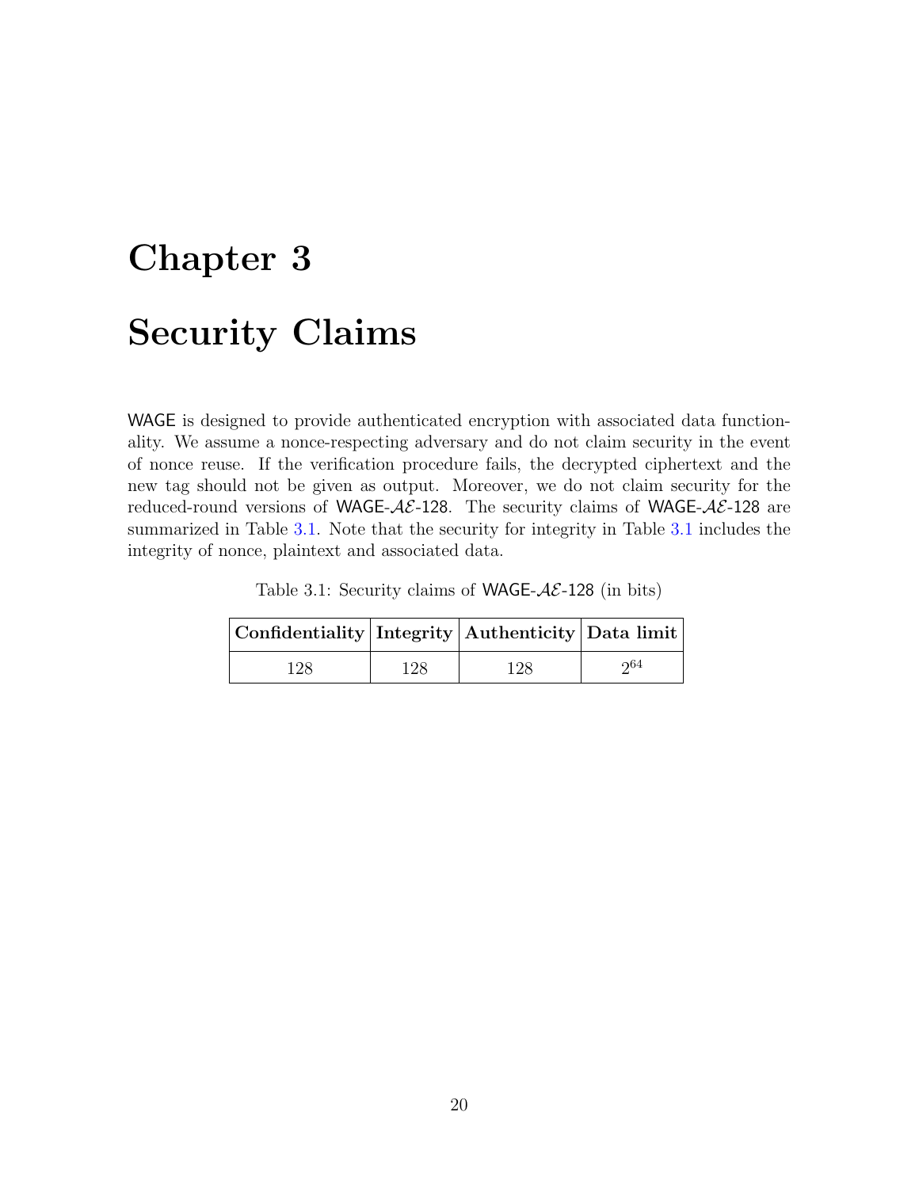# Chapter 3

# Security Claims

WAGE is designed to provide authenticated encryption with associated data functionality. We assume a nonce-respecting adversary and do not claim security in the event of nonce reuse. If the verification procedure fails, the decrypted ciphertext and the new tag should not be given as output. Moreover, we do not claim security for the reduced-round versions of WAGE-$\mathcal{AE}$-128. The security claims of WAGE-$\mathcal{AE}$-128 are summarized in Table 3.1. Note that the security for integrity in Table 3.1 includes the integrity of nonce, plaintext and associated data.

Table 3.1: Security claims of WAGE-$\mathcal{AE}$-128 (in bits)

| **Confidentiality** | **Integrity** | **Authenticity** | **Data limit** |
|---|---|---|---|
| 128 | 128 | 128 | $2^{64}$ |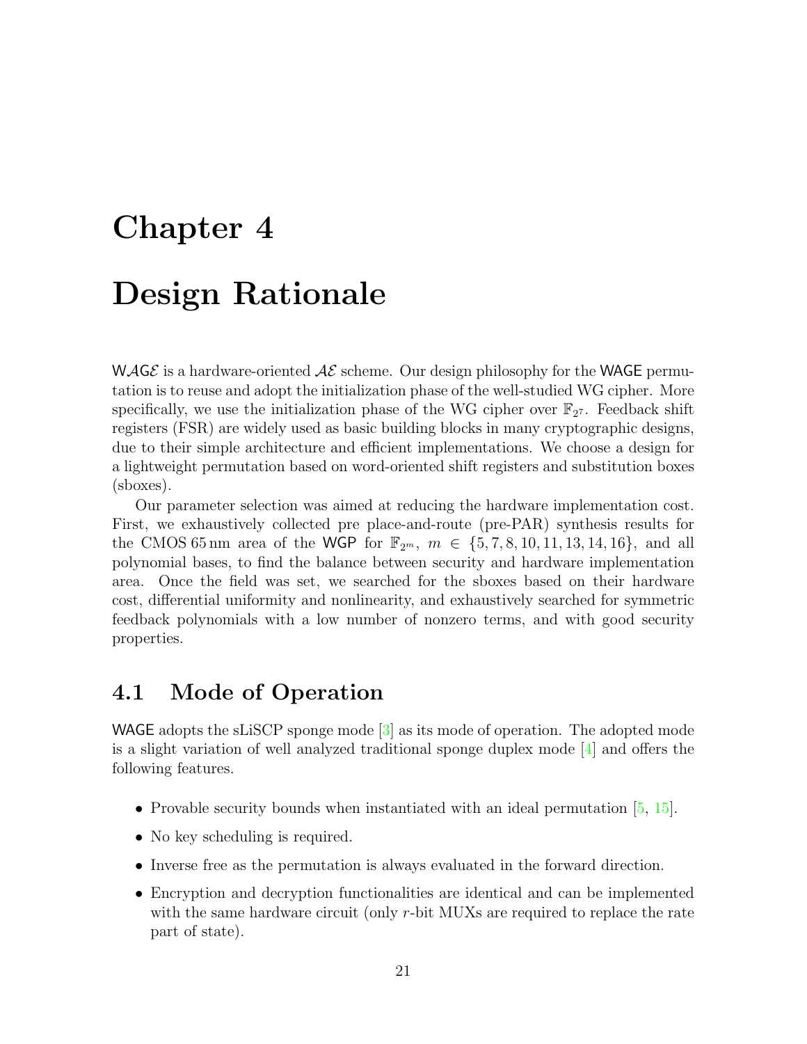# Chapter 4

# Design Rationale

W$\mathcal{AGE}$ is a hardware-oriented $\mathcal{AE}$ scheme. Our design philosophy for the WAGE permutation is to reuse and adopt the initialization phase of the well-studied WG cipher. More specifically, we use the initialization phase of the WG cipher over $\mathbb{F}_{2^7}$. Feedback shift registers (FSR) are widely used as basic building blocks in many cryptographic designs, due to their simple architecture and efficient implementations. We choose a design for a lightweight permutation based on word-oriented shift registers and substitution boxes (sboxes).

Our parameter selection was aimed at reducing the hardware implementation cost. First, we exhaustively collected pre place-and-route (pre-PAR) synthesis results for the CMOS 65 nm area of the WGP for $\mathbb{F}_{2^m}$, $m \in \{5, 7, 8, 10, 11, 13, 14, 16\}$, and all polynomial bases, to find the balance between security and hardware implementation area. Once the field was set, we searched for the sboxes based on their hardware cost, differential uniformity and nonlinearity, and exhaustively searched for symmetric feedback polynomials with a low number of nonzero terms, and with good security properties.

## 4.1 Mode of Operation

WAGE adopts the sLiSCP sponge mode [3] as its mode of operation. The adopted mode is a slight variation of well analyzed traditional sponge duplex mode [4] and offers the following features.

- Provable security bounds when instantiated with an ideal permutation [5, 15].
- No key scheduling is required.
- Inverse free as the permutation is always evaluated in the forward direction.
- Encryption and decryption functionalities are identical and can be implemented with the same hardware circuit (only $r$-bit MUXs are required to replace the rate part of state).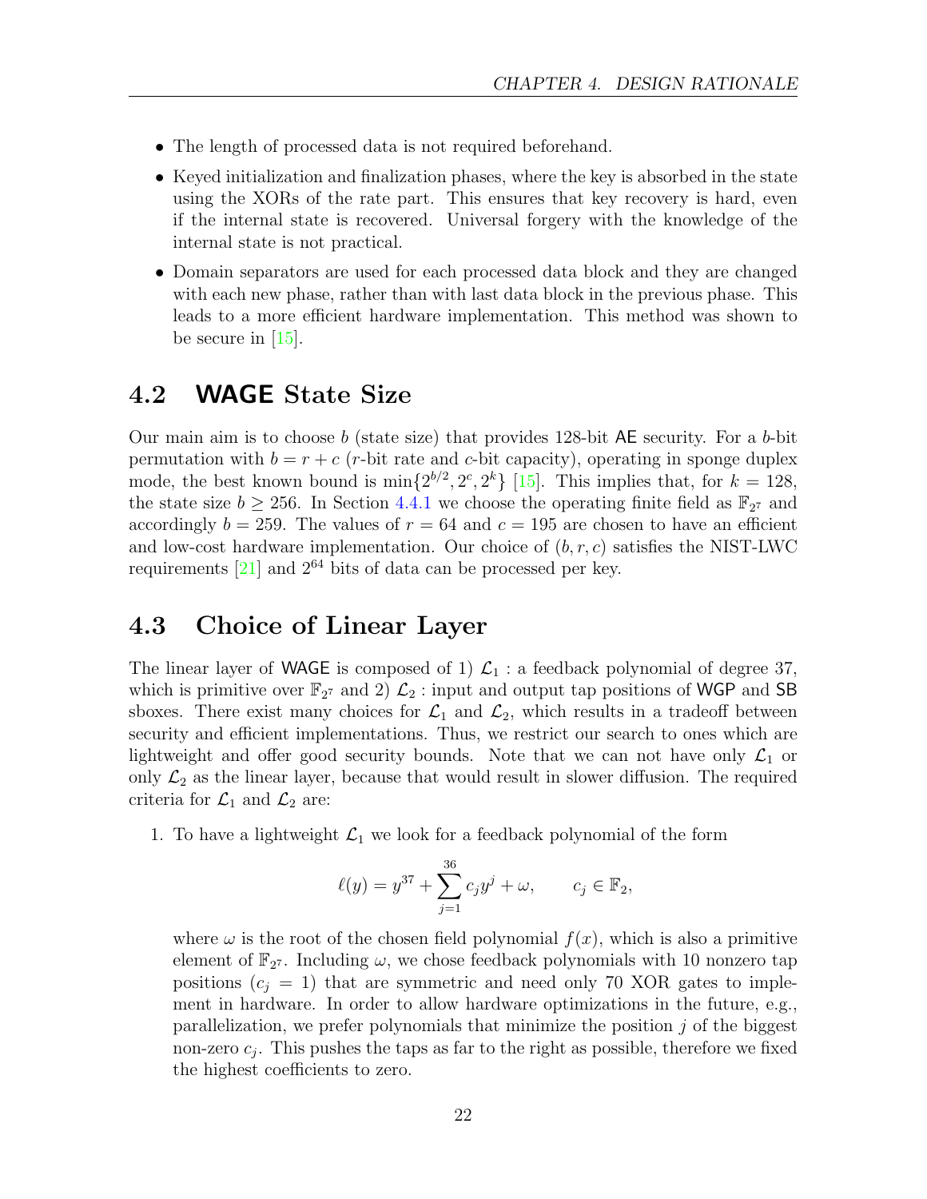- The length of processed data is not required beforehand.
- Keyed initialization and finalization phases, where the key is absorbed in the state using the XORs of the rate part. This ensures that key recovery is hard, even if the internal state is recovered. Universal forgery with the knowledge of the internal state is not practical.
- Domain separators are used for each processed data block and they are changed with each new phase, rather than with last data block in the previous phase. This leads to a more efficient hardware implementation. This method was shown to be secure in [15].

## 4.2 WAGE State Size

Our main aim is to choose $b$ (state size) that provides 128-bit AE security. For a $b$-bit permutation with $b = r + c$ ($r$-bit rate and $c$-bit capacity), operating in sponge duplex mode, the best known bound is $\min\{2^{b/2}, 2^c, 2^k\}$ [15]. This implies that, for $k = 128$, the state size $b \geq 256$. In Section 4.4.1 we choose the operating finite field as $\mathbb{F}_{2^7}$ and accordingly $b = 259$. The values of $r = 64$ and $c = 195$ are chosen to have an efficient and low-cost hardware implementation. Our choice of $(b, r, c)$ satisfies the NIST-LWC requirements [21] and $2^{64}$ bits of data can be processed per key.

## 4.3 Choice of Linear Layer

The linear layer of WAGE is composed of 1) $\mathcal{L}_1$ : a feedback polynomial of degree 37, which is primitive over $\mathbb{F}_{2^7}$ and 2) $\mathcal{L}_2$ : input and output tap positions of WGP and SB sboxes. There exist many choices for $\mathcal{L}_1$ and $\mathcal{L}_2$, which results in a tradeoff between security and efficient implementations. Thus, we restrict our search to ones which are lightweight and offer good security bounds. Note that we can not have only $\mathcal{L}_1$ or only $\mathcal{L}_2$ as the linear layer, because that would result in slower diffusion. The required criteria for $\mathcal{L}_1$ and $\mathcal{L}_2$ are:

1. To have a lightweight $\mathcal{L}_1$ we look for a feedback polynomial of the form

$$\ell(y) = y^{37} + \sum_{j=1}^{36} c_j y^j + \omega, \qquad c_j \in \mathbb{F}_2,$$

   where $\omega$ is the root of the chosen field polynomial $f(x)$, which is also a primitive element of $\mathbb{F}_{2^7}$. Including $\omega$, we chose feedback polynomials with 10 nonzero tap positions ($c_j = 1$) that are symmetric and need only 70 XOR gates to implement in hardware. In order to allow hardware optimizations in the future, e.g., parallelization, we prefer polynomials that minimize the position $j$ of the biggest non-zero $c_j$. This pushes the taps as far to the right as possible, therefore we fixed the highest coefficients to zero.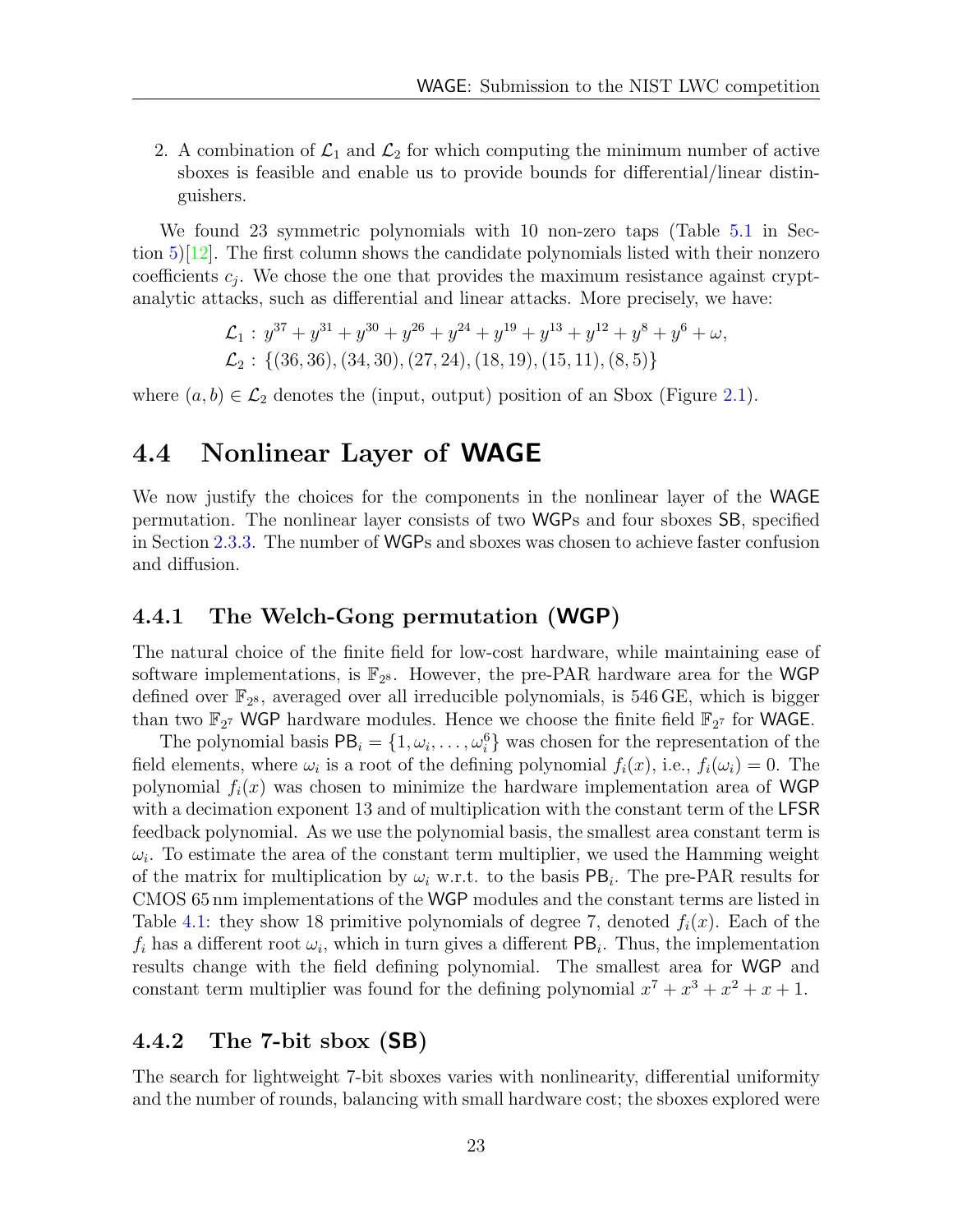2. A combination of $\mathcal{L}_1$ and $\mathcal{L}_2$ for which computing the minimum number of active sboxes is feasible and enable us to provide bounds for differential/linear distinguishers.

We found 23 symmetric polynomials with 10 non-zero taps (Table 5.1 in Section 5)[12]. The first column shows the candidate polynomials listed with their nonzero coefficients $c_j$. We chose the one that provides the maximum resistance against cryptanalytic attacks, such as differential and linear attacks. More precisely, we have:

$$\mathcal{L}_1 : y^{37} + y^{31} + y^{30} + y^{26} + y^{24} + y^{19} + y^{13} + y^{12} + y^{8} + y^{6} + \omega,$$
$$\mathcal{L}_2 : \{(36, 36), (34, 30), (27, 24), (18, 19), (15, 11), (8, 5)\}$$

where $(a, b) \in \mathcal{L}_2$ denotes the (input, output) position of an Sbox (Figure 2.1).

## 4.4 Nonlinear Layer of WAGE

We now justify the choices for the components in the nonlinear layer of the WAGE permutation. The nonlinear layer consists of two WGPs and four sboxes SB, specified in Section 2.3.3. The number of WGPs and sboxes was chosen to achieve faster confusion and diffusion.

### 4.4.1 The Welch-Gong permutation (WGP)

The natural choice of the finite field for low-cost hardware, while maintaining ease of software implementations, is $\mathbb{F}_{2^8}$. However, the pre-PAR hardware area for the WGP defined over $\mathbb{F}_{2^8}$, averaged over all irreducible polynomials, is 546 GE, which is bigger than two $\mathbb{F}_{2^7}$ WGP hardware modules. Hence we choose the finite field $\mathbb{F}_{2^7}$ for WAGE.

The polynomial basis $\mathsf{PB}_i = \{1, \omega_i, \ldots, \omega_i^6\}$ was chosen for the representation of the field elements, where $\omega_i$ is a root of the defining polynomial $f_i(x)$, i.e., $f_i(\omega_i) = 0$. The polynomial $f_i(x)$ was chosen to minimize the hardware implementation area of WGP with a decimation exponent 13 and of multiplication with the constant term of the LFSR feedback polynomial. As we use the polynomial basis, the smallest area constant term is $\omega_i$. To estimate the area of the constant term multiplier, we used the Hamming weight of the matrix for multiplication by $\omega_i$ w.r.t. to the basis $\mathsf{PB}_i$. The pre-PAR results for CMOS 65 nm implementations of the WGP modules and the constant terms are listed in Table 4.1: they show 18 primitive polynomials of degree 7, denoted $f_i(x)$. Each of the $f_i$ has a different root $\omega_i$, which in turn gives a different $\mathsf{PB}_i$. Thus, the implementation results change with the field defining polynomial. The smallest area for WGP and constant term multiplier was found for the defining polynomial $x^7 + x^3 + x^2 + x + 1$.

### 4.4.2 The 7-bit sbox (SB)

The search for lightweight 7-bit sboxes varies with nonlinearity, differential uniformity and the number of rounds, balancing with small hardware cost; the sboxes explored were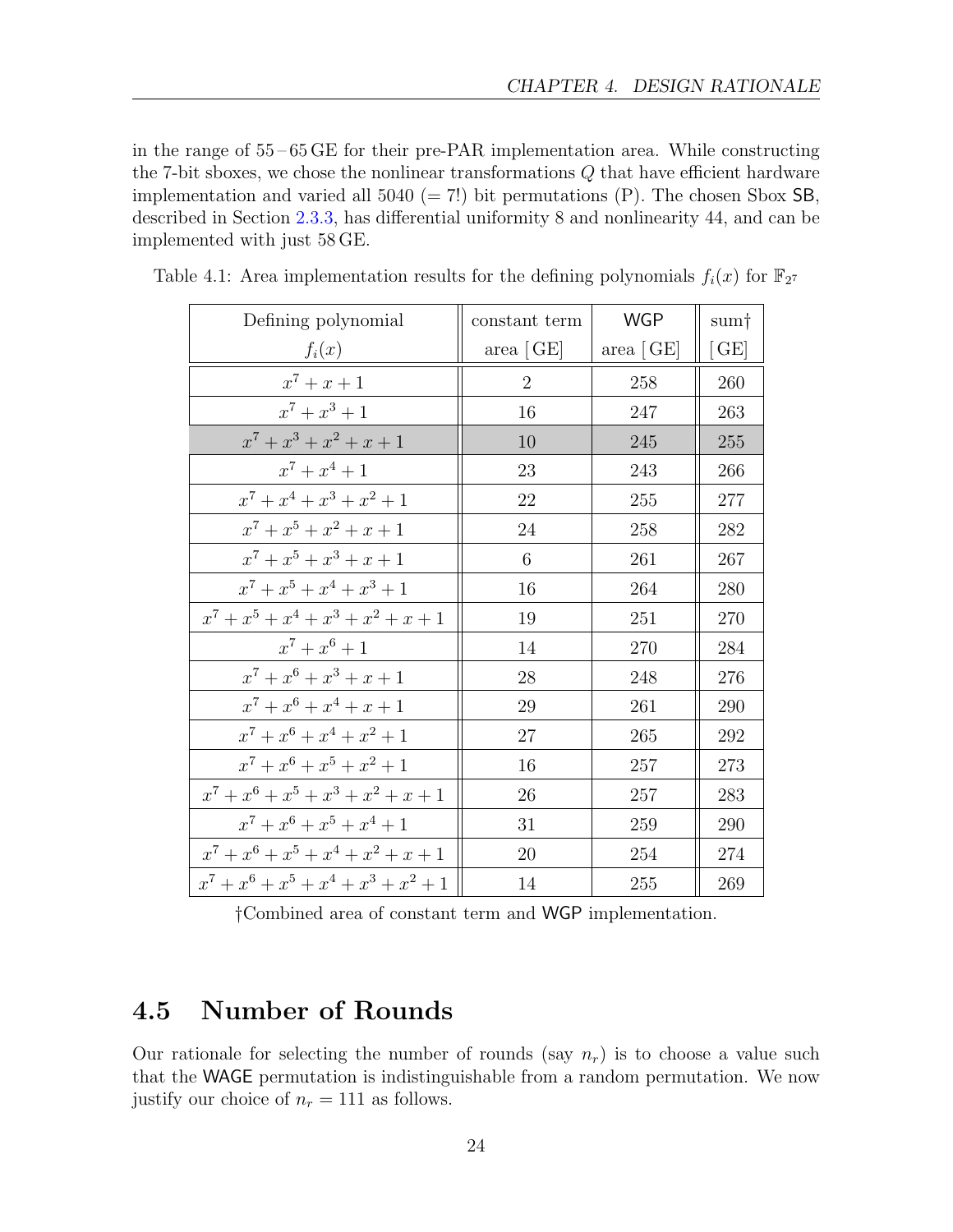in the range of 55 – 65 GE for their pre-PAR implementation area. While constructing the 7-bit sboxes, we chose the nonlinear transformations $Q$ that have efficient hardware implementation and varied all 5040 (= 7!) bit permutations (P). The chosen Sbox SB, described in Section 2.3.3, has differential uniformity 8 and nonlinearity 44, and can be implemented with just 58 GE.

Table 4.1: Area implementation results for the defining polynomials $f_i(x)$ for $\mathbb{F}_{2^7}$

| Defining polynomial $f_i(x)$ | constant term area [GE] | WGP area [GE] | sum† [GE] |
|---|---|---|---|
| $x^7 + x + 1$ | 2 | 258 | 260 |
| $x^7 + x^3 + 1$ | 16 | 247 | 263 |
| $x^7 + x^3 + x^2 + x + 1$ | 10 | 245 | 255 |
| $x^7 + x^4 + 1$ | 23 | 243 | 266 |
| $x^7 + x^4 + x^3 + x^2 + 1$ | 22 | 255 | 277 |
| $x^7 + x^5 + x^2 + x + 1$ | 24 | 258 | 282 |
| $x^7 + x^5 + x^3 + x + 1$ | 6 | 261 | 267 |
| $x^7 + x^5 + x^4 + x^3 + 1$ | 16 | 264 | 280 |
| $x^7 + x^5 + x^4 + x^3 + x^2 + x + 1$ | 19 | 251 | 270 |
| $x^7 + x^6 + 1$ | 14 | 270 | 284 |
| $x^7 + x^6 + x^3 + x + 1$ | 28 | 248 | 276 |
| $x^7 + x^6 + x^4 + x + 1$ | 29 | 261 | 290 |
| $x^7 + x^6 + x^4 + x^2 + 1$ | 27 | 265 | 292 |
| $x^7 + x^6 + x^5 + x^2 + 1$ | 16 | 257 | 273 |
| $x^7 + x^6 + x^5 + x^3 + x^2 + x + 1$ | 26 | 257 | 283 |
| $x^7 + x^6 + x^5 + x^4 + 1$ | 31 | 259 | 290 |
| $x^7 + x^6 + x^5 + x^4 + x^2 + x + 1$ | 20 | 254 | 274 |
| $x^7 + x^6 + x^5 + x^4 + x^3 + x^2 + 1$ | 14 | 255 | 269 |

†Combined area of constant term and WGP implementation.

## 4.5 Number of Rounds

Our rationale for selecting the number of rounds (say $n_r$) is to choose a value such that the WAGE permutation is indistinguishable from a random permutation. We now justify our choice of $n_r = 111$ as follows.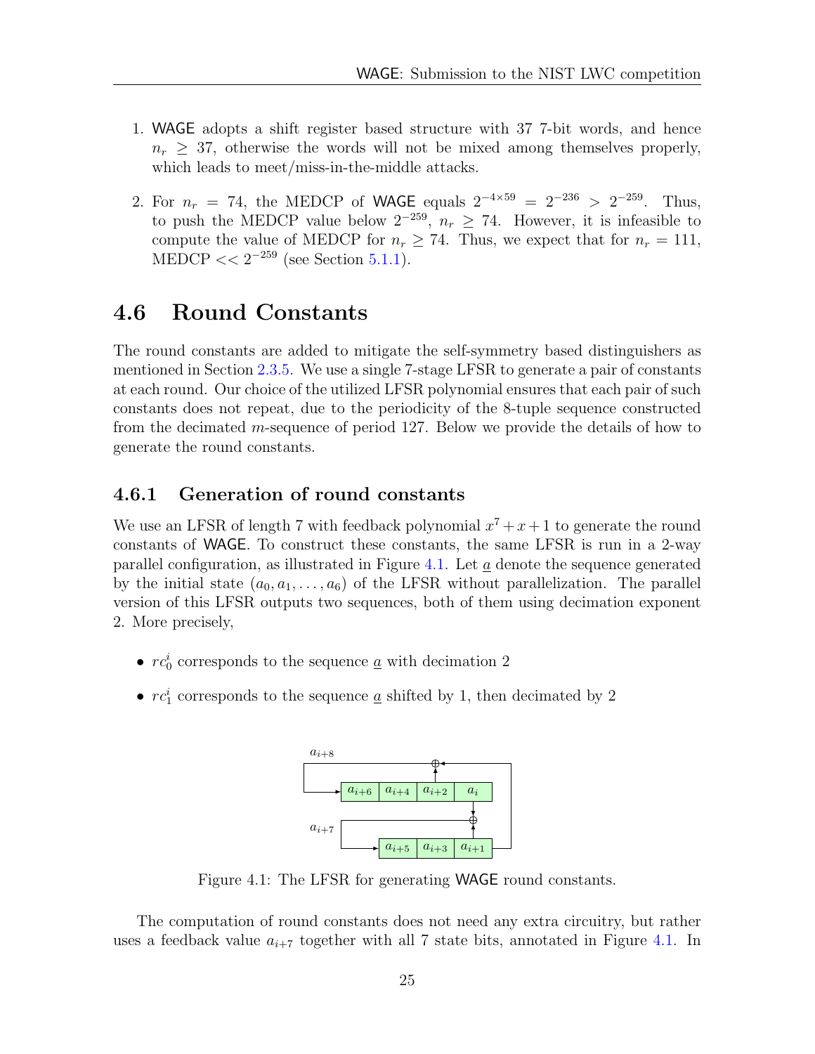1. WAGE adopts a shift register based structure with 37 7-bit words, and hence $n_r \geq 37$, otherwise the words will not be mixed among themselves properly, which leads to meet/miss-in-the-middle attacks.

2. For $n_r = 74$, the MEDCP of WAGE equals $2^{-4\times 59} = 2^{-236} > 2^{-259}$. Thus, to push the MEDCP value below $2^{-259}$, $n_r \geq 74$. However, it is infeasible to compute the value of MEDCP for $n_r \geq 74$. Thus, we expect that for $n_r = 111$, MEDCP $<< 2^{-259}$ (see Section 5.1.1).

## 4.6 Round Constants

The round constants are added to mitigate the self-symmetry based distinguishers as mentioned in Section 2.3.5. We use a single 7-stage LFSR to generate a pair of constants at each round. Our choice of the utilized LFSR polynomial ensures that each pair of such constants does not repeat, due to the periodicity of the 8-tuple sequence constructed from the decimated $m$-sequence of period 127. Below we provide the details of how to generate the round constants.

### 4.6.1 Generation of round constants

We use an LFSR of length 7 with feedback polynomial $x^7 + x + 1$ to generate the round constants of WAGE. To construct these constants, the same LFSR is run in a 2-way parallel configuration, as illustrated in Figure 4.1. Let $\underline{a}$ denote the sequence generated by the initial state $(a_0, a_1, \ldots, a_6)$ of the LFSR without parallelization. The parallel version of this LFSR outputs two sequences, both of them using decimation exponent 2. More precisely,

- $rc_0^i$ corresponds to the sequence $\underline{a}$ with decimation 2
- $rc_1^i$ corresponds to the sequence $\underline{a}$ shifted by 1, then decimated by 2

Figure 4.1: The LFSR for generating WAGE round constants.

The computation of round constants does not need any extra circuitry, but rather uses a feedback value $a_{i+7}$ together with all 7 state bits, annotated in Figure 4.1. In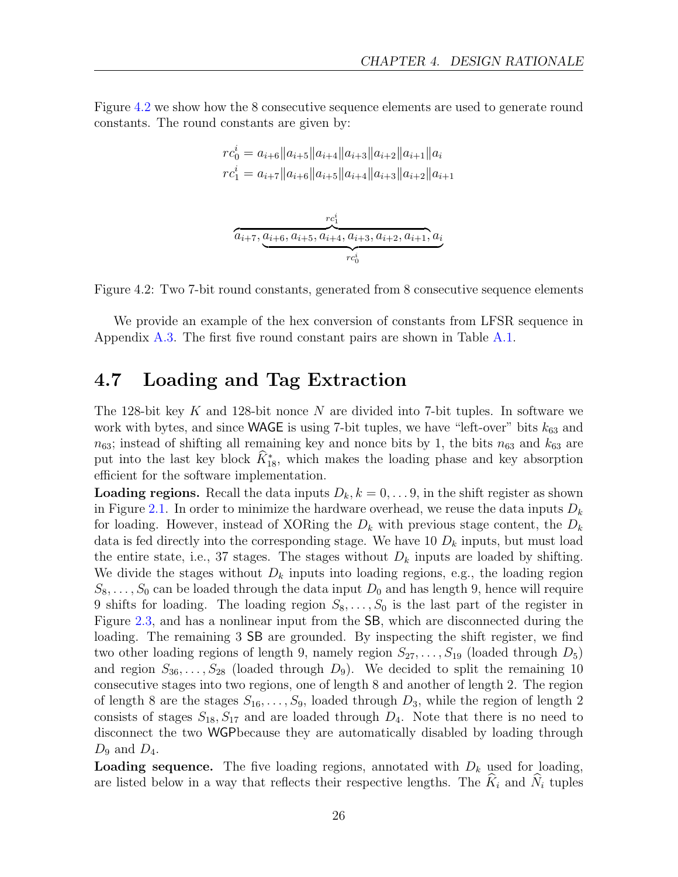Figure 4.2 we show how the 8 consecutive sequence elements are used to generate round constants. The round constants are given by:

$$rc_0^i = a_{i+6}\|a_{i+5}\|a_{i+4}\|a_{i+3}\|a_{i+2}\|a_{i+1}\|a_i$$
$$rc_1^i = a_{i+7}\|a_{i+6}\|a_{i+5}\|a_{i+4}\|a_{i+3}\|a_{i+2}\|a_{i+1}$$

$$\overbrace{a_{i+7}, \underbrace{a_{i+6}, a_{i+5}, a_{i+4}, a_{i+3}, a_{i+2}, a_{i+1}}_{}, a_i}^{rc_1^i}$$

(with $rc_0^i$ spanning $a_{i+6}, \ldots, a_i$)

Figure 4.2: Two 7-bit round constants, generated from 8 consecutive sequence elements

We provide an example of the hex conversion of constants from LFSR sequence in Appendix A.3. The first five round constant pairs are shown in Table A.1.

## 4.7 Loading and Tag Extraction

The 128-bit key $K$ and 128-bit nonce $N$ are divided into 7-bit tuples. In software we work with bytes, and since WAGE is using 7-bit tuples, we have "left-over" bits $k_{63}$ and $n_{63}$; instead of shifting all remaining key and nonce bits by 1, the bits $n_{63}$ and $k_{63}$ are put into the last key block $\widehat{K}_{18}^*$, which makes the loading phase and key absorption efficient for the software implementation.

**Loading regions.** Recall the data inputs $D_k, k = 0, \ldots 9$, in the shift register as shown in Figure 2.1. In order to minimize the hardware overhead, we reuse the data inputs $D_k$ for loading. However, instead of XORing the $D_k$ with previous stage content, the $D_k$ data is fed directly into the corresponding stage. We have 10 $D_k$ inputs, but must load the entire state, i.e., 37 stages. The stages without $D_k$ inputs are loaded by shifting. We divide the stages without $D_k$ inputs into loading regions, e.g., the loading region $S_8, \ldots, S_0$ can be loaded through the data input $D_0$ and has length 9, hence will require 9 shifts for loading. The loading region $S_8, \ldots, S_0$ is the last part of the register in Figure 2.3, and has a nonlinear input from the SB, which are disconnected during the loading. The remaining 3 SB are grounded. By inspecting the shift register, we find two other loading regions of length 9, namely region $S_{27}, \ldots, S_{19}$ (loaded through $D_5$) and region $S_{36}, \ldots, S_{28}$ (loaded through $D_9$). We decided to split the remaining 10 consecutive stages into two regions, one of length 8 and another of length 2. The region of length 8 are the stages $S_{16}, \ldots, S_9$, loaded through $D_3$, while the region of length 2 consists of stages $S_{18}, S_{17}$ and are loaded through $D_4$. Note that there is no need to disconnect the two WGPbecause they are automatically disabled by loading through $D_9$ and $D_4$.

**Loading sequence.** The five loading regions, annotated with $D_k$ used for loading, are listed below in a way that reflects their respective lengths. The $\widehat{K}_i$ and $\widehat{N}_i$ tuples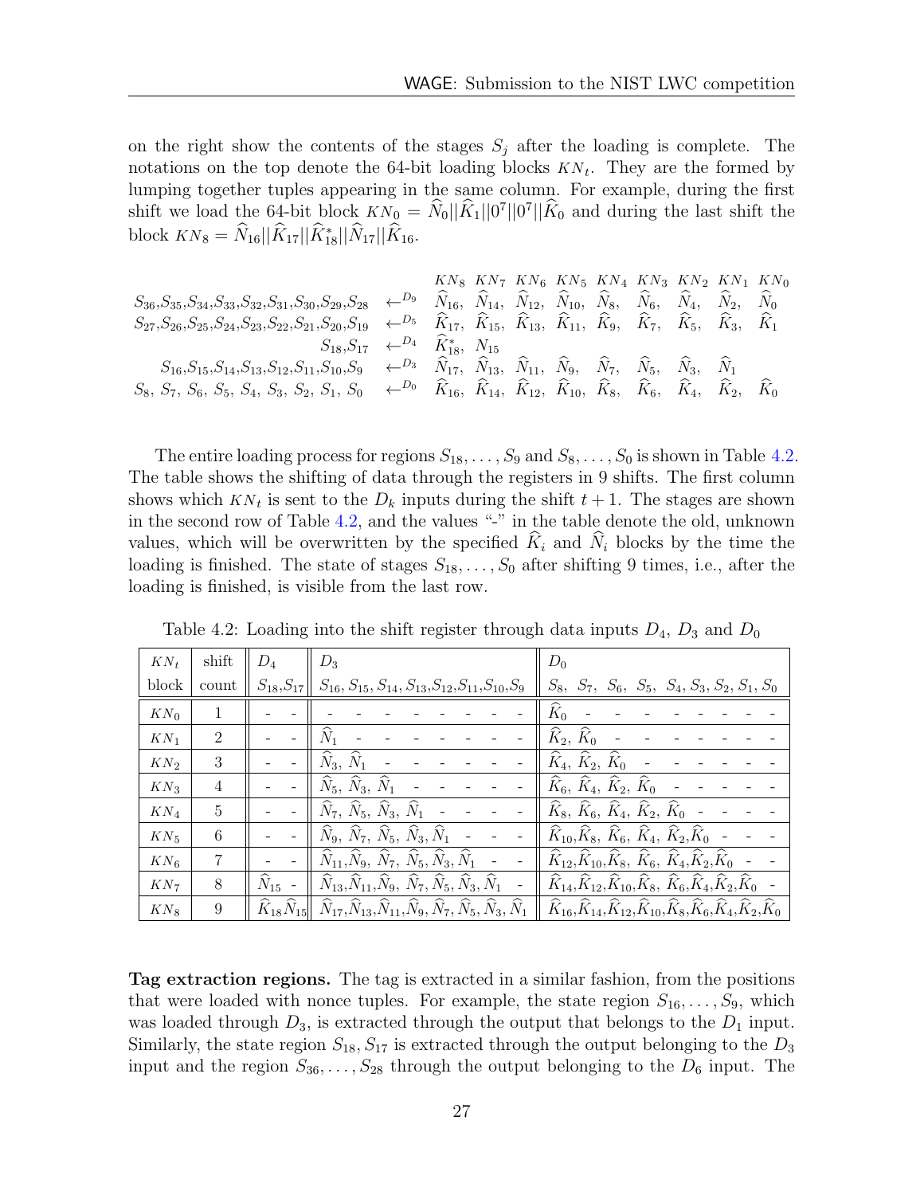on the right show the contents of the stages $S_j$ after the loading is complete. The notations on the top denote the 64-bit loading blocks $KN_t$. They are the formed by lumping together tuples appearing in the same column. For example, during the first shift we load the 64-bit block $KN_0 = \widehat{N}_0||\widehat{K}_1||0^7||0^7||\widehat{K}_0$ and during the last shift the block $KN_8 = \widehat{N}_{16}||\widehat{K}_{17}||\widehat{K}^*_{18}||\widehat{N}_{17}||\widehat{K}_{16}$.

$$
\begin{array}{rlccccccccc}
 & & KN_8 & KN_7 & KN_6 & KN_5 & KN_4 & KN_3 & KN_2 & KN_1 & KN_0 \\
S_{36},S_{35},S_{34},S_{33},S_{32},S_{31},S_{30},S_{29},S_{28} & \xleftarrow{D_9} & \widehat{N}_{16}, & \widehat{N}_{14}, & \widehat{N}_{12}, & \widehat{N}_{10}, & \widehat{N}_{8}, & \widehat{N}_{6}, & \widehat{N}_{4}, & \widehat{N}_{2}, & \widehat{N}_{0} \\
S_{27},S_{26},S_{25},S_{24},S_{23},S_{22},S_{21},S_{20},S_{19} & \xleftarrow{D_5} & \widehat{K}_{17}, & \widehat{K}_{15}, & \widehat{K}_{13}, & \widehat{K}_{11}, & \widehat{K}_{9}, & \widehat{K}_{7}, & \widehat{K}_{5}, & \widehat{K}_{3}, & \widehat{K}_{1} \\
S_{18},S_{17} & \xleftarrow{D_4} & \widehat{K}^*_{18}, & N_{15} & & & & & & & \\
S_{16},S_{15},S_{14},S_{13},S_{12},S_{11},S_{10},S_9 & \xleftarrow{D_3} & \widehat{N}_{17}, & \widehat{N}_{13}, & \widehat{N}_{11}, & \widehat{N}_{9}, & \widehat{N}_{7}, & \widehat{N}_{5}, & \widehat{N}_{3}, & \widehat{N}_{1} & \\
S_8,S_7,S_6,S_5,S_4,S_3,S_2,S_1,S_0 & \xleftarrow{D_0} & \widehat{K}_{16}, & \widehat{K}_{14}, & \widehat{K}_{12}, & \widehat{K}_{10}, & \widehat{K}_{8}, & \widehat{K}_{6}, & \widehat{K}_{4}, & \widehat{K}_{2}, & \widehat{K}_{0}
\end{array}
$$

The entire loading process for regions $S_{18}, \ldots, S_9$ and $S_8, \ldots, S_0$ is shown in Table 4.2. The table shows the shifting of data through the registers in 9 shifts. The first column shows which $KN_t$ is sent to the $D_k$ inputs during the shift $t+1$. The stages are shown in the second row of Table 4.2, and the values "-" in the table denote the old, unknown values, which will be overwritten by the specified $\widehat{K}_i$ and $\widehat{N}_i$ blocks by the time the loading is finished. The state of stages $S_{18}, \ldots, S_0$ after shifting 9 times, i.e., after the loading is finished, is visible from the last row.

Table 4.2: Loading into the shift register through data inputs $D_4$, $D_3$ and $D_0$

| $KN_t$ | shift | $D_4$ | $D_3$ | $D_0$ |
|---|---|---|---|---|
| block | count | $S_{18}, S_{17}$ | $S_{16}, S_{15}, S_{14}, S_{13}, S_{12}, S_{11}, S_{10}, S_9$ | $S_8, S_7, S_6, S_5, S_4, S_3, S_2, S_1, S_0$ |
| $KN_0$ | 1 | - - | - - - - - - - - | $\widehat{K}_0$ - - - - - - - - |
| $KN_1$ | 2 | - - | $\widehat{N}_1$ - - - - - - - | $\widehat{K}_2, \widehat{K}_0$ - - - - - - - |
| $KN_2$ | 3 | - - | $\widehat{N}_3, \widehat{N}_1$ - - - - - - | $\widehat{K}_4, \widehat{K}_2, \widehat{K}_0$ - - - - - - |
| $KN_3$ | 4 | - - | $\widehat{N}_5, \widehat{N}_3, \widehat{N}_1$ - - - - - | $\widehat{K}_6, \widehat{K}_4, \widehat{K}_2, \widehat{K}_0$ - - - - - |
| $KN_4$ | 5 | - - | $\widehat{N}_7, \widehat{N}_5, \widehat{N}_3, \widehat{N}_1$ - - - - | $\widehat{K}_8, \widehat{K}_6, \widehat{K}_4, \widehat{K}_2, \widehat{K}_0$ - - - - |
| $KN_5$ | 6 | - - | $\widehat{N}_9, \widehat{N}_7, \widehat{N}_5, \widehat{N}_3, \widehat{N}_1$ - - - | $\widehat{K}_{10}, \widehat{K}_8, \widehat{K}_6, \widehat{K}_4, \widehat{K}_2, \widehat{K}_0$ - - - |
| $KN_6$ | 7 | - - | $\widehat{N}_{11}, \widehat{N}_9, \widehat{N}_7, \widehat{N}_5, \widehat{N}_3, \widehat{N}_1$ - - | $\widehat{K}_{12}, \widehat{K}_{10}, \widehat{K}_8, \widehat{K}_6, \widehat{K}_4, \widehat{K}_2, \widehat{K}_0$ - - |
| $KN_7$ | 8 | $\widehat{N}_{15}$ - | $\widehat{N}_{13}, \widehat{N}_{11}, \widehat{N}_9, \widehat{N}_7, \widehat{N}_5, \widehat{N}_3, \widehat{N}_1$ - | $\widehat{K}_{14}, \widehat{K}_{12}, \widehat{K}_{10}, \widehat{K}_8, \widehat{K}_6, \widehat{K}_4, \widehat{K}_2, \widehat{K}_0$ - |
| $KN_8$ | 9 | $\widehat{K}_{18} \widehat{N}_{15}$ | $\widehat{N}_{17}, \widehat{N}_{13}, \widehat{N}_{11}, \widehat{N}_9, \widehat{N}_7, \widehat{N}_5, \widehat{N}_3, \widehat{N}_1$ | $\widehat{K}_{16}, \widehat{K}_{14}, \widehat{K}_{12}, \widehat{K}_{10}, \widehat{K}_8, \widehat{K}_6, \widehat{K}_4, \widehat{K}_2, \widehat{K}_0$ |

**Tag extraction regions.** The tag is extracted in a similar fashion, from the positions that were loaded with nonce tuples. For example, the state region $S_{16}, \ldots, S_9$, which was loaded through $D_3$, is extracted through the output that belongs to the $D_1$ input. Similarly, the state region $S_{18}, S_{17}$ is extracted through the output belonging to the $D_3$ input and the region $S_{36}, \ldots, S_{28}$ through the output belonging to the $D_6$ input. The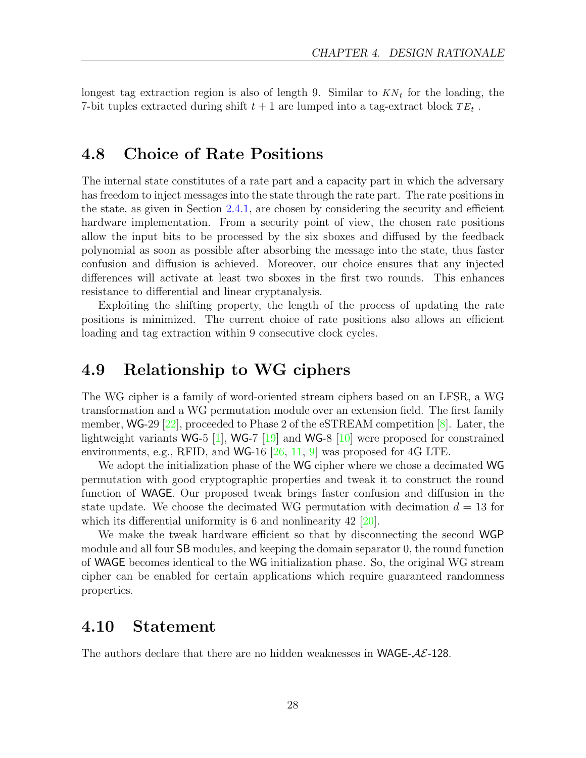longest tag extraction region is also of length 9. Similar to $KN_t$ for the loading, the 7-bit tuples extracted during shift $t+1$ are lumped into a tag-extract block $TE_t$.

## 4.8 Choice of Rate Positions

The internal state constitutes of a rate part and a capacity part in which the adversary has freedom to inject messages into the state through the rate part. The rate positions in the state, as given in Section 2.4.1, are chosen by considering the security and efficient hardware implementation. From a security point of view, the chosen rate positions allow the input bits to be processed by the six sboxes and diffused by the feedback polynomial as soon as possible after absorbing the message into the state, thus faster confusion and diffusion is achieved. Moreover, our choice ensures that any injected differences will activate at least two sboxes in the first two rounds. This enhances resistance to differential and linear cryptanalysis.

Exploiting the shifting property, the length of the process of updating the rate positions is minimized. The current choice of rate positions also allows an efficient loading and tag extraction within 9 consecutive clock cycles.

## 4.9 Relationship to WG ciphers

The WG cipher is a family of word-oriented stream ciphers based on an LFSR, a WG transformation and a WG permutation module over an extension field. The first family member, WG-29 [22], proceeded to Phase 2 of the eSTREAM competition [8]. Later, the lightweight variants WG-5 [1], WG-7 [19] and WG-8 [10] were proposed for constrained environments, e.g., RFID, and WG-16 [26, 11, 9] was proposed for 4G LTE.

We adopt the initialization phase of the WG cipher where we chose a decimated WG permutation with good cryptographic properties and tweak it to construct the round function of WAGE. Our proposed tweak brings faster confusion and diffusion in the state update. We choose the decimated WG permutation with decimation $d = 13$ for which its differential uniformity is 6 and nonlinearity 42 [20].

We make the tweak hardware efficient so that by disconnecting the second WGP module and all four SB modules, and keeping the domain separator 0, the round function of WAGE becomes identical to the WG initialization phase. So, the original WG stream cipher can be enabled for certain applications which require guaranteed randomness properties.

## 4.10 Statement

The authors declare that there are no hidden weaknesses in WAGE-$\mathcal{AE}$-128.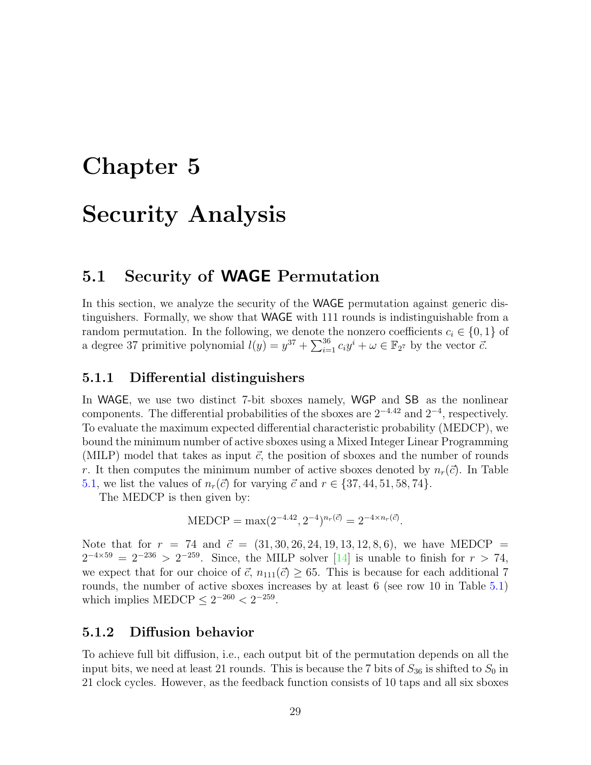# Chapter 5

# Security Analysis

## 5.1 Security of WAGE Permutation

In this section, we analyze the security of the WAGE permutation against generic distinguishers. Formally, we show that WAGE with 111 rounds is indistinguishable from a random permutation. In the following, we denote the nonzero coefficients $c_i \in \{0, 1\}$ of a degree 37 primitive polynomial $l(y) = y^{37} + \sum_{i=1}^{36} c_i y^i + \omega \in \mathbb{F}_{2^7}$ by the vector $\vec{c}$.

### 5.1.1 Differential distinguishers

In WAGE, we use two distinct 7-bit sboxes namely, WGP and SB as the nonlinear components. The differential probabilities of the sboxes are $2^{-4.42}$ and $2^{-4}$, respectively. To evaluate the maximum expected differential characteristic probability (MEDCP), we bound the minimum number of active sboxes using a Mixed Integer Linear Programming (MILP) model that takes as input $\vec{c}$, the position of sboxes and the number of rounds $r$. It then computes the minimum number of active sboxes denoted by $n_r(\vec{c})$. In Table 5.1, we list the values of $n_r(\vec{c})$ for varying $\vec{c}$ and $r \in \{37, 44, 51, 58, 74\}$.

The MEDCP is then given by:

$$\text{MEDCP} = \max(2^{-4.42}, 2^{-4})^{n_r(\vec{c})} = 2^{-4 \times n_r(\vec{c})}.$$

Note that for $r = 74$ and $\vec{c} = (31, 30, 26, 24, 19, 13, 12, 8, 6)$, we have $\text{MEDCP} = 2^{-4 \times 59} = 2^{-236} > 2^{-259}$. Since, the MILP solver [14] is unable to finish for $r > 74$, we expect that for our choice of $\vec{c}$, $n_{111}(\vec{c}) \geq 65$. This is because for each additional 7 rounds, the number of active sboxes increases by at least 6 (see row 10 in Table 5.1) which implies $\text{MEDCP} \leq 2^{-260} < 2^{-259}$.

### 5.1.2 Diffusion behavior

To achieve full bit diffusion, i.e., each output bit of the permutation depends on all the input bits, we need at least 21 rounds. This is because the 7 bits of $S_{36}$ is shifted to $S_0$ in 21 clock cycles. However, as the feedback function consists of 10 taps and all six sboxes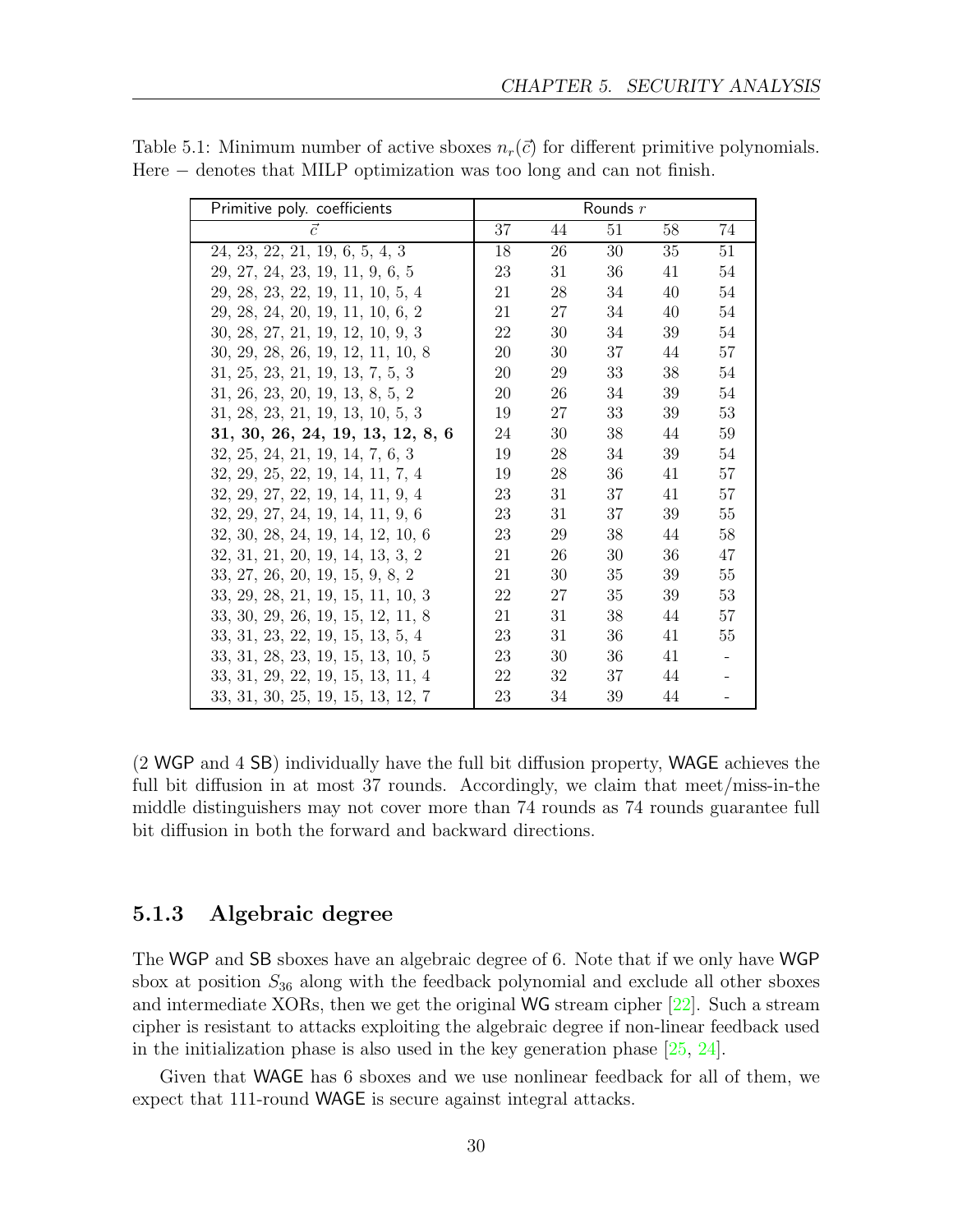Table 5.1: Minimum number of active sboxes $n_r(\vec{c})$ for different primitive polynomials. Here $-$ denotes that MILP optimization was too long and can not finish.

| Primitive poly. coefficients | Rounds $r$ | | | | |
|---|---|---|---|---|---|
| $\vec{c}$ | 37 | 44 | 51 | 58 | 74 |
| 24, 23, 22, 21, 19, 6, 5, 4, 3 | 18 | 26 | 30 | 35 | 51 |
| 29, 27, 24, 23, 19, 11, 9, 6, 5 | 23 | 31 | 36 | 41 | 54 |
| 29, 28, 23, 22, 19, 11, 10, 5, 4 | 21 | 28 | 34 | 40 | 54 |
| 29, 28, 24, 20, 19, 11, 10, 6, 2 | 21 | 27 | 34 | 40 | 54 |
| 30, 28, 27, 21, 19, 12, 10, 9, 3 | 22 | 30 | 34 | 39 | 54 |
| 30, 29, 28, 26, 19, 12, 11, 10, 8 | 20 | 30 | 37 | 44 | 57 |
| 31, 25, 23, 21, 19, 13, 7, 5, 3 | 20 | 29 | 33 | 38 | 54 |
| 31, 26, 23, 20, 19, 13, 8, 5, 2 | 20 | 26 | 34 | 39 | 54 |
| 31, 28, 23, 21, 19, 13, 10, 5, 3 | 19 | 27 | 33 | 39 | 53 |
| **31, 30, 26, 24, 19, 13, 12, 8, 6** | 24 | 30 | 38 | 44 | 59 |
| 32, 25, 24, 21, 19, 14, 7, 6, 3 | 19 | 28 | 34 | 39 | 54 |
| 32, 29, 25, 22, 19, 14, 11, 7, 4 | 19 | 28 | 36 | 41 | 57 |
| 32, 29, 27, 22, 19, 14, 11, 9, 4 | 23 | 31 | 37 | 41 | 57 |
| 32, 29, 27, 24, 19, 14, 11, 9, 6 | 23 | 31 | 37 | 39 | 55 |
| 32, 30, 28, 24, 19, 14, 12, 10, 6 | 23 | 29 | 38 | 44 | 58 |
| 32, 31, 21, 20, 19, 14, 13, 3, 2 | 21 | 26 | 30 | 36 | 47 |
| 33, 27, 26, 20, 19, 15, 9, 8, 2 | 21 | 30 | 35 | 39 | 55 |
| 33, 29, 28, 21, 19, 15, 11, 10, 3 | 22 | 27 | 35 | 39 | 53 |
| 33, 30, 29, 26, 19, 15, 12, 11, 8 | 21 | 31 | 38 | 44 | 57 |
| 33, 31, 23, 22, 19, 15, 13, 5, 4 | 23 | 31 | 36 | 41 | 55 |
| 33, 31, 28, 23, 19, 15, 13, 10, 5 | 23 | 30 | 36 | 41 | - |
| 33, 31, 29, 22, 19, 15, 13, 11, 4 | 22 | 32 | 37 | 44 | - |
| 33, 31, 30, 25, 19, 15, 13, 12, 7 | 23 | 34 | 39 | 44 | - |

(2 WGP and 4 SB) individually have the full bit diffusion property, WAGE achieves the full bit diffusion in at most 37 rounds. Accordingly, we claim that meet/miss-in-the middle distinguishers may not cover more than 74 rounds as 74 rounds guarantee full bit diffusion in both the forward and backward directions.

### 5.1.3 Algebraic degree

The WGP and SB sboxes have an algebraic degree of 6. Note that if we only have WGP sbox at position $S_{36}$ along with the feedback polynomial and exclude all other sboxes and intermediate XORs, then we get the original WG stream cipher [22]. Such a stream cipher is resistant to attacks exploiting the algebraic degree if non-linear feedback used in the initialization phase is also used in the key generation phase [25, 24].

Given that WAGE has 6 sboxes and we use nonlinear feedback for all of them, we expect that 111-round WAGE is secure against integral attacks.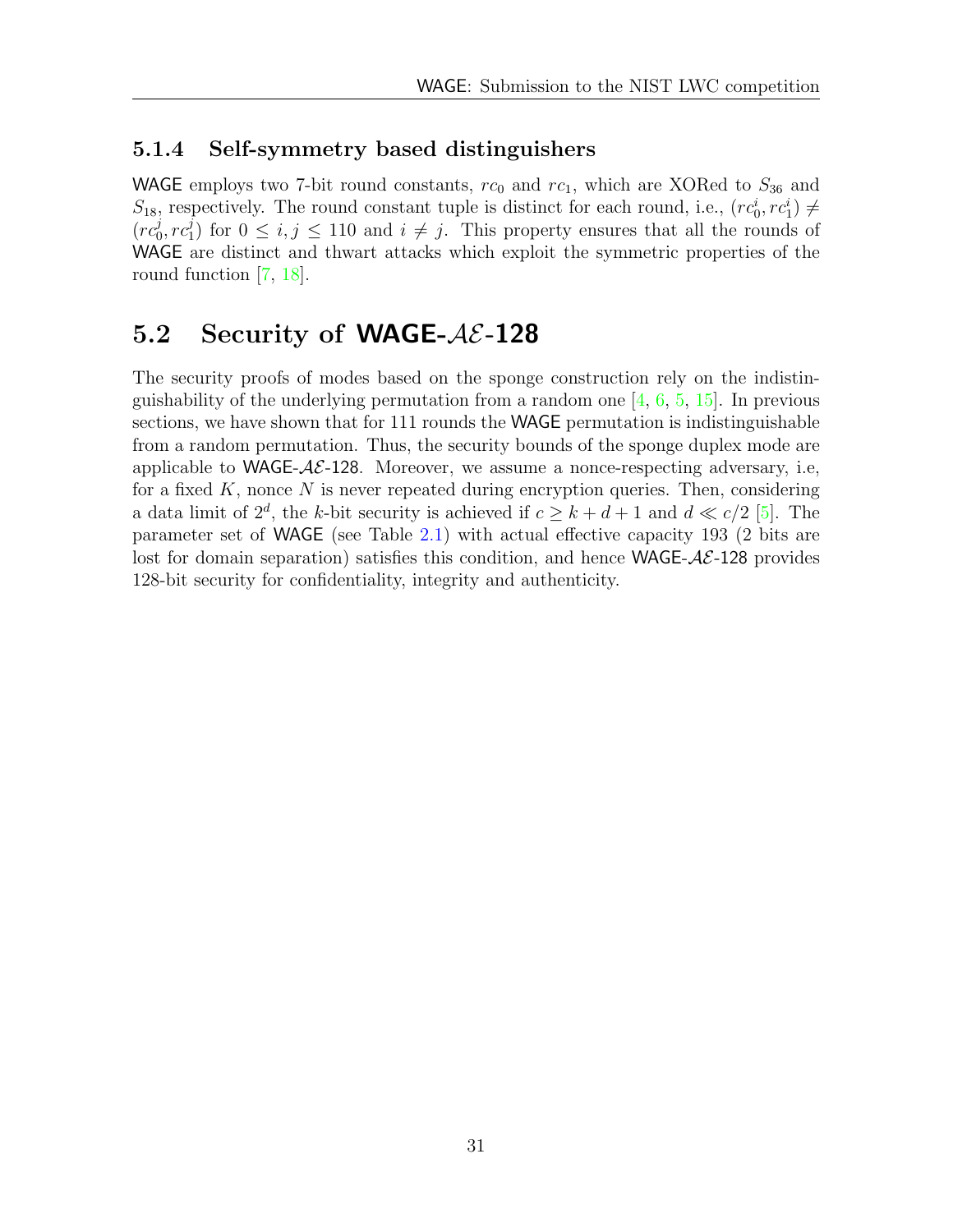### 5.1.4 Self-symmetry based distinguishers

WAGE employs two 7-bit round constants, $rc_0$ and $rc_1$, which are XORed to $S_{36}$ and $S_{18}$, respectively. The round constant tuple is distinct for each round, i.e., $(rc_0^i, rc_1^i) \neq (rc_0^j, rc_1^j)$ for $0 \leq i, j \leq 110$ and $i \neq j$. This property ensures that all the rounds of WAGE are distinct and thwart attacks which exploit the symmetric properties of the round function [7, 18].

## 5.2 Security of WAGE-$\mathcal{AE}$-128

The security proofs of modes based on the sponge construction rely on the indistinguishability of the underlying permutation from a random one [4, 6, 5, 15]. In previous sections, we have shown that for 111 rounds the WAGE permutation is indistinguishable from a random permutation. Thus, the security bounds of the sponge duplex mode are applicable to WAGE-$\mathcal{AE}$-128. Moreover, we assume a nonce-respecting adversary, i.e, for a fixed $K$, nonce $N$ is never repeated during encryption queries. Then, considering a data limit of $2^d$, the $k$-bit security is achieved if $c \geq k + d + 1$ and $d \ll c/2$ [5]. The parameter set of WAGE (see Table 2.1) with actual effective capacity 193 (2 bits are lost for domain separation) satisfies this condition, and hence WAGE-$\mathcal{AE}$-128 provides 128-bit security for confidentiality, integrity and authenticity.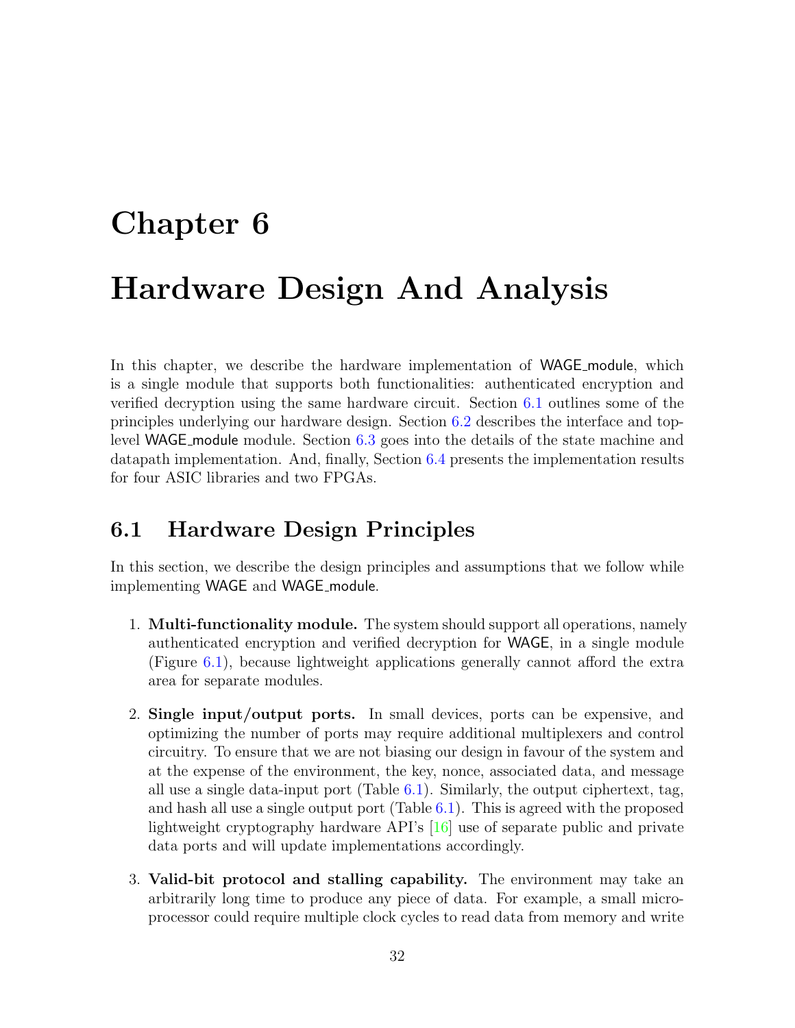# Chapter 6

# Hardware Design And Analysis

In this chapter, we describe the hardware implementation of WAGE_module, which is a single module that supports both functionalities: authenticated encryption and verified decryption using the same hardware circuit. Section 6.1 outlines some of the principles underlying our hardware design. Section 6.2 describes the interface and top-level WAGE_module module. Section 6.3 goes into the details of the state machine and datapath implementation. And, finally, Section 6.4 presents the implementation results for four ASIC libraries and two FPGAs.

## 6.1 Hardware Design Principles

In this section, we describe the design principles and assumptions that we follow while implementing WAGE and WAGE_module.

1. **Multi-functionality module.** The system should support all operations, namely authenticated encryption and verified decryption for WAGE, in a single module (Figure 6.1), because lightweight applications generally cannot afford the extra area for separate modules.

2. **Single input/output ports.** In small devices, ports can be expensive, and optimizing the number of ports may require additional multiplexers and control circuitry. To ensure that we are not biasing our design in favour of the system and at the expense of the environment, the key, nonce, associated data, and message all use a single data-input port (Table 6.1). Similarly, the output ciphertext, tag, and hash all use a single output port (Table 6.1). This is agreed with the proposed lightweight cryptography hardware API's [16] use of separate public and private data ports and will update implementations accordingly.

3. **Valid-bit protocol and stalling capability.** The environment may take an arbitrarily long time to produce any piece of data. For example, a small microprocessor could require multiple clock cycles to read data from memory and write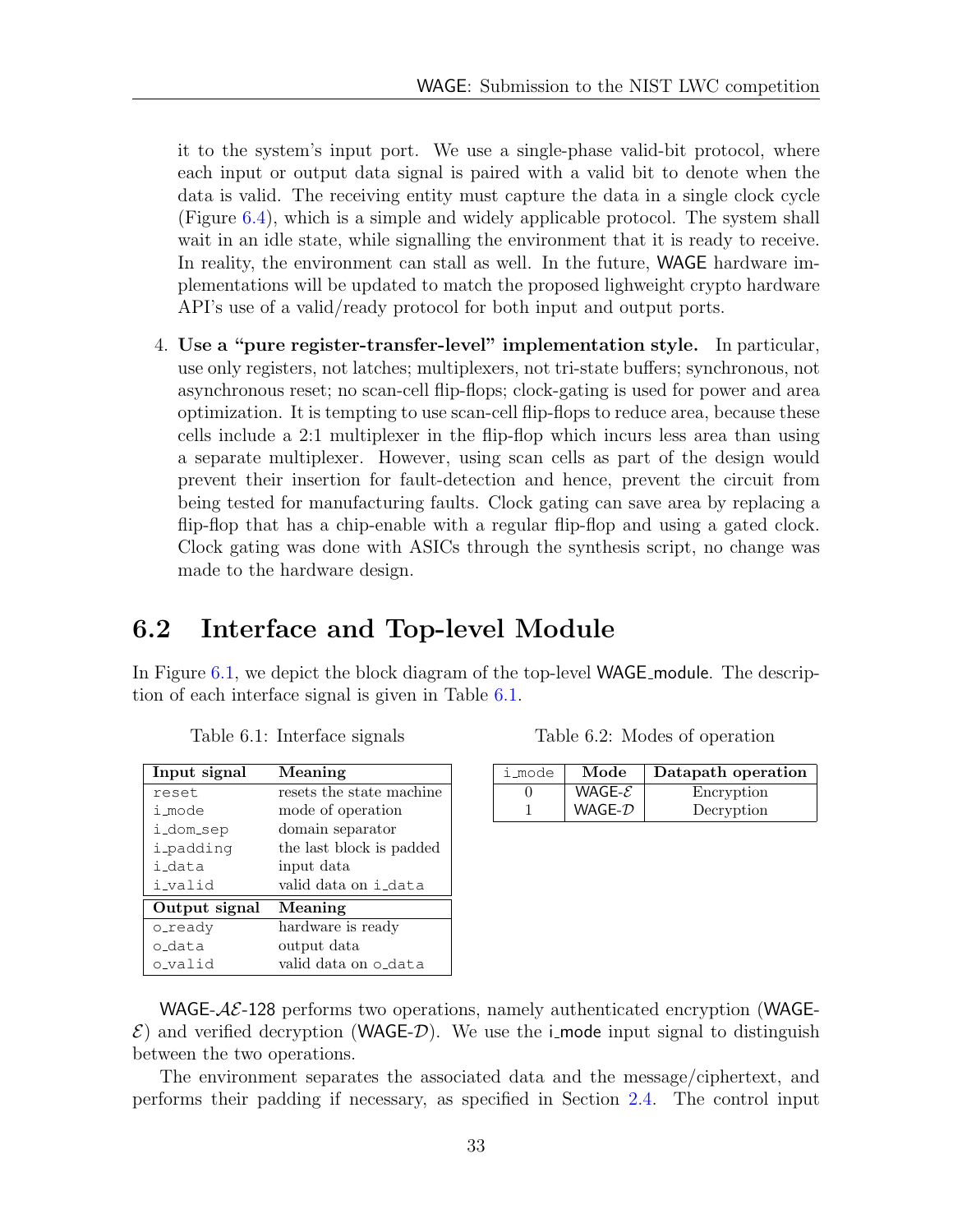it to the system's input port. We use a single-phase valid-bit protocol, where each input or output data signal is paired with a valid bit to denote when the data is valid. The receiving entity must capture the data in a single clock cycle (Figure 6.4), which is a simple and widely applicable protocol. The system shall wait in an idle state, while signalling the environment that it is ready to receive. In reality, the environment can stall as well. In the future, WAGE hardware implementations will be updated to match the proposed lighweight crypto hardware API's use of a valid/ready protocol for both input and output ports.

4. **Use a "pure register-transfer-level" implementation style.** In particular, use only registers, not latches; multiplexers, not tri-state buffers; synchronous, not asynchronous reset; no scan-cell flip-flops; clock-gating is used for power and area optimization. It is tempting to use scan-cell flip-flops to reduce area, because these cells include a 2:1 multiplexer in the flip-flop which incurs less area than using a separate multiplexer. However, using scan cells as part of the design would prevent their insertion for fault-detection and hence, prevent the circuit from being tested for manufacturing faults. Clock gating can save area by replacing a flip-flop that has a chip-enable with a regular flip-flop and using a gated clock. Clock gating was done with ASICs through the synthesis script, no change was made to the hardware design.

## 6.2 Interface and Top-level Module

In Figure 6.1, we depict the block diagram of the top-level WAGE_module. The description of each interface signal is given in Table 6.1.

Table 6.1: Interface signals

| Input signal | Meaning |
|---|---|
| reset | resets the state machine |
| i_mode | mode of operation |
| i_dom_sep | domain separator |
| i_padding | the last block is padded |
| i_data | input data |
| i_valid | valid data on i_data |
| **Output signal** | **Meaning** |
| o_ready | hardware is ready |
| o_data | output data |
| o_valid | valid data on o_data |

Table 6.2: Modes of operation

| i_mode | Mode | Datapath operation |
|---|---|---|
| 0 | WAGE-$\mathcal{E}$ | Encryption |
| 1 | WAGE-$\mathcal{D}$ | Decryption |

WAGE-$\mathcal{AE}$-128 performs two operations, namely authenticated encryption (WAGE-$\mathcal{E}$) and verified decryption (WAGE-$\mathcal{D}$). We use the i_mode input signal to distinguish between the two operations.

The environment separates the associated data and the message/ciphertext, and performs their padding if necessary, as specified in Section 2.4. The control input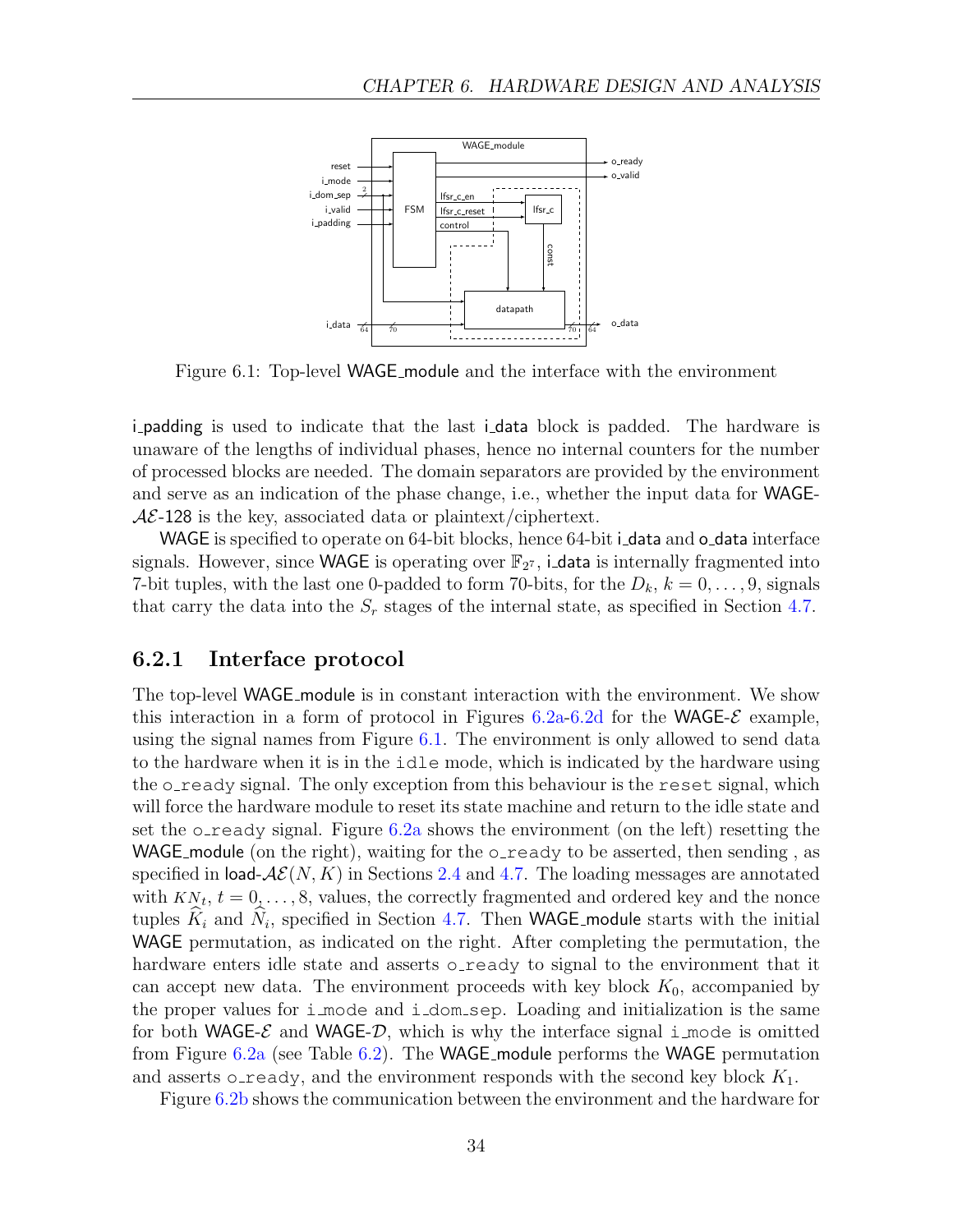Figure 6.1: Top-level WAGE_module and the interface with the environment

i_padding is used to indicate that the last i_data block is padded. The hardware is unaware of the lengths of individual phases, hence no internal counters for the number of processed blocks are needed. The domain separators are provided by the environment and serve as an indication of the phase change, i.e., whether the input data for WAGE-$\mathcal{AE}$-128 is the key, associated data or plaintext/ciphertext.

WAGE is specified to operate on 64-bit blocks, hence 64-bit i_data and o_data interface signals. However, since WAGE is operating over $\mathbb{F}_{2^7}$, i_data is internally fragmented into 7-bit tuples, with the last one 0-padded to form 70-bits, for the $D_k$, $k = 0, \ldots, 9$, signals that carry the data into the $S_r$ stages of the internal state, as specified in Section 4.7.

### 6.2.1 Interface protocol

The top-level WAGE_module is in constant interaction with the environment. We show this interaction in a form of protocol in Figures 6.2a-6.2d for the WAGE-$\mathcal{E}$ example, using the signal names from Figure 6.1. The environment is only allowed to send data to the hardware when it is in the idle mode, which is indicated by the hardware using the o_ready signal. The only exception from this behaviour is the reset signal, which will force the hardware module to reset its state machine and return to the idle state and set the o_ready signal. Figure 6.2a shows the environment (on the left) resetting the WAGE_module (on the right), waiting for the o_ready to be asserted, then sending , as specified in load-$\mathcal{AE}(N, K)$ in Sections 2.4 and 4.7. The loading messages are annotated with $KN_t$, $t = 0, \ldots, 8$, values, the correctly fragmented and ordered key and the nonce tuples $\widehat{K}_i$ and $\widehat{N}_i$, specified in Section 4.7. Then WAGE_module starts with the initial WAGE permutation, as indicated on the right. After completing the permutation, the hardware enters idle state and asserts o_ready to signal to the environment that it can accept new data. The environment proceeds with key block $K_0$, accompanied by the proper values for i_mode and i_dom_sep. Loading and initialization is the same for both WAGE-$\mathcal{E}$ and WAGE-$\mathcal{D}$, which is why the interface signal i_mode is omitted from Figure 6.2a (see Table 6.2). The WAGE_module performs the WAGE permutation and asserts o_ready, and the environment responds with the second key block $K_1$.

Figure 6.2b shows the communication between the environment and the hardware for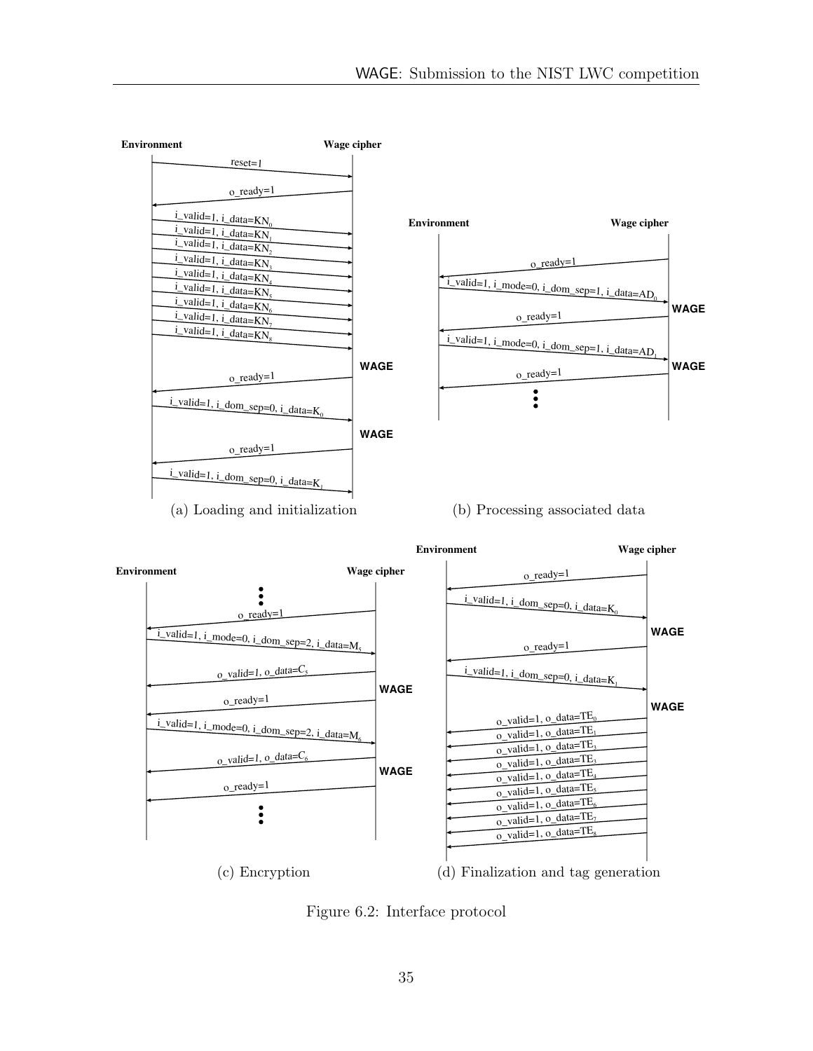(a) Loading and initialization

(b) Processing associated data

(c) Encryption

(d) Finalization and tag generation

Figure 6.2: Interface protocol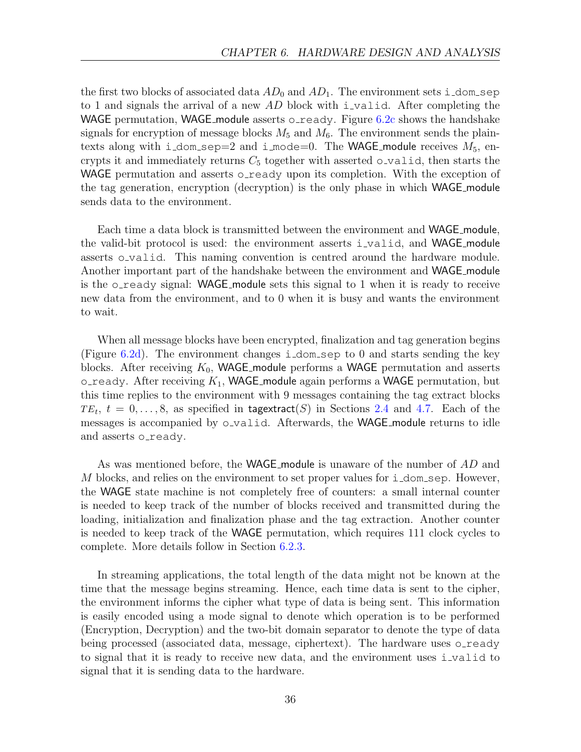the first two blocks of associated data $AD_0$ and $AD_1$. The environment sets i_dom_sep to 1 and signals the arrival of a new $AD$ block with i_valid. After completing the WAGE permutation, WAGE_module asserts o_ready. Figure 6.2c shows the handshake signals for encryption of message blocks $M_5$ and $M_6$. The environment sends the plaintexts along with i_dom_sep=2 and i_mode=0. The WAGE_module receives $M_5$, encrypts it and immediately returns $C_5$ together with asserted o_valid, then starts the WAGE permutation and asserts o_ready upon its completion. With the exception of the tag generation, encryption (decryption) is the only phase in which WAGE_module sends data to the environment.

Each time a data block is transmitted between the environment and WAGE_module, the valid-bit protocol is used: the environment asserts i_valid, and WAGE_module asserts o_valid. This naming convention is centred around the hardware module. Another important part of the handshake between the environment and WAGE_module is the o_ready signal: WAGE_module sets this signal to 1 when it is ready to receive new data from the environment, and to 0 when it is busy and wants the environment to wait.

When all message blocks have been encrypted, finalization and tag generation begins (Figure 6.2d). The environment changes i_dom_sep to 0 and starts sending the key blocks. After receiving $K_0$, WAGE_module performs a WAGE permutation and asserts o_ready. After receiving $K_1$, WAGE_module again performs a WAGE permutation, but this time replies to the environment with 9 messages containing the tag extract blocks $TE_t$, $t = 0, \dots, 8$, as specified in tagextract($S$) in Sections 2.4 and 4.7. Each of the messages is accompanied by o_valid. Afterwards, the WAGE_module returns to idle and asserts o_ready.

As was mentioned before, the WAGE_module is unaware of the number of $AD$ and $M$ blocks, and relies on the environment to set proper values for i_dom_sep. However, the WAGE state machine is not completely free of counters: a small internal counter is needed to keep track of the number of blocks received and transmitted during the loading, initialization and finalization phase and the tag extraction. Another counter is needed to keep track of the WAGE permutation, which requires 111 clock cycles to complete. More details follow in Section 6.2.3.

In streaming applications, the total length of the data might not be known at the time that the message begins streaming. Hence, each time data is sent to the cipher, the environment informs the cipher what type of data is being sent. This information is easily encoded using a mode signal to denote which operation is to be performed (Encryption, Decryption) and the two-bit domain separator to denote the type of data being processed (associated data, message, ciphertext). The hardware uses o_ready to signal that it is ready to receive new data, and the environment uses i_valid to signal that it is sending data to the hardware.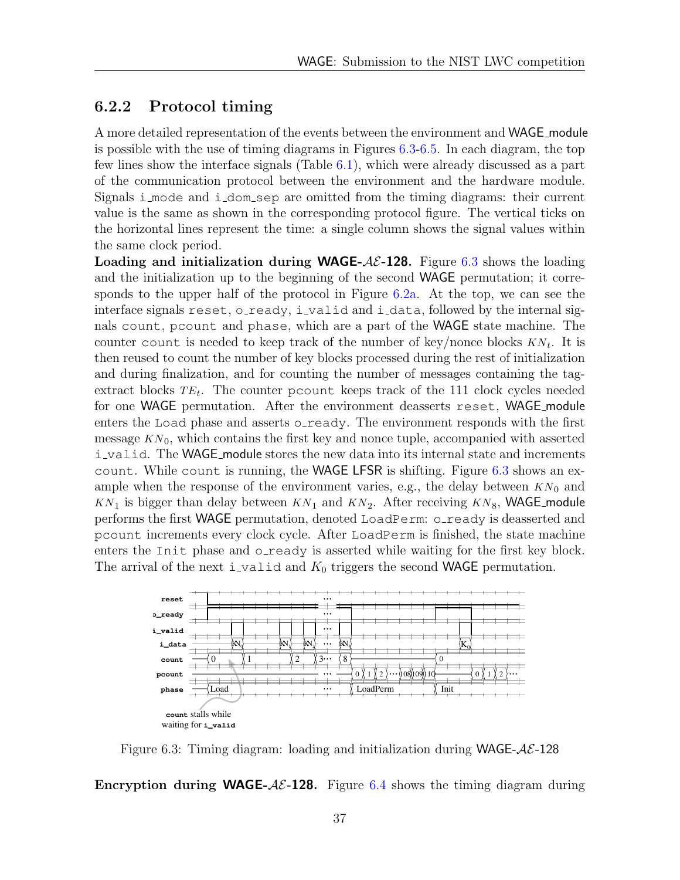### 6.2.2 Protocol timing

A more detailed representation of the events between the environment and WAGE_module is possible with the use of timing diagrams in Figures 6.3-6.5. In each diagram, the top few lines show the interface signals (Table 6.1), which were already discussed as a part of the communication protocol between the environment and the hardware module. Signals `i_mode` and `i_dom_sep` are omitted from the timing diagrams: their current value is the same as shown in the corresponding protocol figure. The vertical ticks on the horizontal lines represent the time: a single column shows the signal values within the same clock period.

**Loading and initialization during WAGE-$\mathcal{AE}$-128.** Figure 6.3 shows the loading and the initialization up to the beginning of the second WAGE permutation; it corresponds to the upper half of the protocol in Figure 6.2a. At the top, we can see the interface signals `reset`, `o_ready`, `i_valid` and `i_data`, followed by the internal signals `count`, `pcount` and `phase`, which are a part of the WAGE state machine. The counter `count` is needed to keep track of the number of key/nonce blocks $KN_t$. It is then reused to count the number of key blocks processed during the rest of initialization and during finalization, and for counting the number of messages containing the tag-extract blocks $TE_t$. The counter `pcount` keeps track of the 111 clock cycles needed for one WAGE permutation. After the environment deasserts `reset`, WAGE_module enters the `Load` phase and asserts `o_ready`. The environment responds with the first message $KN_0$, which contains the first key and nonce tuple, accompanied with asserted `i_valid`. The WAGE_module stores the new data into its internal state and increments `count`. While `count` is running, the WAGE LFSR is shifting. Figure 6.3 shows an example when the response of the environment varies, e.g., the delay between $KN_0$ and $KN_1$ is bigger than delay between $KN_1$ and $KN_2$. After receiving $KN_8$, WAGE_module performs the first WAGE permutation, denoted `LoadPerm`: `o_ready` is deasserted and `pcount` increments every clock cycle. After `LoadPerm` is finished, the state machine enters the `Init` phase and `o_ready` is asserted while waiting for the first key block. The arrival of the next `i_valid` and $K_0$ triggers the second WAGE permutation.

Figure 6.3: Timing diagram: loading and initialization during WAGE-$\mathcal{AE}$-128

**Encryption during WAGE-$\mathcal{AE}$-128.** Figure 6.4 shows the timing diagram during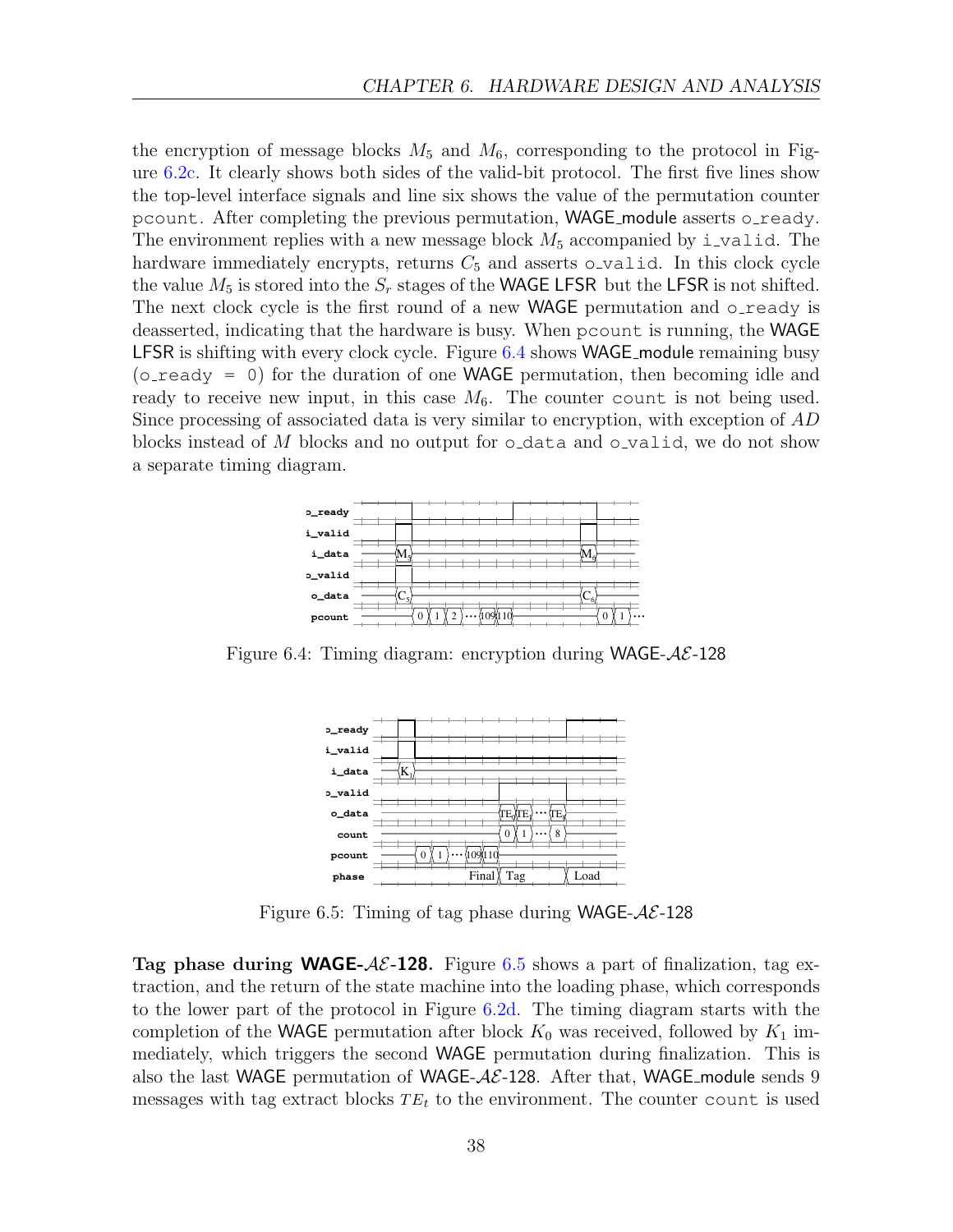the encryption of message blocks $M_5$ and $M_6$, corresponding to the protocol in Figure 6.2c. It clearly shows both sides of the valid-bit protocol. The first five lines show the top-level interface signals and line six shows the value of the permutation counter pcount. After completing the previous permutation, WAGE_module asserts o_ready. The environment replies with a new message block $M_5$ accompanied by i_valid. The hardware immediately encrypts, returns $C_5$ and asserts o_valid. In this clock cycle the value $M_5$ is stored into the $S_r$ stages of the WAGE LFSR but the LFSR is not shifted. The next clock cycle is the first round of a new WAGE permutation and o_ready is deasserted, indicating that the hardware is busy. When pcount is running, the WAGE LFSR is shifting with every clock cycle. Figure 6.4 shows WAGE_module remaining busy (o_ready = 0) for the duration of one WAGE permutation, then becoming idle and ready to receive new input, in this case $M_6$. The counter count is not being used. Since processing of associated data is very similar to encryption, with exception of $AD$ blocks instead of $M$ blocks and no output for o_data and o_valid, we do not show a separate timing diagram.

Figure 6.4: Timing diagram: encryption during WAGE-$\mathcal{AE}$-128

Figure 6.5: Timing of tag phase during WAGE-$\mathcal{AE}$-128

**Tag phase during WAGE-$\mathcal{AE}$-128.** Figure 6.5 shows a part of finalization, tag extraction, and the return of the state machine into the loading phase, which corresponds to the lower part of the protocol in Figure 6.2d. The timing diagram starts with the completion of the WAGE permutation after block $K_0$ was received, followed by $K_1$ immediately, which triggers the second WAGE permutation during finalization. This is also the last WAGE permutation of WAGE-$\mathcal{AE}$-128. After that, WAGE_module sends 9 messages with tag extract blocks $TE_t$ to the environment. The counter count is used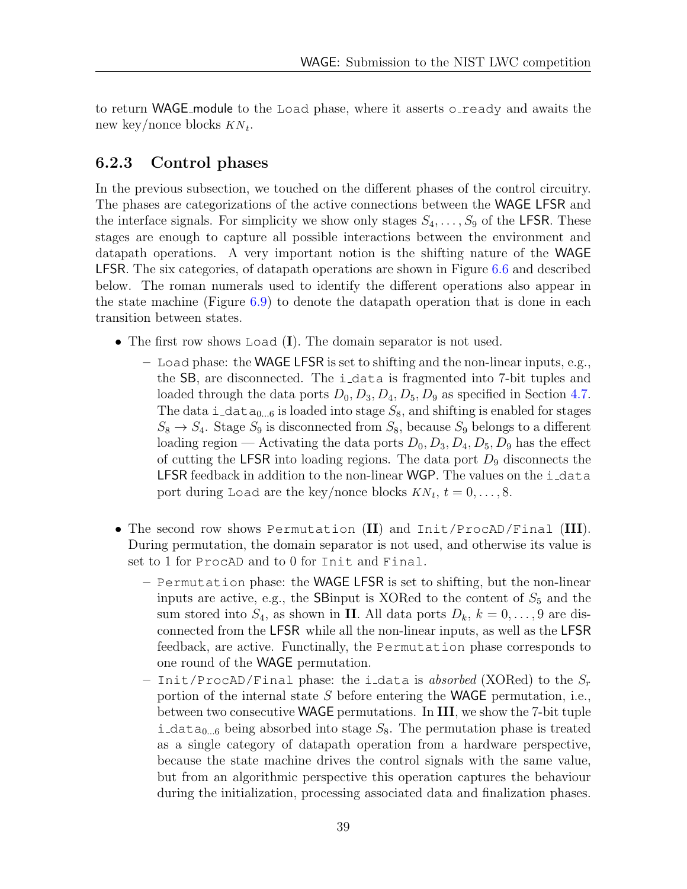to return WAGE_module to the Load phase, where it asserts o_ready and awaits the new key/nonce blocks $KN_t$.

### 6.2.3 Control phases

In the previous subsection, we touched on the different phases of the control circuitry. The phases are categorizations of the active connections between the WAGE LFSR and the interface signals. For simplicity we show only stages $S_4, \ldots, S_9$ of the LFSR. These stages are enough to capture all possible interactions between the environment and datapath operations. A very important notion is the shifting nature of the WAGE LFSR. The six categories, of datapath operations are shown in Figure 6.6 and described below. The roman numerals used to identify the different operations also appear in the state machine (Figure 6.9) to denote the datapath operation that is done in each transition between states.

- The first row shows Load (**I**). The domain separator is not used.
  - Load phase: the WAGE LFSR is set to shifting and the non-linear inputs, e.g., the SB, are disconnected. The i_data is fragmented into 7-bit tuples and loaded through the data ports $D_0, D_3, D_4, D_5, D_9$ as specified in Section 4.7. The data $\texttt{i\_data}_{0\ldots6}$ is loaded into stage $S_8$, and shifting is enabled for stages $S_8 \to S_4$. Stage $S_9$ is disconnected from $S_8$, because $S_9$ belongs to a different loading region — Activating the data ports $D_0, D_3, D_4, D_5, D_9$ has the effect of cutting the LFSR into loading regions. The data port $D_9$ disconnects the LFSR feedback in addition to the non-linear WGP. The values on the i_data port during Load are the key/nonce blocks $KN_t$, $t = 0, \ldots, 8$.

- The second row shows Permutation (**II**) and Init/ProcAD/Final (**III**). During permutation, the domain separator is not used, and otherwise its value is set to 1 for ProcAD and to 0 for Init and Final.
  - Permutation phase: the WAGE LFSR is set to shifting, but the non-linear inputs are active, e.g., the SBinput is XORed to the content of $S_5$ and the sum stored into $S_4$, as shown in **II**. All data ports $D_k$, $k = 0, \ldots, 9$ are disconnected from the LFSR while all the non-linear inputs, as well as the LFSR feedback, are active. Functinally, the Permutation phase corresponds to one round of the WAGE permutation.
  - Init/ProcAD/Final phase: the i_data is *absorbed* (XORed) to the $S_r$ portion of the internal state $S$ before entering the WAGE permutation, i.e., between two consecutive WAGE permutations. In **III**, we show the 7-bit tuple $\texttt{i\_data}_{0\ldots6}$ being absorbed into stage $S_8$. The permutation phase is treated as a single category of datapath operation from a hardware perspective, because the state machine drives the control signals with the same value, but from an algorithmic perspective this operation captures the behaviour during the initialization, processing associated data and finalization phases.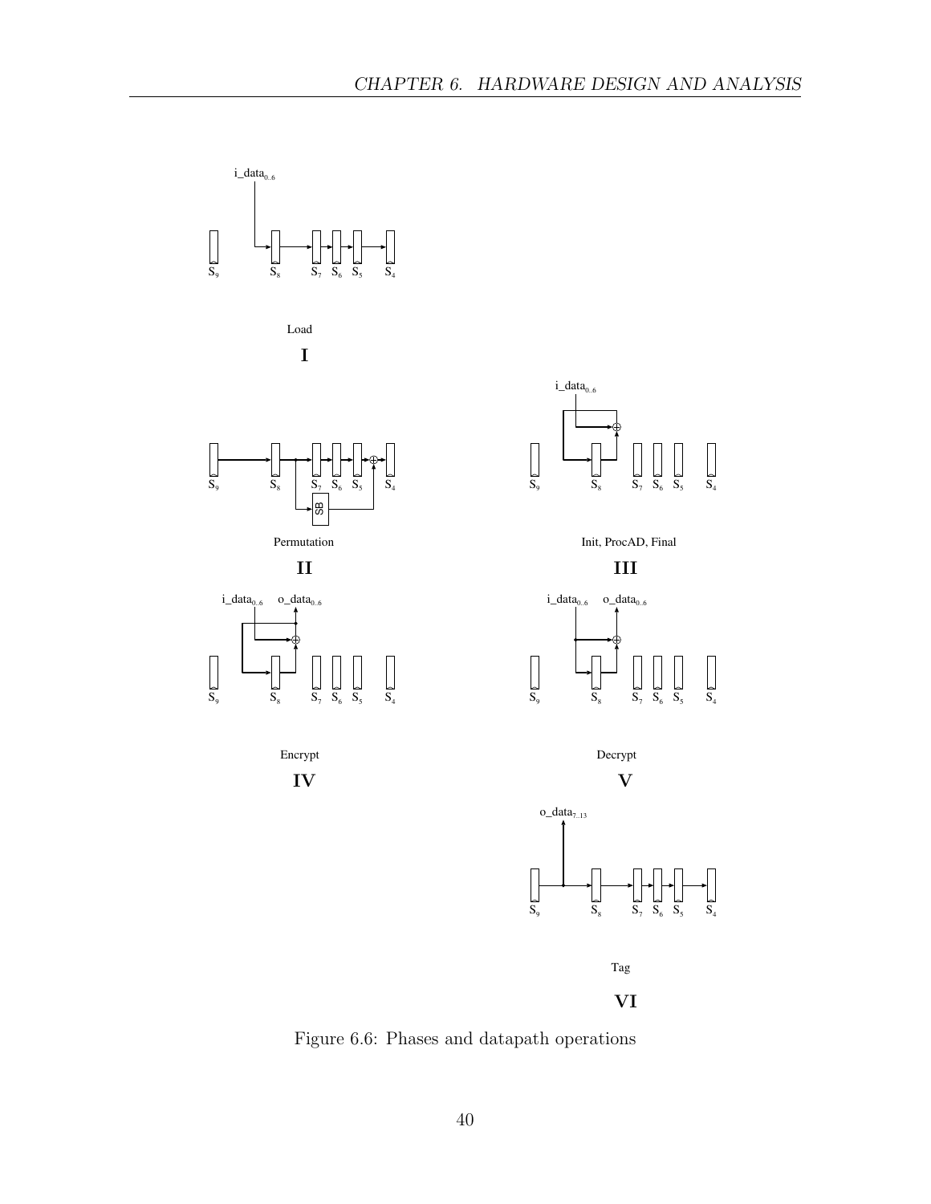Figure 6.6: Phases and datapath operations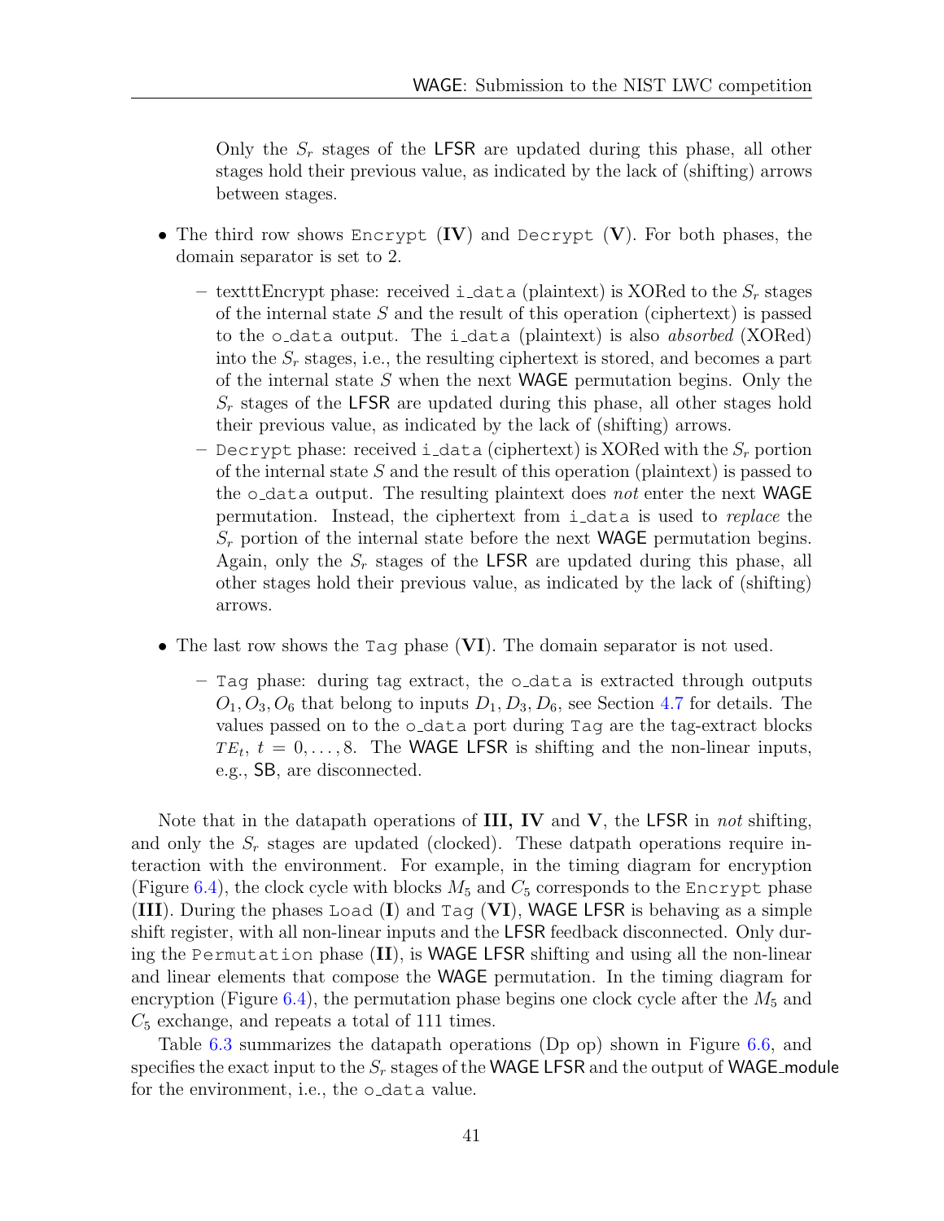Only the $S_r$ stages of the LFSR are updated during this phase, all other stages hold their previous value, as indicated by the lack of (shifting) arrows between stages.

- The third row shows `Encrypt` (**IV**) and `Decrypt` (**V**). For both phases, the domain separator is set to 2.
  - texttttEncrypt phase: received `i_data` (plaintext) is XORed to the $S_r$ stages of the internal state $S$ and the result of this operation (ciphertext) is passed to the `o_data` output. The `i_data` (plaintext) is also *absorbed* (XORed) into the $S_r$ stages, i.e., the resulting ciphertext is stored, and becomes a part of the internal state $S$ when the next WAGE permutation begins. Only the $S_r$ stages of the LFSR are updated during this phase, all other stages hold their previous value, as indicated by the lack of (shifting) arrows.
  - `Decrypt` phase: received `i_data` (ciphertext) is XORed with the $S_r$ portion of the internal state $S$ and the result of this operation (plaintext) is passed to the `o_data` output. The resulting plaintext does *not* enter the next WAGE permutation. Instead, the ciphertext from `i_data` is used to *replace* the $S_r$ portion of the internal state before the next WAGE permutation begins. Again, only the $S_r$ stages of the LFSR are updated during this phase, all other stages hold their previous value, as indicated by the lack of (shifting) arrows.
- The last row shows the `Tag` phase (**VI**). The domain separator is not used.
  - `Tag` phase: during tag extract, the `o_data` is extracted through outputs $O_1, O_3, O_6$ that belong to inputs $D_1, D_3, D_6$, see Section 4.7 for details. The values passed on to the `o_data` port during `Tag` are the tag-extract blocks $TE_t$, $t = 0, \ldots, 8$. The WAGE LFSR is shifting and the non-linear inputs, e.g., SB, are disconnected.

Note that in the datapath operations of **III, IV** and **V**, the LFSR in *not* shifting, and only the $S_r$ stages are updated (clocked). These datpath operations require interaction with the environment. For example, in the timing diagram for encryption (Figure 6.4), the clock cycle with blocks $M_5$ and $C_5$ corresponds to the `Encrypt` phase (**III**). During the phases `Load` (**I**) and `Tag` (**VI**), WAGE LFSR is behaving as a simple shift register, with all non-linear inputs and the LFSR feedback disconnected. Only during the `Permutation` phase (**II**), is WAGE LFSR shifting and using all the non-linear and linear elements that compose the WAGE permutation. In the timing diagram for encryption (Figure 6.4), the permutation phase begins one clock cycle after the $M_5$ and $C_5$ exchange, and repeats a total of 111 times.

Table 6.3 summarizes the datapath operations (Dp op) shown in Figure 6.6, and specifies the exact input to the $S_r$ stages of the WAGE LFSR and the output of WAGE_module for the environment, i.e., the `o_data` value.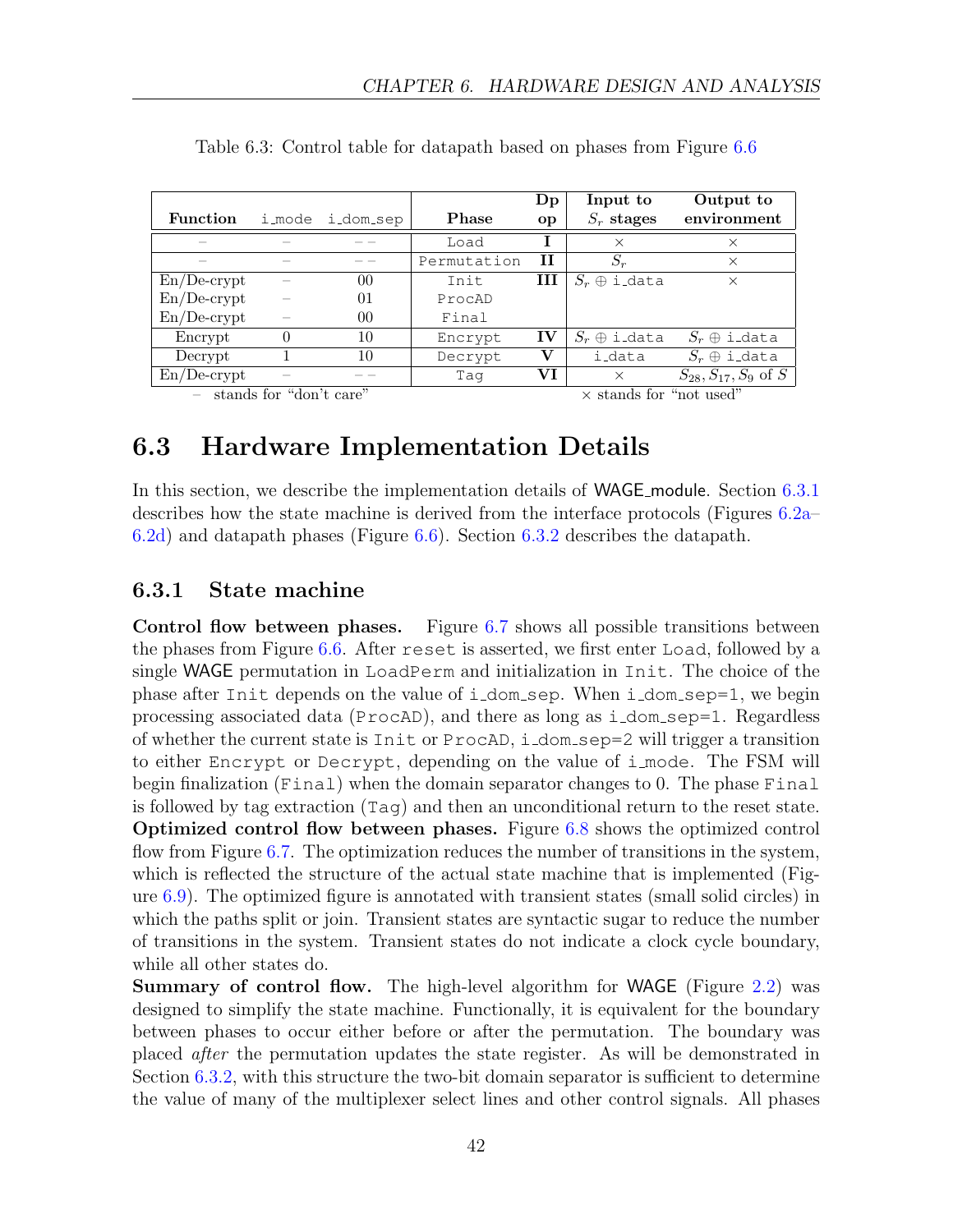Table 6.3: Control table for datapath based on phases from Figure 6.6

| Function | i_mode | i_dom_sep | Phase | Dp op | Input to $S_r$ stages | Output to environment |
|---|---|---|---|---|---|---|
| – | – | – – | Load | **I** | × | × |
| – | – | – – | Permutation | **II** | $S_r$ | × |
| En/De-crypt | – | 00 | Init | **III** | $S_r \oplus$ i_data | × |
| En/De-crypt | – | 01 | ProcAD | | | |
| En/De-crypt | – | 00 | Final | | | |
| Encrypt | 0 | 10 | Encrypt | **IV** | $S_r \oplus$ i_data | $S_r \oplus$ i_data |
| Decrypt | 1 | 10 | Decrypt | **V** | i_data | $S_r \oplus$ i_data |
| En/De-crypt | – | – – | Tag | **VI** | × | $S_{28}, S_{17}, S_9$ of $S$ |

– stands for "don't care" × stands for "not used"

## 6.3 Hardware Implementation Details

In this section, we describe the implementation details of WAGE_module. Section 6.3.1 describes how the state machine is derived from the interface protocols (Figures 6.2a–6.2d) and datapath phases (Figure 6.6). Section 6.3.2 describes the datapath.

### 6.3.1 State machine

**Control flow between phases.** Figure 6.7 shows all possible transitions between the phases from Figure 6.6. After reset is asserted, we first enter Load, followed by a single WAGE permutation in LoadPerm and initialization in Init. The choice of the phase after Init depends on the value of i_dom_sep. When i_dom_sep=1, we begin processing associated data (ProcAD), and there as long as i_dom_sep=1. Regardless of whether the current state is Init or ProcAD, i_dom_sep=2 will trigger a transition to either Encrypt or Decrypt, depending on the value of i_mode. The FSM will begin finalization (Final) when the domain separator changes to 0. The phase Final is followed by tag extraction (Tag) and then an unconditional return to the reset state.
**Optimized control flow between phases.** Figure 6.8 shows the optimized control flow from Figure 6.7. The optimization reduces the number of transitions in the system, which is reflected the structure of the actual state machine that is implemented (Figure 6.9). The optimized figure is annotated with transient states (small solid circles) in which the paths split or join. Transient states are syntactic sugar to reduce the number of transitions in the system. Transient states do not indicate a clock cycle boundary, while all other states do.
**Summary of control flow.** The high-level algorithm for WAGE (Figure 2.2) was designed to simplify the state machine. Functionally, it is equivalent for the boundary between phases to occur either before or after the permutation. The boundary was placed *after* the permutation updates the state register. As will be demonstrated in Section 6.3.2, with this structure the two-bit domain separator is sufficient to determine the value of many of the multiplexer select lines and other control signals. All phases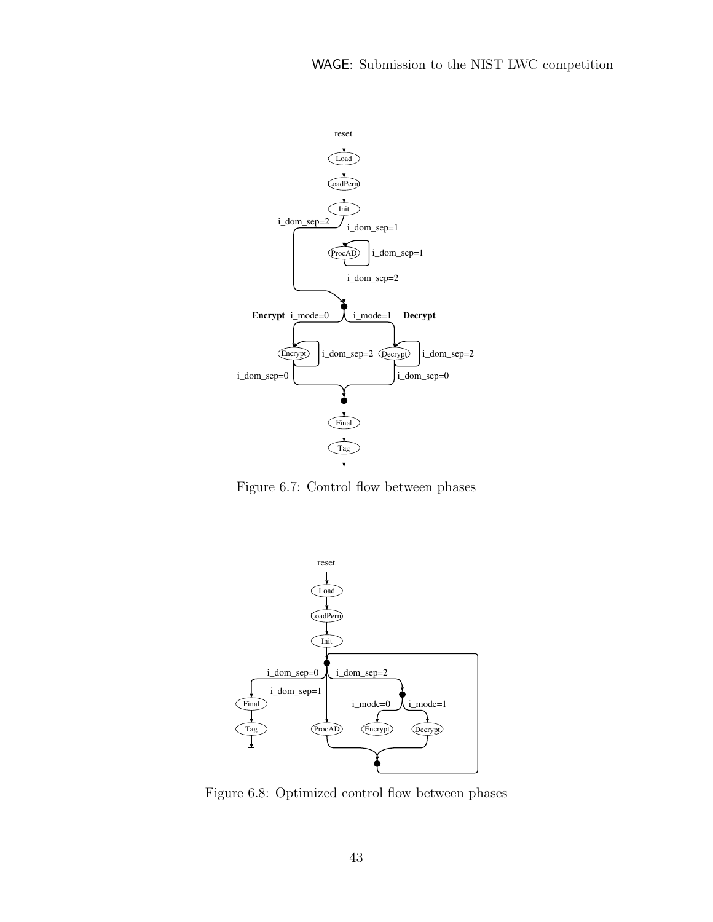Figure 6.7: Control flow between phases

Figure 6.8: Optimized control flow between phases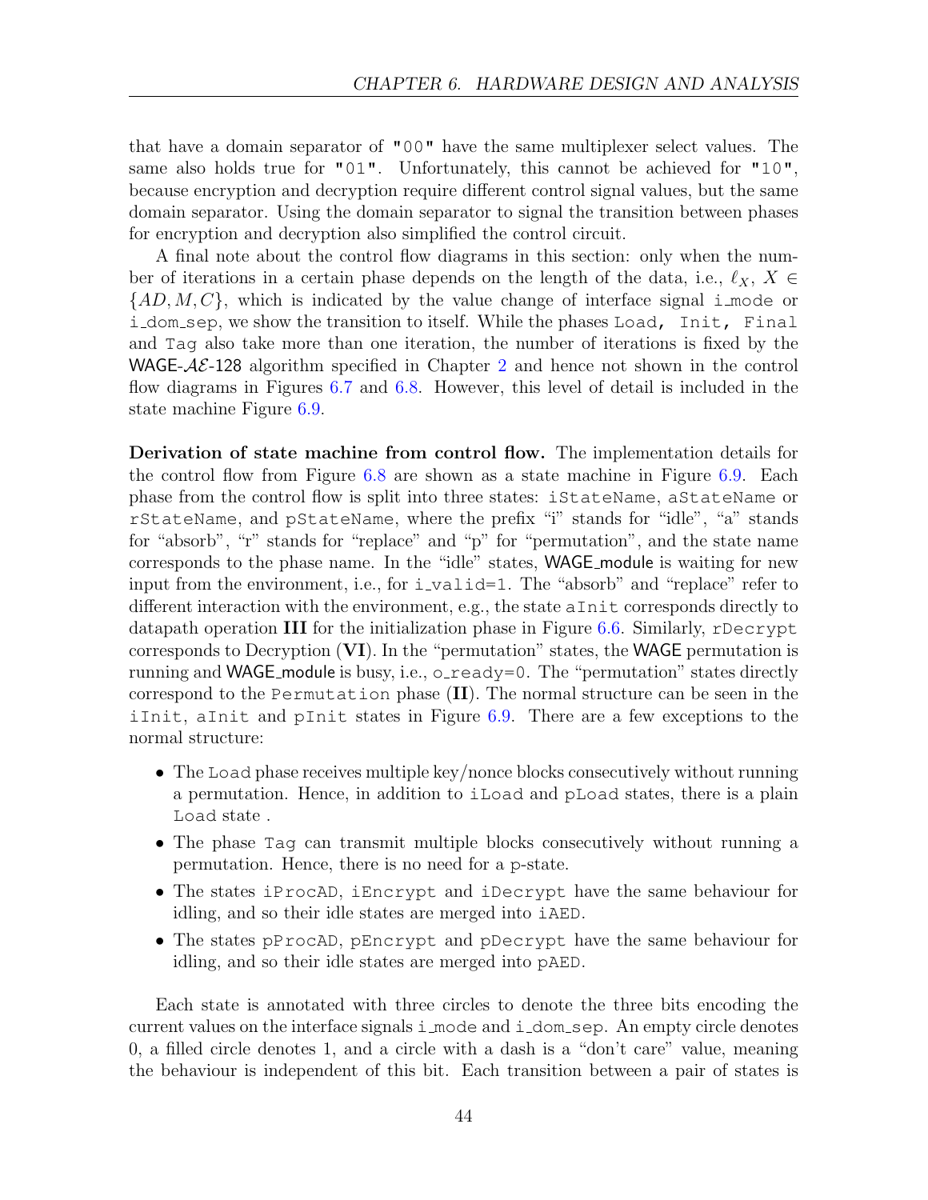that have a domain separator of "00" have the same multiplexer select values. The same also holds true for "01". Unfortunately, this cannot be achieved for "10", because encryption and decryption require different control signal values, but the same domain separator. Using the domain separator to signal the transition between phases for encryption and decryption also simplified the control circuit.

A final note about the control flow diagrams in this section: only when the number of iterations in a certain phase depends on the length of the data, i.e., $\ell_X$, $X \in \{AD, M, C\}$, which is indicated by the value change of interface signal i_mode or i_dom_sep, we show the transition to itself. While the phases Load, Init, Final and Tag also take more than one iteration, the number of iterations is fixed by the WAGE-$\mathcal{AE}$-128 algorithm specified in Chapter 2 and hence not shown in the control flow diagrams in Figures 6.7 and 6.8. However, this level of detail is included in the state machine Figure 6.9.

**Derivation of state machine from control flow.** The implementation details for the control flow from Figure 6.8 are shown as a state machine in Figure 6.9. Each phase from the control flow is split into three states: iStateName, aStateName or rStateName, and pStateName, where the prefix "i" stands for "idle", "a" stands for "absorb", "r" stands for "replace" and "p" for "permutation", and the state name corresponds to the phase name. In the "idle" states, WAGE_module is waiting for new input from the environment, i.e., for i_valid=1. The "absorb" and "replace" refer to different interaction with the environment, e.g., the state aInit corresponds directly to datapath operation **III** for the initialization phase in Figure 6.6. Similarly, rDecrypt corresponds to Decryption (**VI**). In the "permutation" states, the WAGE permutation is running and WAGE_module is busy, i.e., o_ready=0. The "permutation" states directly correspond to the Permutation phase (**II**). The normal structure can be seen in the iInit, aInit and pInit states in Figure 6.9. There are a few exceptions to the normal structure:

- The Load phase receives multiple key/nonce blocks consecutively without running a permutation. Hence, in addition to iLoad and pLoad states, there is a plain Load state .
- The phase Tag can transmit multiple blocks consecutively without running a permutation. Hence, there is no need for a p-state.
- The states iProcAD, iEncrypt and iDecrypt have the same behaviour for idling, and so their idle states are merged into iAED.
- The states pProcAD, pEncrypt and pDecrypt have the same behaviour for idling, and so their idle states are merged into pAED.

Each state is annotated with three circles to denote the three bits encoding the current values on the interface signals i_mode and i_dom_sep. An empty circle denotes 0, a filled circle denotes 1, and a circle with a dash is a "don't care" value, meaning the behaviour is independent of this bit. Each transition between a pair of states is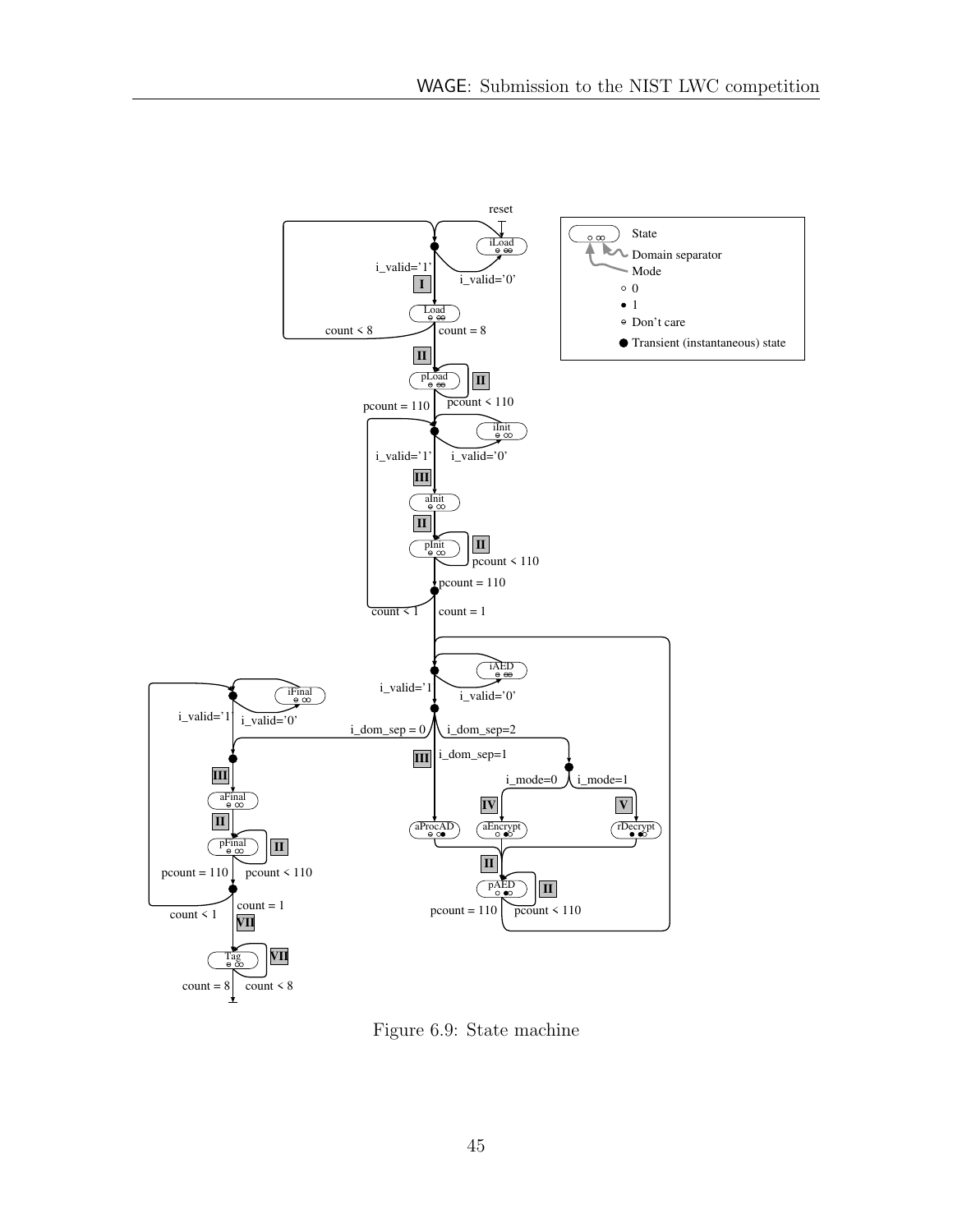Figure 6.9: State machine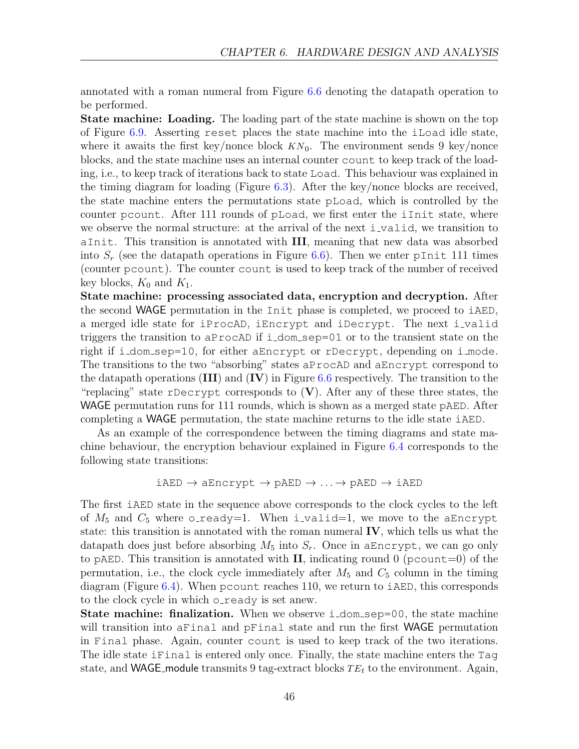annotated with a roman numeral from Figure 6.6 denoting the datapath operation to be performed.

**State machine: Loading.** The loading part of the state machine is shown on the top of Figure 6.9. Asserting `reset` places the state machine into the `iLoad` idle state, where it awaits the first key/nonce block $KN_0$. The environment sends 9 key/nonce blocks, and the state machine uses an internal counter `count` to keep track of the loading, i.e., to keep track of iterations back to state `Load`. This behaviour was explained in the timing diagram for loading (Figure 6.3). After the key/nonce blocks are received, the state machine enters the permutations state `pLoad`, which is controlled by the counter `pcount`. After 111 rounds of `pLoad`, we first enter the `iInit` state, where we observe the normal structure: at the arrival of the next `i_valid`, we transition to `aInit`. This transition is annotated with **III**, meaning that new data was absorbed into $S_r$ (see the datapath operations in Figure 6.6). Then we enter `pInit` 111 times (counter `pcount`). The counter `count` is used to keep track of the number of received key blocks, $K_0$ and $K_1$.

**State machine: processing associated data, encryption and decryption.** After the second WAGE permutation in the `Init` phase is completed, we proceed to `iAED`, a merged idle state for `iProcAD`, `iEncrypt` and `iDecrypt`. The next `i_valid` triggers the transition to `aProcAD` if `i_dom_sep=01` or to the transient state on the right if `i_dom_sep=10`, for either `aEncrypt` or `rDecrypt`, depending on `i_mode`. The transitions to the two "absorbing" states `aProcAD` and `aEncrypt` correspond to the datapath operations (**III**) and (**IV**) in Figure 6.6 respectively. The transition to the "replacing" state `rDecrypt` corresponds to (**V**). After any of these three states, the WAGE permutation runs for 111 rounds, which is shown as a merged state `pAED`. After completing a WAGE permutation, the state machine returns to the idle state `iAED`.

As an example of the correspondence between the timing diagrams and state machine behaviour, the encryption behaviour explained in Figure 6.4 corresponds to the following state transitions:

$$\texttt{iAED} \rightarrow \texttt{aEncrypt} \rightarrow \texttt{pAED} \rightarrow \ldots \rightarrow \texttt{pAED} \rightarrow \texttt{iAED}$$

The first `iAED` state in the sequence above corresponds to the clock cycles to the left of $M_5$ and $C_5$ where `o_ready`=1. When `i_valid`=1, we move to the `aEncrypt` state: this transition is annotated with the roman numeral **IV**, which tells us what the datapath does just before absorbing $M_5$ into $S_r$. Once in `aEncrypt`, we can go only to `pAED`. This transition is annotated with **II**, indicating round 0 (`pcount`=0) of the permutation, i.e., the clock cycle immediately after $M_5$ and $C_5$ column in the timing diagram (Figure 6.4). When `pcount` reaches 110, we return to `iAED`, this corresponds to the clock cycle in which `o_ready` is set anew.

**State machine: finalization.** When we observe `i_dom_sep=00`, the state machine will transition into `aFinal` and `pFinal` state and run the first WAGE permutation in `Final` phase. Again, counter `count` is used to keep track of the two iterations. The idle state `iFinal` is entered only once. Finally, the state machine enters the `Tag` state, and WAGE_module transmits 9 tag-extract blocks $TE_t$ to the environment. Again,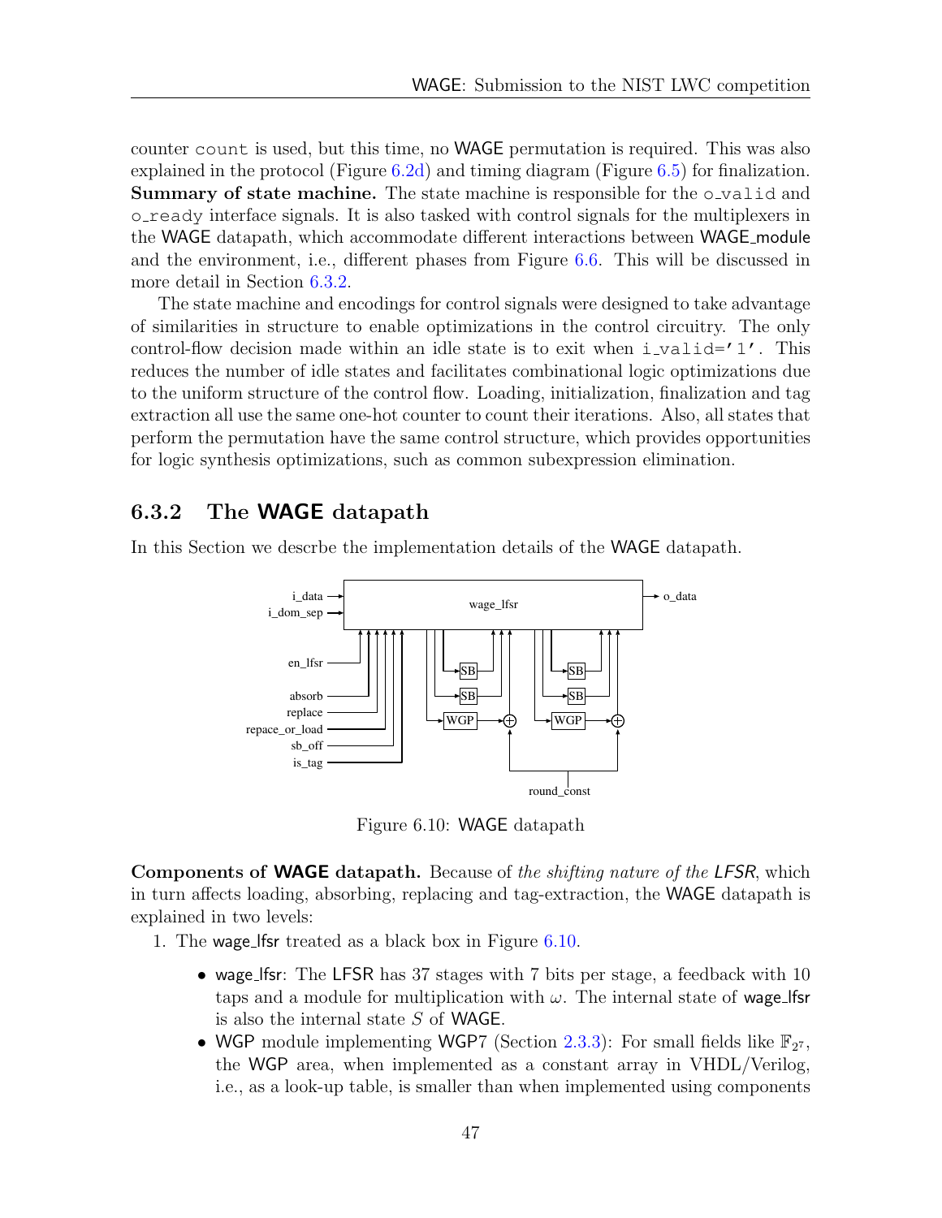counter count is used, but this time, no WAGE permutation is required. This was also explained in the protocol (Figure 6.2d) and timing diagram (Figure 6.5) for finalization. **Summary of state machine.** The state machine is responsible for the o_valid and o_ready interface signals. It is also tasked with control signals for the multiplexers in the WAGE datapath, which accommodate different interactions between WAGE_module and the environment, i.e., different phases from Figure 6.6. This will be discussed in more detail in Section 6.3.2.

The state machine and encodings for control signals were designed to take advantage of similarities in structure to enable optimizations in the control circuitry. The only control-flow decision made within an idle state is to exit when i_valid='1'. This reduces the number of idle states and facilitates combinational logic optimizations due to the uniform structure of the control flow. Loading, initialization, finalization and tag extraction all use the same one-hot counter to count their iterations. Also, all states that perform the permutation have the same control structure, which provides opportunities for logic synthesis optimizations, such as common subexpression elimination.

### 6.3.2 The WAGE datapath

In this Section we descrbe the implementation details of the WAGE datapath.

Figure 6.10: WAGE datapath

**Components of WAGE datapath.** Because of *the shifting nature of the LFSR*, which in turn affects loading, absorbing, replacing and tag-extraction, the WAGE datapath is explained in two levels:

1. The wage_lfsr treated as a black box in Figure 6.10.
   - wage_lfsr: The LFSR has 37 stages with 7 bits per stage, a feedback with 10 taps and a module for multiplication with $\omega$. The internal state of wage_lfsr is also the internal state $S$ of WAGE.
   - WGP module implementing WGP7 (Section 2.3.3): For small fields like $\mathbb{F}_{2^7}$, the WGP area, when implemented as a constant array in VHDL/Verilog, i.e., as a look-up table, is smaller than when implemented using components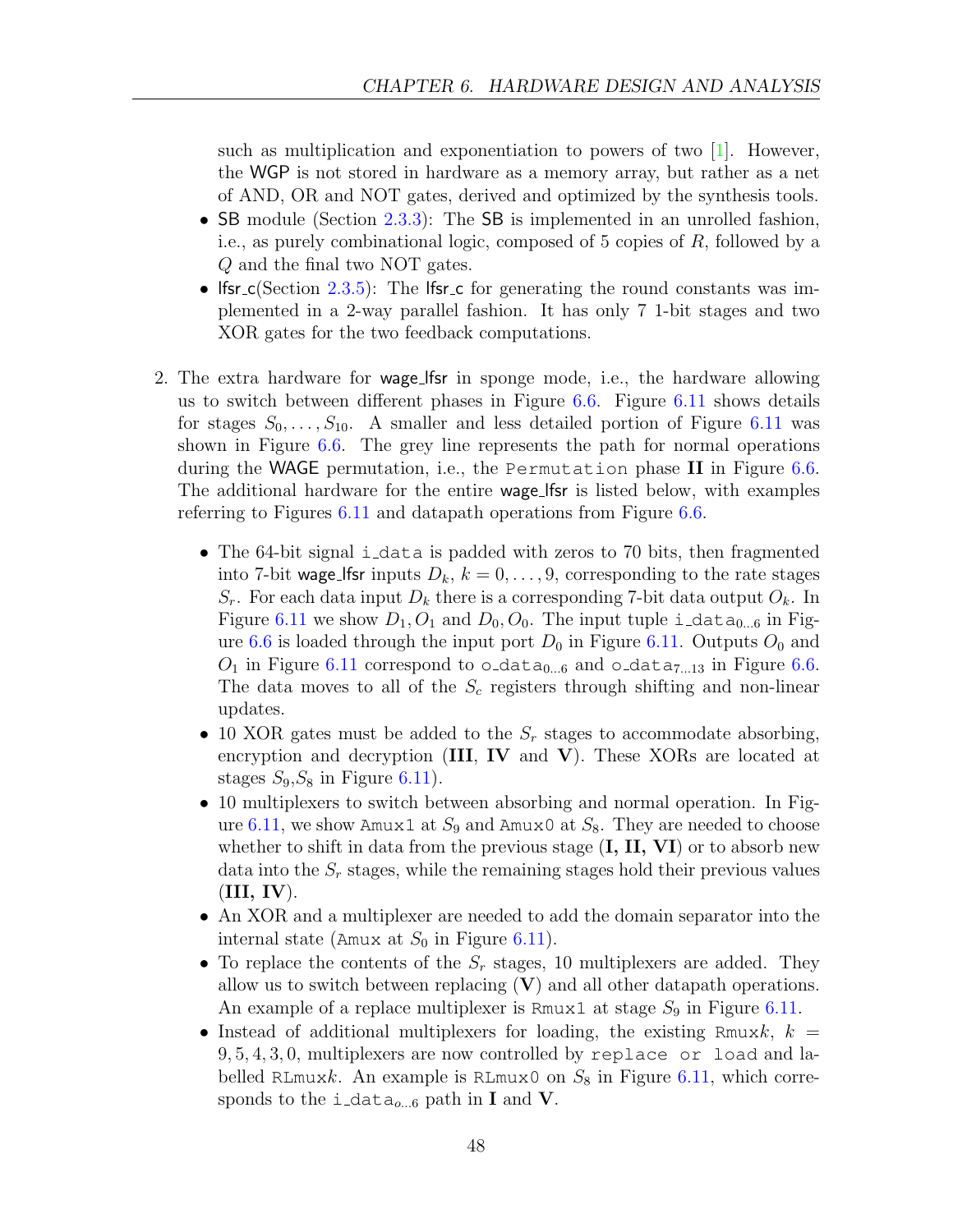such as multiplication and exponentiation to powers of two [1]. However, the WGP is not stored in hardware as a memory array, but rather as a net of AND, OR and NOT gates, derived and optimized by the synthesis tools.

- SB module (Section 2.3.3): The SB is implemented in an unrolled fashion, i.e., as purely combinational logic, composed of 5 copies of $R$, followed by a $Q$ and the final two NOT gates.
- lfsr_c(Section 2.3.5): The lfsr_c for generating the round constants was implemented in a 2-way parallel fashion. It has only 7 1-bit stages and two XOR gates for the two feedback computations.

2. The extra hardware for wage_lfsr in sponge mode, i.e., the hardware allowing us to switch between different phases in Figure 6.6. Figure 6.11 shows details for stages $S_0, \ldots, S_{10}$. A smaller and less detailed portion of Figure 6.11 was shown in Figure 6.6. The grey line represents the path for normal operations during the WAGE permutation, i.e., the `Permutation` phase **II** in Figure 6.6. The additional hardware for the entire wage_lfsr is listed below, with examples referring to Figures 6.11 and datapath operations from Figure 6.6.

   - The 64-bit signal `i_data` is padded with zeros to 70 bits, then fragmented into 7-bit wage_lfsr inputs $D_k$, $k = 0, \ldots, 9$, corresponding to the rate stages $S_r$. For each data input $D_k$ there is a corresponding 7-bit data output $O_k$. In Figure 6.11 we show $D_1, O_1$ and $D_0, O_0$. The input tuple $\texttt{i\_data}_{0\ldots6}$ in Figure 6.6 is loaded through the input port $D_0$ in Figure 6.11. Outputs $O_0$ and $O_1$ in Figure 6.11 correspond to $\texttt{o\_data}_{0\ldots6}$ and $\texttt{o\_data}_{7\ldots13}$ in Figure 6.6. The data moves to all of the $S_c$ registers through shifting and non-linear updates.
   - 10 XOR gates must be added to the $S_r$ stages to accommodate absorbing, encryption and decryption (**III**, **IV** and **V**). These XORs are located at stages $S_9$,$S_8$ in Figure 6.11).
   - 10 multiplexers to switch between absorbing and normal operation. In Figure 6.11, we show `Amux1` at $S_9$ and `Amux0` at $S_8$. They are needed to choose whether to shift in data from the previous stage (**I, II, VI**) or to absorb new data into the $S_r$ stages, while the remaining stages hold their previous values (**III, IV**).
   - An XOR and a multiplexer are needed to add the domain separator into the internal state (`Amux` at $S_0$ in Figure 6.11).
   - To replace the contents of the $S_r$ stages, 10 multiplexers are added. They allow us to switch between replacing (**V**) and all other datapath operations. An example of a replace multiplexer is `Rmux1` at stage $S_9$ in Figure 6.11.
   - Instead of additional multiplexers for loading, the existing `Rmux`$k$, $k = 9, 5, 4, 3, 0$, multiplexers are now controlled by `replace or load` and labelled `RLmux`$k$. An example is `RLmux0` on $S_8$ in Figure 6.11, which corresponds to the $\texttt{i\_data}_{o\ldots6}$ path in **I** and **V**.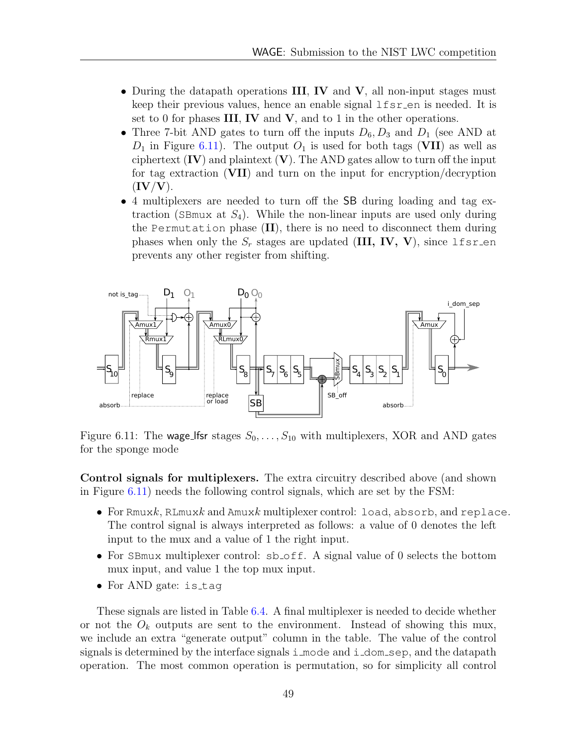- During the datapath operations **III**, **IV** and **V**, all non-input stages must keep their previous values, hence an enable signal `lfsr_en` is needed. It is set to 0 for phases **III**, **IV** and **V**, and to 1 in the other operations.
- Three 7-bit AND gates to turn off the inputs $D_6, D_3$ and $D_1$ (see AND at $D_1$ in Figure 6.11). The output $O_1$ is used for both tags (**VII**) as well as ciphertext (**IV**) and plaintext (**V**). The AND gates allow to turn off the input for tag extraction (**VII**) and turn on the input for encryption/decryption (**IV**/**V**).
- 4 multiplexers are needed to turn off the SB during loading and tag extraction (`SBmux` at $S_4$). While the non-linear inputs are used only during the `Permutation` phase (**II**), there is no need to disconnect them during phases when only the $S_r$ stages are updated (**III, IV, V**), since `lfsr_en` prevents any other register from shifting.

Figure 6.11: The wage_lfsr stages $S_0, \ldots, S_{10}$ with multiplexers, XOR and AND gates for the sponge mode

**Control signals for multiplexers.** The extra circuitry described above (and shown in Figure 6.11) needs the following control signals, which are set by the FSM:

- For `Rmux`$k$, `RLmux`$k$ and `Amux`$k$ multiplexer control: `load`, `absorb`, and `replace`. The control signal is always interpreted as follows: a value of 0 denotes the left input to the mux and a value of 1 the right input.
- For `SBmux` multiplexer control: `sb_off`. A signal value of 0 selects the bottom mux input, and value 1 the top mux input.
- For AND gate: `is_tag`

These signals are listed in Table 6.4. A final multiplexer is needed to decide whether or not the $O_k$ outputs are sent to the environment. Instead of showing this mux, we include an extra "generate output" column in the table. The value of the control signals is determined by the interface signals `i_mode` and `i_dom_sep`, and the datapath operation. The most common operation is permutation, so for simplicity all control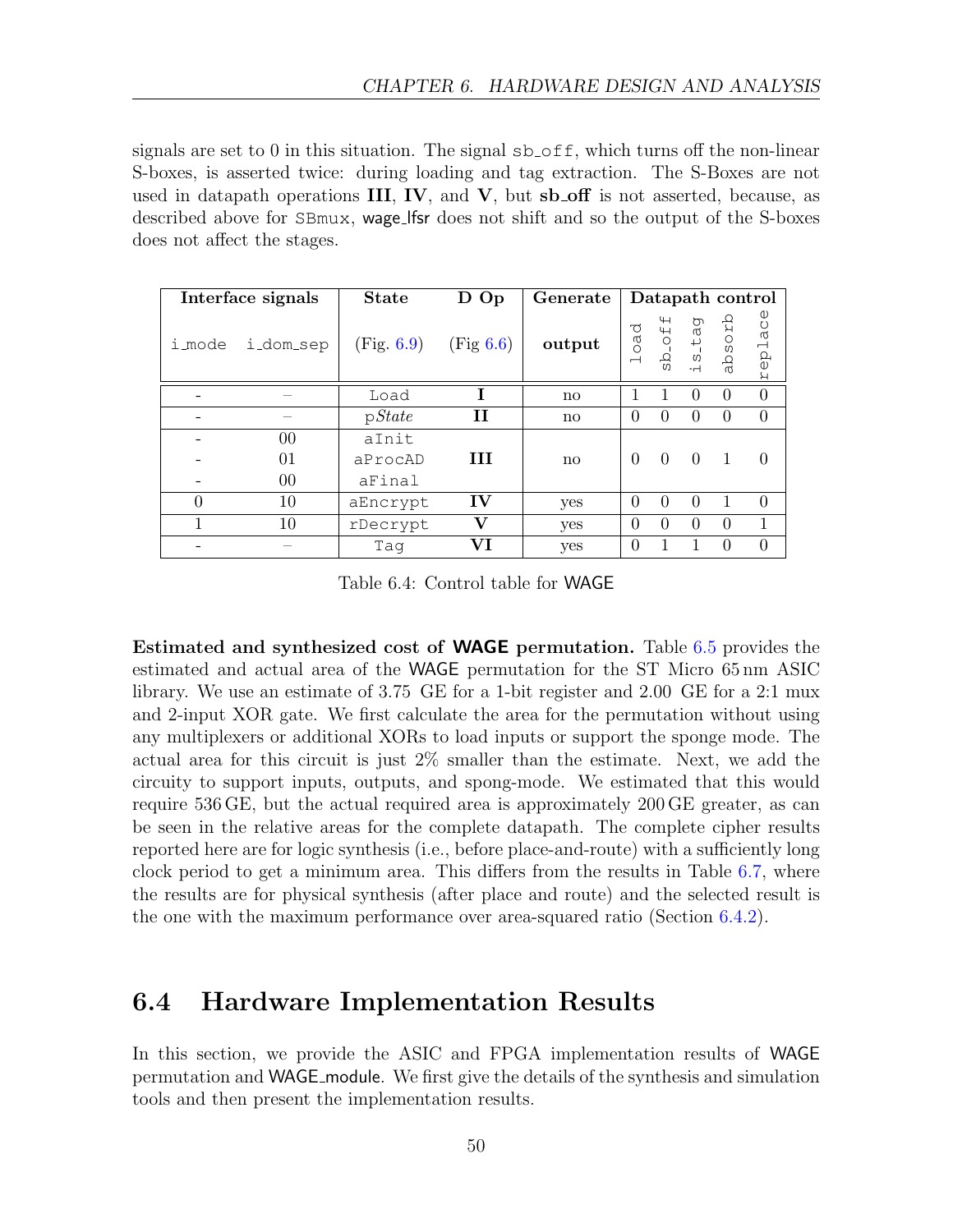signals are set to 0 in this situation. The signal sb_off, which turns off the non-linear S-boxes, is asserted twice: during loading and tag extraction. The S-Boxes are not used in datapath operations **III**, **IV**, and **V**, but **sb_off** is not asserted, because, as described above for SBmux, wage_lfsr does not shift and so the output of the S-boxes does not affect the stages.

| Interface signals | | State | D Op | Generate | Datapath control | | | | |
|---|---|---|---|---|---|---|---|---|---|
| i_mode | i_dom_sep | (Fig. 6.9) | (Fig 6.6) | **output** | load | sb_off | is_tag | absorb | replace |
| - | – | Load | **I** | no | 1 | 1 | 0 | 0 | 0 |
| - | – | p*State* | **II** | no | 0 | 0 | 0 | 0 | 0 |
| - | 00 | aInit | | | | | | | |
| - | 01 | aProcAD | **III** | no | 0 | 0 | 0 | 1 | 0 |
| - | 00 | aFinal | | | | | | | |
| 0 | 10 | aEncrypt | **IV** | yes | 0 | 0 | 0 | 1 | 0 |
| 1 | 10 | rDecrypt | **V** | yes | 0 | 0 | 0 | 0 | 1 |
| - | – | Tag | **VI** | yes | 0 | 1 | 1 | 0 | 0 |

Table 6.4: Control table for WAGE

**Estimated and synthesized cost of WAGE permutation.** Table 6.5 provides the estimated and actual area of the WAGE permutation for the ST Micro 65 nm ASIC library. We use an estimate of 3.75 GE for a 1-bit register and 2.00 GE for a 2:1 mux and 2-input XOR gate. We first calculate the area for the permutation without using any multiplexers or additional XORs to load inputs or support the sponge mode. The actual area for this circuit is just 2% smaller than the estimate. Next, we add the circuity to support inputs, outputs, and spong-mode. We estimated that this would require 536 GE, but the actual required area is approximately 200 GE greater, as can be seen in the relative areas for the complete datapath. The complete cipher results reported here are for logic synthesis (i.e., before place-and-route) with a sufficiently long clock period to get a minimum area. This differs from the results in Table 6.7, where the results are for physical synthesis (after place and route) and the selected result is the one with the maximum performance over area-squared ratio (Section 6.4.2).

## 6.4 Hardware Implementation Results

In this section, we provide the ASIC and FPGA implementation results of WAGE permutation and WAGE_module. We first give the details of the synthesis and simulation tools and then present the implementation results.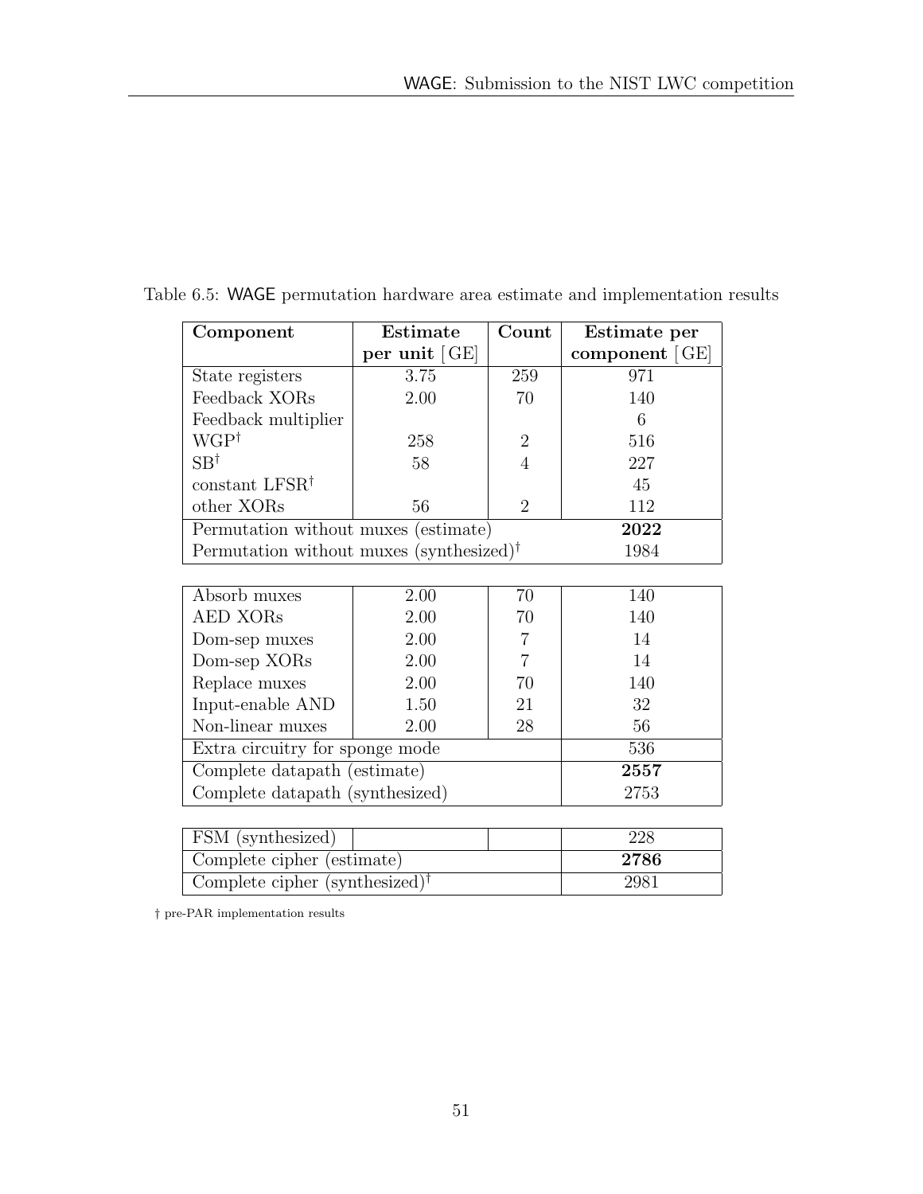Table 6.5: WAGE permutation hardware area estimate and implementation results

| Component | Estimate per unit [GE] | Count | Estimate per component [GE] |
|---|---|---|---|
| State registers | 3.75 | 259 | 971 |
| Feedback XORs | 2.00 | 70 | 140 |
| Feedback multiplier | | | 6 |
| WGP† | 258 | 2 | 516 |
| SB† | 58 | 4 | 227 |
| constant LFSR† | | | 45 |
| other XORs | 56 | 2 | 112 |
| Permutation without muxes (estimate) | | | **2022** |
| Permutation without muxes (synthesized)† | | | 1984 |
| | | | |
| Absorb muxes | 2.00 | 70 | 140 |
| AED XORs | 2.00 | 70 | 140 |
| Dom-sep muxes | 2.00 | 7 | 14 |
| Dom-sep XORs | 2.00 | 7 | 14 |
| Replace muxes | 2.00 | 70 | 140 |
| Input-enable AND | 1.50 | 21 | 32 |
| Non-linear muxes | 2.00 | 28 | 56 |
| Extra circuitry for sponge mode | | | 536 |
| Complete datapath (estimate) | | | **2557** |
| Complete datapath (synthesized) | | | 2753 |
| | | | |
| FSM (synthesized) | | | 228 |
| Complete cipher (estimate) | | | **2786** |
| Complete cipher (synthesized)† | | | 2981 |

† pre-PAR implementation results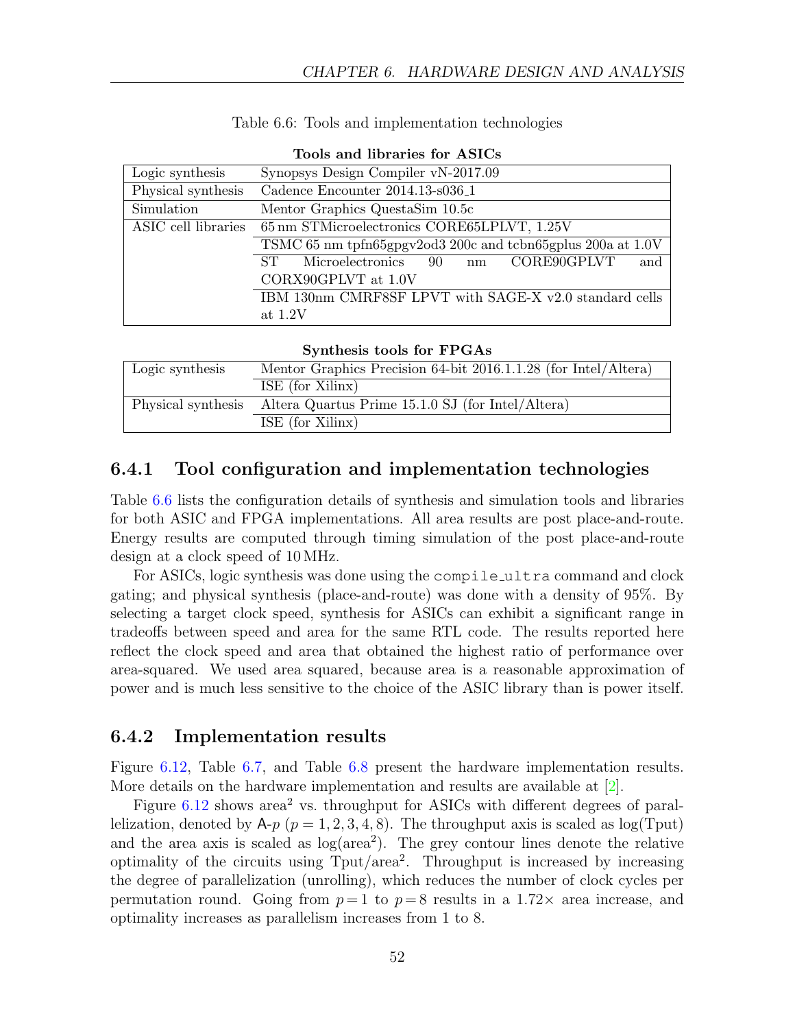Table 6.6: Tools and implementation technologies

**Tools and libraries for ASICs**

| | |
|---|---|
| Logic synthesis | Synopsys Design Compiler vN-2017.09 |
| Physical synthesis | Cadence Encounter 2014.13-s036_1 |
| Simulation | Mentor Graphics QuestaSim 10.5c |
| ASIC cell libraries | 65 nm STMicroelectronics CORE65LPLVT, 1.25V |
| | TSMC 65 nm tpfn65gpgv2od3 200c and tcbn65gplus 200a at 1.0V |
| | ST Microelectronics 90 nm CORE90GPLVT and CORX90GPLVT at 1.0V |
| | IBM 130nm CMRF8SF LPVT with SAGE-X v2.0 standard cells at 1.2V |

**Synthesis tools for FPGAs**

| | |
|---|---|
| Logic synthesis | Mentor Graphics Precision 64-bit 2016.1.1.28 (for Intel/Altera) |
| | ISE (for Xilinx) |
| Physical synthesis | Altera Quartus Prime 15.1.0 SJ (for Intel/Altera) |
| | ISE (for Xilinx) |

### 6.4.1 Tool configuration and implementation technologies

Table 6.6 lists the configuration details of synthesis and simulation tools and libraries for both ASIC and FPGA implementations. All area results are post place-and-route. Energy results are computed through timing simulation of the post place-and-route design at a clock speed of 10 MHz.

For ASICs, logic synthesis was done using the `compile_ultra` command and clock gating; and physical synthesis (place-and-route) was done with a density of 95%. By selecting a target clock speed, synthesis for ASICs can exhibit a significant range in tradeoffs between speed and area for the same RTL code. The results reported here reflect the clock speed and area that obtained the highest ratio of performance over area-squared. We used area squared, because area is a reasonable approximation of power and is much less sensitive to the choice of the ASIC library than is power itself.

### 6.4.2 Implementation results

Figure 6.12, Table 6.7, and Table 6.8 present the hardware implementation results. More details on the hardware implementation and results are available at [2].

Figure 6.12 shows area$^2$ vs. throughput for ASICs with different degrees of parallelization, denoted by $\mathsf{A}\text{-}p$ ($p = 1, 2, 3, 4, 8$). The throughput axis is scaled as log(Tput) and the area axis is scaled as log(area$^2$). The grey contour lines denote the relative optimality of the circuits using Tput/area$^2$. Throughput is increased by increasing the degree of parallelization (unrolling), which reduces the number of clock cycles per permutation round. Going from $p = 1$ to $p = 8$ results in a 1.72× area increase, and optimality increases as parallelism increases from 1 to 8.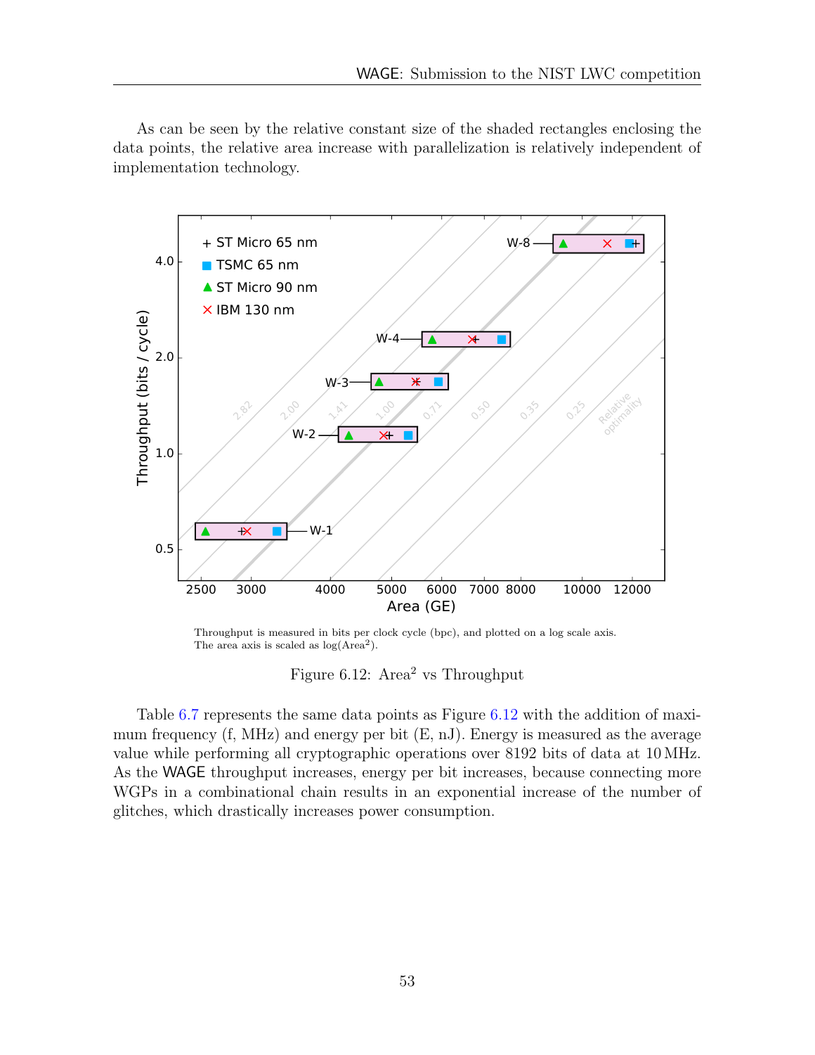As can be seen by the relative constant size of the shaded rectangles enclosing the data points, the relative area increase with parallelization is relatively independent of implementation technology.

Throughput is measured in bits per clock cycle (bpc), and plotted on a log scale axis.
The area axis is scaled as log(Area$^2$).

Figure 6.12: Area$^2$ vs Throughput

Table 6.7 represents the same data points as Figure 6.12 with the addition of maximum frequency (f, MHz) and energy per bit (E, nJ). Energy is measured as the average value while performing all cryptographic operations over 8192 bits of data at 10 MHz. As the WAGE throughput increases, energy per bit increases, because connecting more WGPs in a combinational chain results in an exponential increase of the number of glitches, which drastically increases power consumption.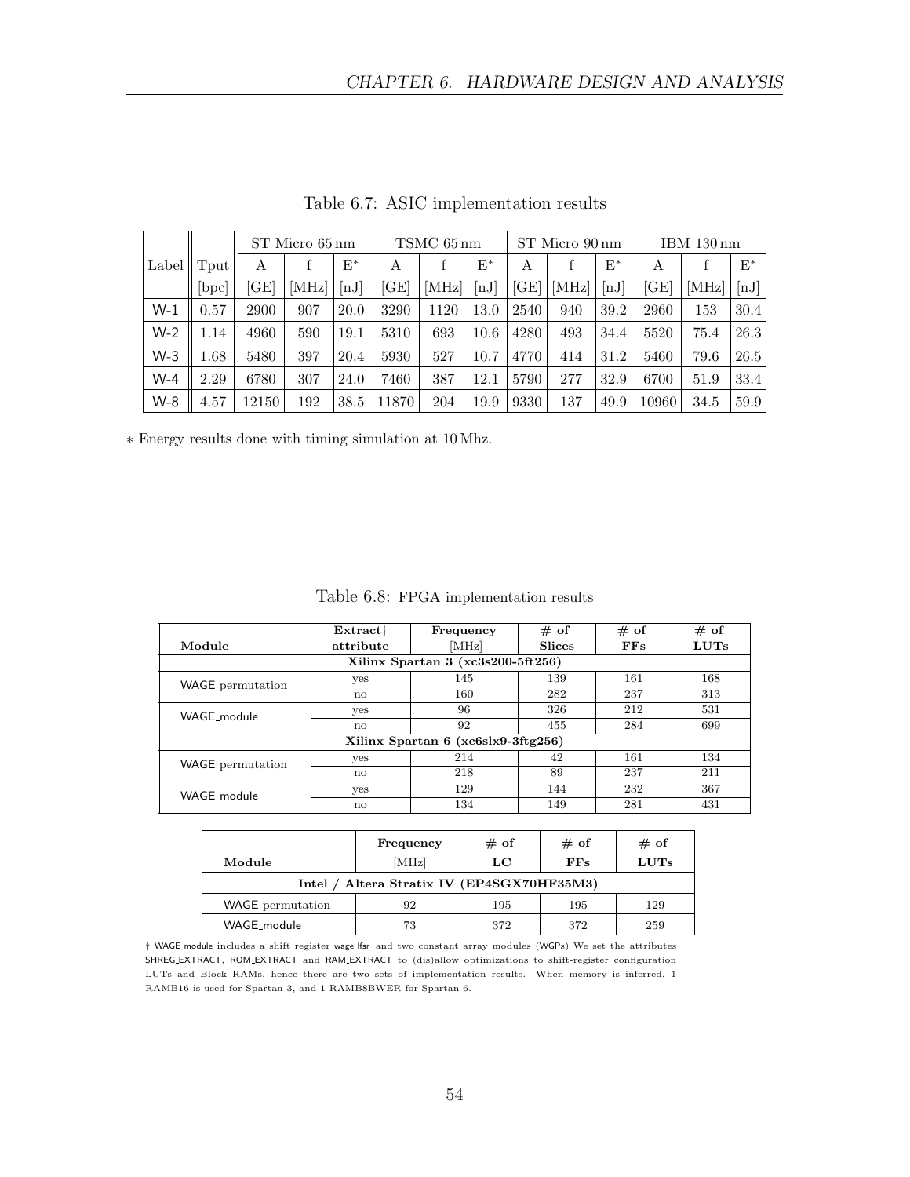Table 6.7: ASIC implementation results

| Label | Tput | ST Micro 65 nm | | | TSMC 65 nm | | | ST Micro 90 nm | | | IBM 130 nm | | |
|---|---|---|---|---|---|---|---|---|---|---|---|---|---|
| | | A | f | E* | A | f | E* | A | f | E* | A | f | E* |
| | [bpc] | [GE] | [MHz] | [nJ] | [GE] | [MHz] | [nJ] | [GE] | [MHz] | [nJ] | [GE] | [MHz] | [nJ] |
| W-1 | 0.57 | 2900 | 907 | 20.0 | 3290 | 1120 | 13.0 | 2540 | 940 | 39.2 | 2960 | 153 | 30.4 |
| W-2 | 1.14 | 4960 | 590 | 19.1 | 5310 | 693 | 10.6 | 4280 | 493 | 34.4 | 5520 | 75.4 | 26.3 |
| W-3 | 1.68 | 5480 | 397 | 20.4 | 5930 | 527 | 10.7 | 4770 | 414 | 31.2 | 5460 | 79.6 | 26.5 |
| W-4 | 2.29 | 6780 | 307 | 24.0 | 7460 | 387 | 12.1 | 5790 | 277 | 32.9 | 6700 | 51.9 | 33.4 |
| W-8 | 4.57 | 12150 | 192 | 38.5 | 11870 | 204 | 19.9 | 9330 | 137 | 49.9 | 10960 | 34.5 | 59.9 |

* Energy results done with timing simulation at 10 Mhz.

Table 6.8: FPGA implementation results

| Module | Extract† attribute | Frequency [MHz] | # of Slices | # of FFs | # of LUTs |
|---|---|---|---|---|---|
| **Xilinx Spartan 3 (xc3s200-5ft256)** | | | | | |
| WAGE permutation | yes | 145 | 139 | 161 | 168 |
| | no | 160 | 282 | 237 | 313 |
| WAGE_module | yes | 96 | 326 | 212 | 531 |
| | no | 92 | 455 | 284 | 699 |
| **Xilinx Spartan 6 (xc6slx9-3ftg256)** | | | | | |
| WAGE permutation | yes | 214 | 42 | 161 | 134 |
| | no | 218 | 89 | 237 | 211 |
| WAGE_module | yes | 129 | 144 | 232 | 367 |
| | no | 134 | 149 | 281 | 431 |

| Module | Frequency [MHz] | # of LC | # of FFs | # of LUTs |
|---|---|---|---|---|
| **Intel / Altera Stratix IV (EP4SGX70HF35M3)** | | | | |
| WAGE permutation | 92 | 195 | 195 | 129 |
| WAGE_module | 73 | 372 | 372 | 259 |

† WAGE_module includes a shift register wage_lfsr and two constant array modules (WGPs) We set the attributes SHREG_EXTRACT, ROM_EXTRACT and RAM_EXTRACT to (dis)allow optimizations to shift-register configuration LUTs and Block RAMs, hence there are two sets of implementation results. When memory is inferred, 1 RAMB16 is used for Spartan 3, and 1 RAMB8BWER for Spartan 6.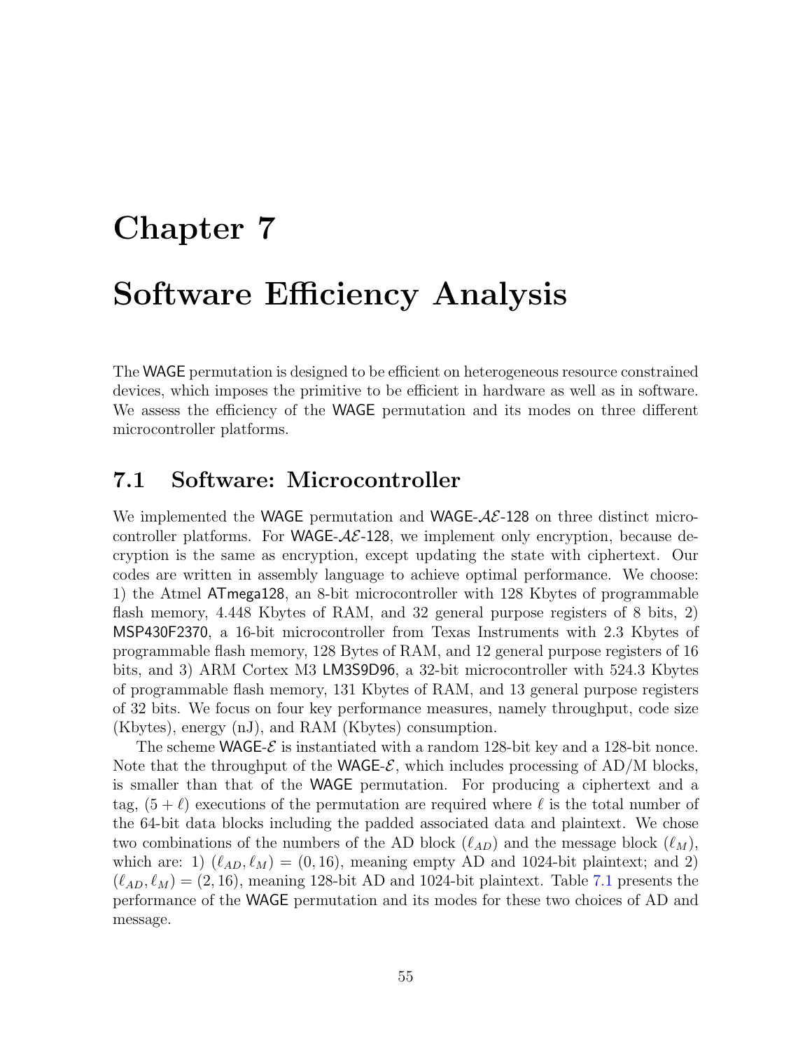# Chapter 7

# Software Efficiency Analysis

The WAGE permutation is designed to be efficient on heterogeneous resource constrained devices, which imposes the primitive to be efficient in hardware as well as in software. We assess the efficiency of the WAGE permutation and its modes on three different microcontroller platforms.

## 7.1 Software: Microcontroller

We implemented the WAGE permutation and WAGE-$\mathcal{AE}$-128 on three distinct microcontroller platforms. For WAGE-$\mathcal{AE}$-128, we implement only encryption, because decryption is the same as encryption, except updating the state with ciphertext. Our codes are written in assembly language to achieve optimal performance. We choose: 1) the Atmel ATmega128, an 8-bit microcontroller with 128 Kbytes of programmable flash memory, 4.448 Kbytes of RAM, and 32 general purpose registers of 8 bits, 2) MSP430F2370, a 16-bit microcontroller from Texas Instruments with 2.3 Kbytes of programmable flash memory, 128 Bytes of RAM, and 12 general purpose registers of 16 bits, and 3) ARM Cortex M3 LM3S9D96, a 32-bit microcontroller with 524.3 Kbytes of programmable flash memory, 131 Kbytes of RAM, and 13 general purpose registers of 32 bits. We focus on four key performance measures, namely throughput, code size (Kbytes), energy (nJ), and RAM (Kbytes) consumption.

The scheme WAGE-$\mathcal{E}$ is instantiated with a random 128-bit key and a 128-bit nonce. Note that the throughput of the WAGE-$\mathcal{E}$, which includes processing of AD/M blocks, is smaller than that of the WAGE permutation. For producing a ciphertext and a tag, $(5 + \ell)$ executions of the permutation are required where $\ell$ is the total number of the 64-bit data blocks including the padded associated data and plaintext. We chose two combinations of the numbers of the AD block ($\ell_{AD}$) and the message block ($\ell_M$), which are: 1) $(\ell_{AD}, \ell_M) = (0, 16)$, meaning empty AD and 1024-bit plaintext; and 2) $(\ell_{AD}, \ell_M) = (2, 16)$, meaning 128-bit AD and 1024-bit plaintext. Table 7.1 presents the performance of the WAGE permutation and its modes for these two choices of AD and message.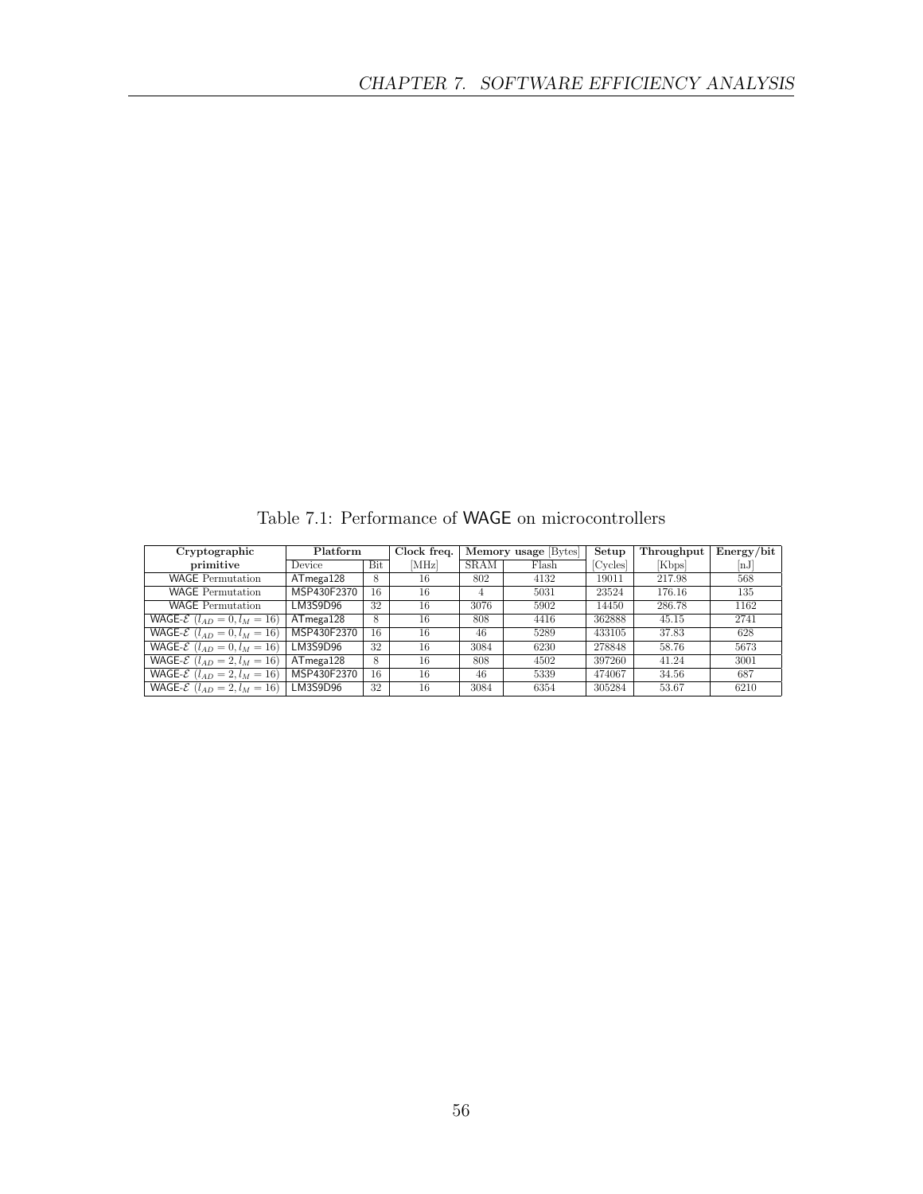Table 7.1: Performance of WAGE on microcontrollers

| Cryptographic primitive | Platform | | Clock freq. | Memory usage [Bytes] | | Setup | Throughput | Energy/bit |
|---|---|---|---|---|---|---|---|---|
| | Device | Bit | [MHz] | SRAM | Flash | [Cycles] | [Kbps] | [nJ] |
| WAGE Permutation | ATmega128 | 8 | 16 | 802 | 4132 | 19011 | 217.98 | 568 |
| WAGE Permutation | MSP430F2370 | 16 | 16 | 4 | 5031 | 23524 | 176.16 | 135 |
| WAGE Permutation | LM3S9D96 | 32 | 16 | 3076 | 5902 | 14450 | 286.78 | 1162 |
| WAGE-$\mathcal{E}$ $(l_{AD} = 0, l_M = 16)$ | ATmega128 | 8 | 16 | 808 | 4416 | 362888 | 45.15 | 2741 |
| WAGE-$\mathcal{E}$ $(l_{AD} = 0, l_M = 16)$ | MSP430F2370 | 16 | 16 | 46 | 5289 | 433105 | 37.83 | 628 |
| WAGE-$\mathcal{E}$ $(l_{AD} = 0, l_M = 16)$ | LM3S9D96 | 32 | 16 | 3084 | 6230 | 278848 | 58.76 | 5673 |
| WAGE-$\mathcal{E}$ $(l_{AD} = 2, l_M = 16)$ | ATmega128 | 8 | 16 | 808 | 4502 | 397260 | 41.24 | 3001 |
| WAGE-$\mathcal{E}$ $(l_{AD} = 2, l_M = 16)$ | MSP430F2370 | 16 | 16 | 46 | 5339 | 474067 | 34.56 | 687 |
| WAGE-$\mathcal{E}$ $(l_{AD} = 2, l_M = 16)$ | LM3S9D96 | 32 | 16 | 3084 | 6354 | 305284 | 53.67 | 6210 |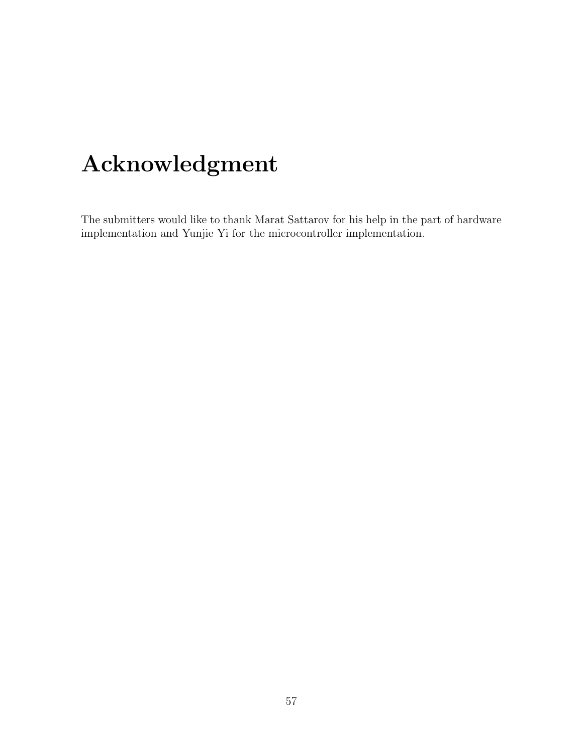# Acknowledgment

The submitters would like to thank Marat Sattarov for his help in the part of hardware implementation and Yunjie Yi for the microcontroller implementation.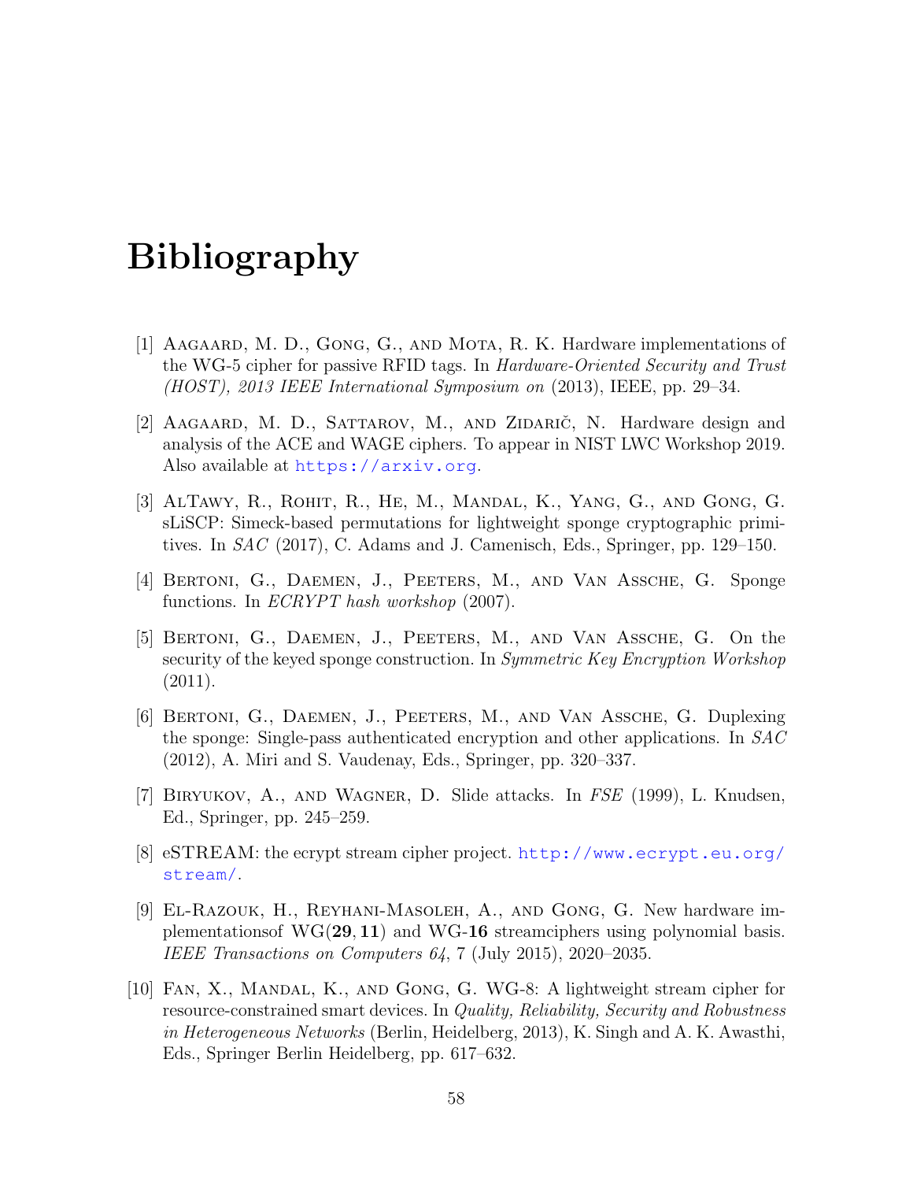# Bibliography

[1] Aagaard, M. D., Gong, G., and Mota, R. K. Hardware implementations of the WG-5 cipher for passive RFID tags. In *Hardware-Oriented Security and Trust (HOST), 2013 IEEE International Symposium on* (2013), IEEE, pp. 29–34.

[2] Aagaard, M. D., Sattarov, M., and Zidarič, N. Hardware design and analysis of the ACE and WAGE ciphers. To appear in NIST LWC Workshop 2019. Also available at https://arxiv.org.

[3] AlTawy, R., Rohit, R., He, M., Mandal, K., Yang, G., and Gong, G. sLiSCP: Simeck-based permutations for lightweight sponge cryptographic primitives. In *SAC* (2017), C. Adams and J. Camenisch, Eds., Springer, pp. 129–150.

[4] Bertoni, G., Daemen, J., Peeters, M., and Van Assche, G. Sponge functions. In *ECRYPT hash workshop* (2007).

[5] Bertoni, G., Daemen, J., Peeters, M., and Van Assche, G. On the security of the keyed sponge construction. In *Symmetric Key Encryption Workshop* (2011).

[6] Bertoni, G., Daemen, J., Peeters, M., and Van Assche, G. Duplexing the sponge: Single-pass authenticated encryption and other applications. In *SAC* (2012), A. Miri and S. Vaudenay, Eds., Springer, pp. 320–337.

[7] Biryukov, A., and Wagner, D. Slide attacks. In *FSE* (1999), L. Knudsen, Ed., Springer, pp. 245–259.

[8] eSTREAM: the ecrypt stream cipher project. http://www.ecrypt.eu.org/stream/.

[9] El-Razouk, H., Reyhani-Masoleh, A., and Gong, G. New hardware implementationsof WG$(\mathbf{29}, \mathbf{11})$ and WG-**16** streamciphers using polynomial basis. *IEEE Transactions on Computers 64*, 7 (July 2015), 2020–2035.

[10] Fan, X., Mandal, K., and Gong, G. WG-8: A lightweight stream cipher for resource-constrained smart devices. In *Quality, Reliability, Security and Robustness in Heterogeneous Networks* (Berlin, Heidelberg, 2013), K. Singh and A. K. Awasthi, Eds., Springer Berlin Heidelberg, pp. 617–632.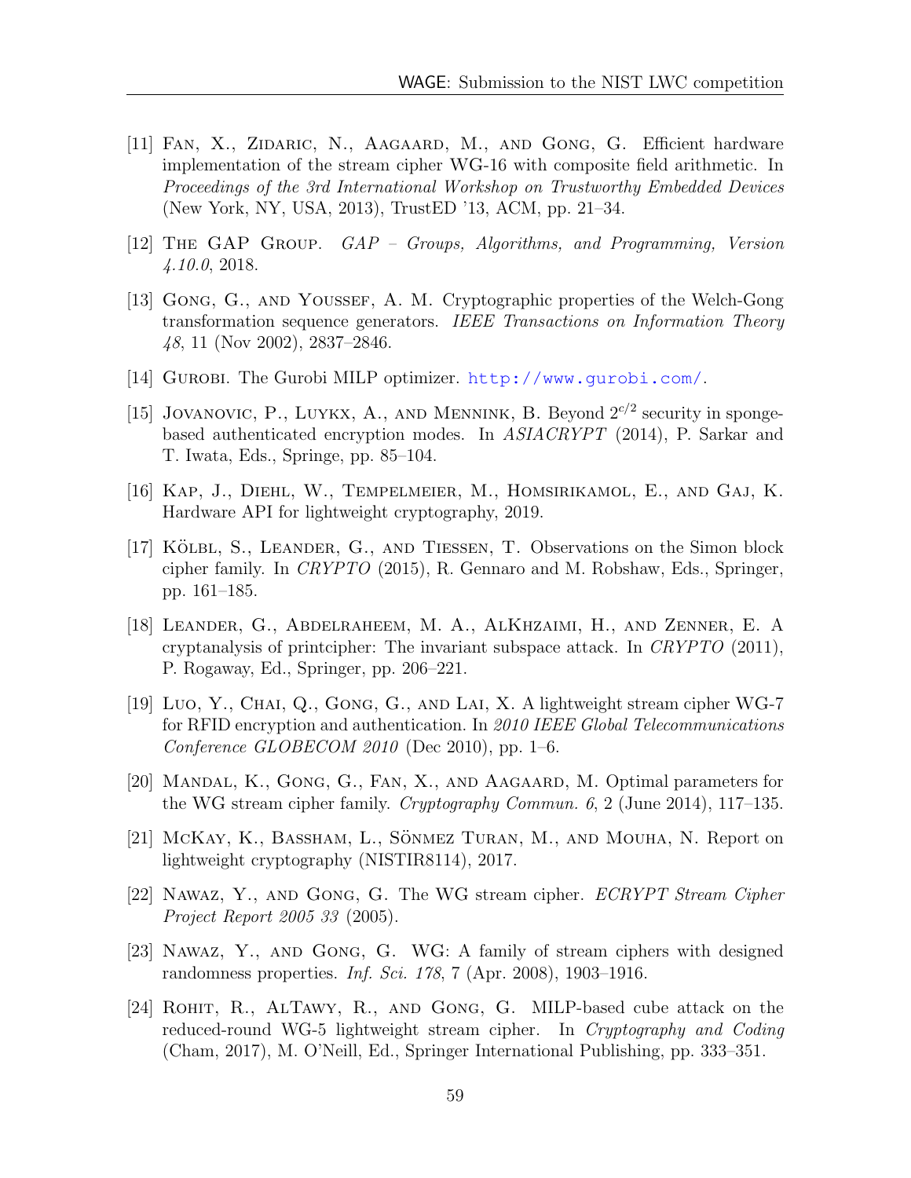[11] Fan, X., Zidaric, N., Aagaard, M., and Gong, G. Efficient hardware implementation of the stream cipher WG-16 with composite field arithmetic. In *Proceedings of the 3rd International Workshop on Trustworthy Embedded Devices* (New York, NY, USA, 2013), TrustED '13, ACM, pp. 21–34.

[12] The GAP Group. *GAP – Groups, Algorithms, and Programming, Version 4.10.0*, 2018.

[13] Gong, G., and Youssef, A. M. Cryptographic properties of the Welch-Gong transformation sequence generators. *IEEE Transactions on Information Theory 48*, 11 (Nov 2002), 2837–2846.

[14] Gurobi. The Gurobi MILP optimizer. http://www.gurobi.com/.

[15] Jovanovic, P., Luykx, A., and Mennink, B. Beyond $2^{c/2}$ security in sponge-based authenticated encryption modes. In *ASIACRYPT* (2014), P. Sarkar and T. Iwata, Eds., Springe, pp. 85–104.

[16] Kap, J., Diehl, W., Tempelmeier, M., Homsirikamol, E., and Gaj, K. Hardware API for lightweight cryptography, 2019.

[17] Kölbl, S., Leander, G., and Tiessen, T. Observations on the Simon block cipher family. In *CRYPTO* (2015), R. Gennaro and M. Robshaw, Eds., Springer, pp. 161–185.

[18] Leander, G., Abdelraheem, M. A., AlKhzaimi, H., and Zenner, E. A cryptanalysis of printcipher: The invariant subspace attack. In *CRYPTO* (2011), P. Rogaway, Ed., Springer, pp. 206–221.

[19] Luo, Y., Chai, Q., Gong, G., and Lai, X. A lightweight stream cipher WG-7 for RFID encryption and authentication. In *2010 IEEE Global Telecommunications Conference GLOBECOM 2010* (Dec 2010), pp. 1–6.

[20] Mandal, K., Gong, G., Fan, X., and Aagaard, M. Optimal parameters for the WG stream cipher family. *Cryptography Commun. 6*, 2 (June 2014), 117–135.

[21] McKay, K., Bassham, L., Sönmez Turan, M., and Mouha, N. Report on lightweight cryptography (NISTIR8114), 2017.

[22] Nawaz, Y., and Gong, G. The WG stream cipher. *ECRYPT Stream Cipher Project Report 2005 33* (2005).

[23] Nawaz, Y., and Gong, G. WG: A family of stream ciphers with designed randomness properties. *Inf. Sci. 178*, 7 (Apr. 2008), 1903–1916.

[24] Rohit, R., AlTawy, R., and Gong, G. MILP-based cube attack on the reduced-round WG-5 lightweight stream cipher. In *Cryptography and Coding* (Cham, 2017), M. O'Neill, Ed., Springer International Publishing, pp. 333–351.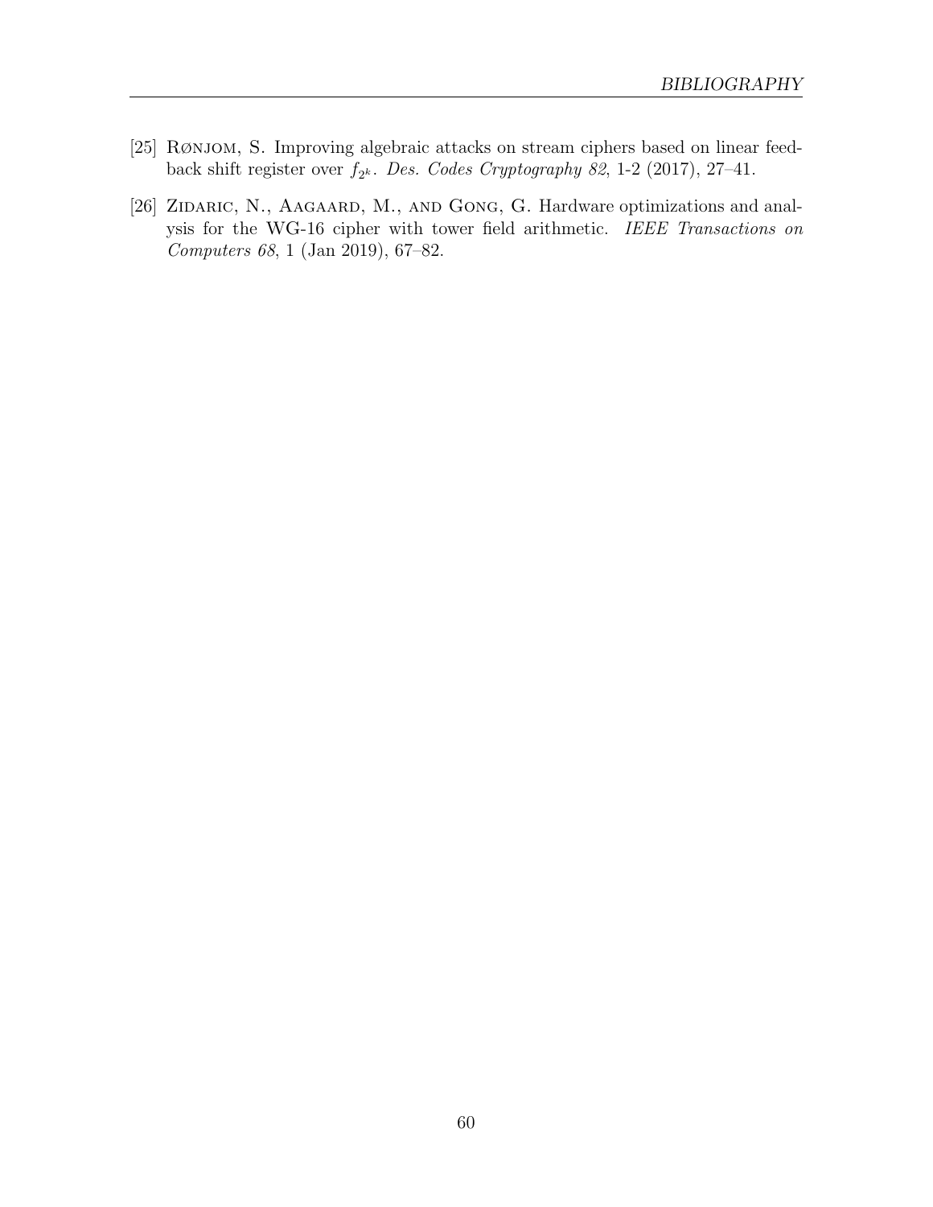[25] Rønjom, S. Improving algebraic attacks on stream ciphers based on linear feedback shift register over $f_{2^k}$. *Des. Codes Cryptography 82*, 1-2 (2017), 27–41.

[26] Zidaric, N., Aagaard, M., and Gong, G. Hardware optimizations and analysis for the WG-16 cipher with tower field arithmetic. *IEEE Transactions on Computers 68*, 1 (Jan 2019), 67–82.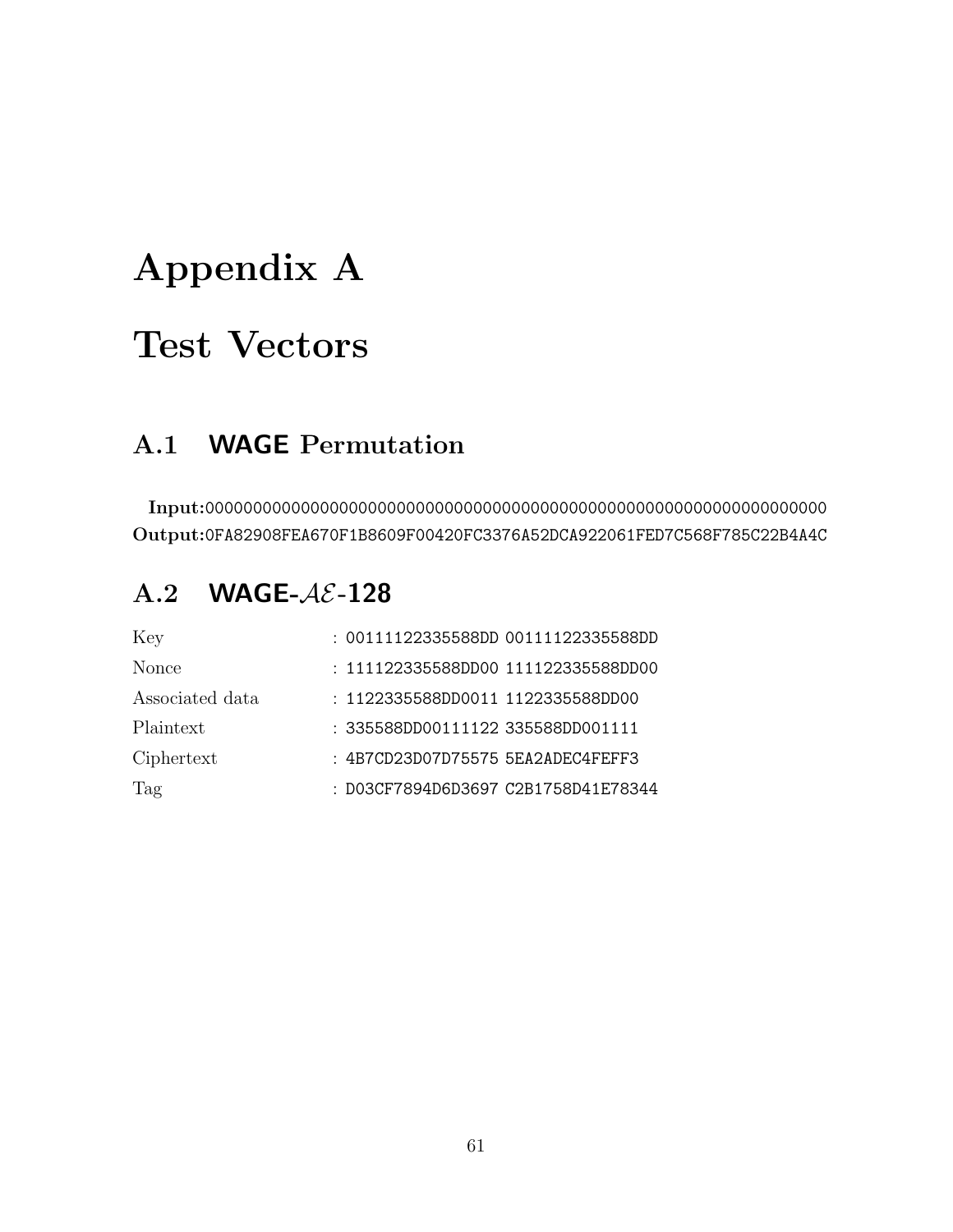# Appendix A

# Test Vectors

## A.1 WAGE Permutation

**Input:**000000000000000000000000000000000000000000000000000000000000000000000
**Output:**0FA82908FEA670F1B8609F00420FC3376A52DCA922061FED7C568F785C22B4A4C

## A.2 WAGE-$\mathcal{AE}$-128

| | |
|---|---|
| Key | : 00111122335588DD 00111122335588DD |
| Nonce | : 111122335588DD00 111122335588DD00 |
| Associated data | : 1122335588DD0011 1122335588DD00 |
| Plaintext | : 335588DD00111122 335588DD001111 |
| Ciphertext | : 4B7CD23D07D75575 5EA2ADEC4FEFF3 |
| Tag | : D03CF7894D6D3697 C2B1758D41E78344 |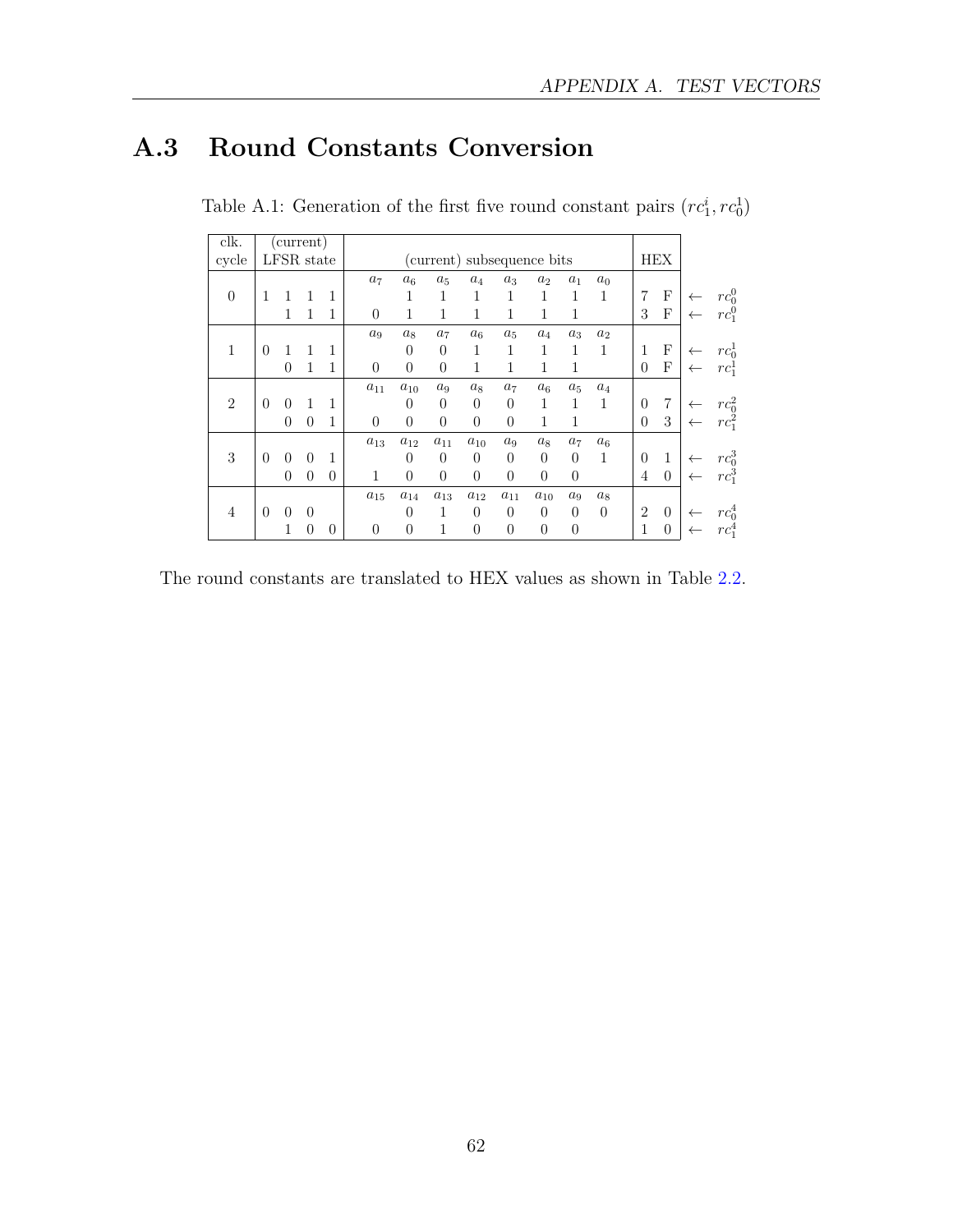## A.3 Round Constants Conversion

Table A.1: Generation of the first five round constant pairs $(rc_1^i, rc_0^1)$

| clk. cycle | (current) LFSR state | | | | (current) subsequence bits | | | | | | | | HEX | | | |
|---|---|---|---|---|---|---|---|---|---|---|---|---|---|---|---|---|
| | | | | | $a_7$ | $a_6$ | $a_5$ | $a_4$ | $a_3$ | $a_2$ | $a_1$ | $a_0$ | | | | |
| 0 | 1 | 1 | 1 | 1 | | 1 | 1 | 1 | 1 | 1 | 1 | 1 | 7 | F | $\leftarrow$ | $rc_0^0$ |
| | | 1 | 1 | 1 | 0 | 1 | 1 | 1 | 1 | 1 | 1 | | 3 | F | $\leftarrow$ | $rc_1^0$ |
| | | | | | $a_9$ | $a_8$ | $a_7$ | $a_6$ | $a_5$ | $a_4$ | $a_3$ | $a_2$ | | | | |
| 1 | 0 | 1 | 1 | 1 | | 0 | 0 | 1 | 1 | 1 | 1 | 1 | 1 | F | $\leftarrow$ | $rc_0^1$ |
| | | 0 | 1 | 1 | 0 | 0 | 0 | 1 | 1 | 1 | 1 | | 0 | F | $\leftarrow$ | $rc_1^1$ |
| | | | | | $a_{11}$ | $a_{10}$ | $a_9$ | $a_8$ | $a_7$ | $a_6$ | $a_5$ | $a_4$ | | | | |
| 2 | 0 | 0 | 1 | 1 | | 0 | 0 | 0 | 0 | 1 | 1 | 1 | 0 | 7 | $\leftarrow$ | $rc_0^2$ |
| | | 0 | 0 | 1 | 0 | 0 | 0 | 0 | 0 | 1 | 1 | | 0 | 3 | $\leftarrow$ | $rc_1^2$ |
| | | | | | $a_{13}$ | $a_{12}$ | $a_{11}$ | $a_{10}$ | $a_9$ | $a_8$ | $a_7$ | $a_6$ | | | | |
| 3 | 0 | 0 | 0 | 1 | | 0 | 0 | 0 | 0 | 0 | 0 | 1 | 0 | 1 | $\leftarrow$ | $rc_0^3$ |
| | | 0 | 0 | 0 | 1 | 0 | 0 | 0 | 0 | 0 | 0 | | 4 | 0 | $\leftarrow$ | $rc_1^3$ |
| | | | | | $a_{15}$ | $a_{14}$ | $a_{13}$ | $a_{12}$ | $a_{11}$ | $a_{10}$ | $a_9$ | $a_8$ | | | | |
| 4 | 0 | 0 | 0 | | | 0 | 1 | 0 | 0 | 0 | 0 | 0 | 2 | 0 | $\leftarrow$ | $rc_0^4$ |
| | | 1 | 0 | 0 | 0 | 0 | 1 | 0 | 0 | 0 | 0 | | 1 | 0 | $\leftarrow$ | $rc_1^4$ |

The round constants are translated to HEX values as shown in Table 2.2.